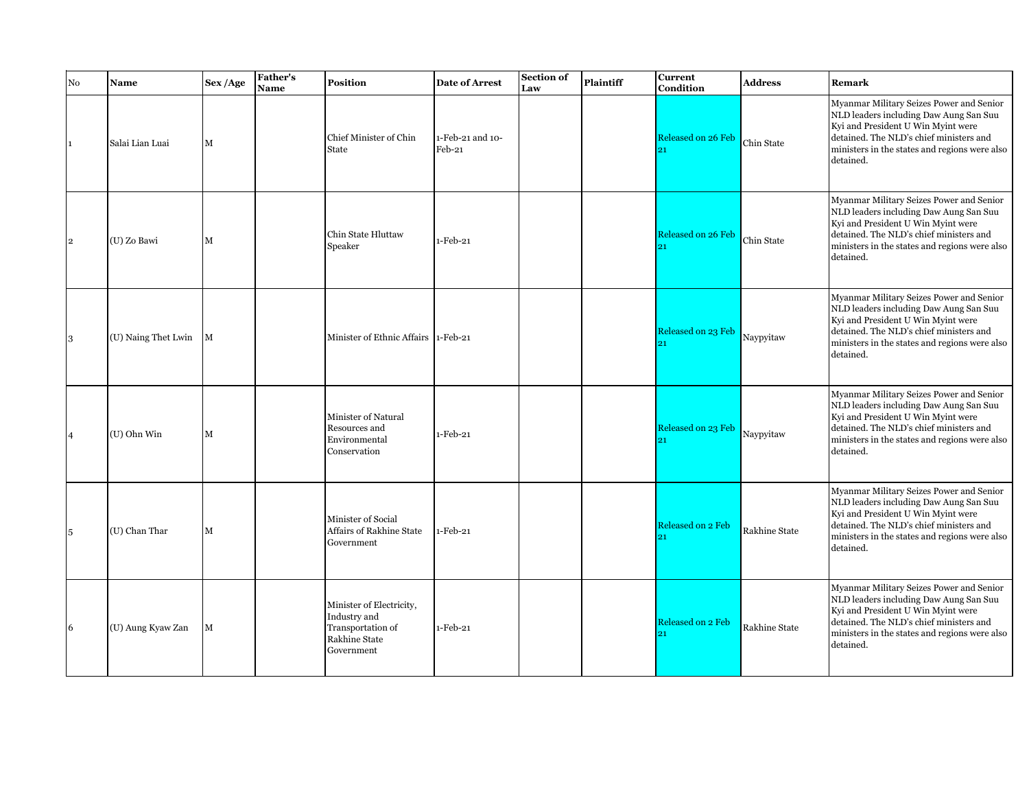| No | Name | Sex /Age | Father's Name | Position | Date of Arrest | Section of Law | Plaintiff | Current Condition | Address | Remark |
|---|---|---|---|---|---|---|---|---|---|---|
| 1 | Salai Lian Luai | M | | Chief Minister of Chin State | 1-Feb-21 and 10-Feb-21 | | | Released on 26 Feb 21 | Chin State | Myanmar Military Seizes Power and Senior NLD leaders including Daw Aung San Suu Kyi and President U Win Myint were detained. The NLD's chief ministers and ministers in the states and regions were also detained. |
| 2 | (U) Zo Bawi | M | | Chin State Hluttaw Speaker | 1-Feb-21 | | | Released on 26 Feb 21 | Chin State | Myanmar Military Seizes Power and Senior NLD leaders including Daw Aung San Suu Kyi and President U Win Myint were detained. The NLD's chief ministers and ministers in the states and regions were also detained. |
| 3 | (U) Naing Thet Lwin | M | | Minister of Ethnic Affairs | 1-Feb-21 | | | Released on 23 Feb 21 | Naypyitaw | Myanmar Military Seizes Power and Senior NLD leaders including Daw Aung San Suu Kyi and President U Win Myint were detained. The NLD's chief ministers and ministers in the states and regions were also detained. |
| 4 | (U) Ohn Win | M | | Minister of Natural Resources and Environmental Conservation | 1-Feb-21 | | | Released on 23 Feb 21 | Naypyitaw | Myanmar Military Seizes Power and Senior NLD leaders including Daw Aung San Suu Kyi and President U Win Myint were detained. The NLD's chief ministers and ministers in the states and regions were also detained. |
| 5 | (U) Chan Thar | M | | Minister of Social Affairs of Rakhine State Government | 1-Feb-21 | | | Released on 2 Feb 21 | Rakhine State | Myanmar Military Seizes Power and Senior NLD leaders including Daw Aung San Suu Kyi and President U Win Myint were detained. The NLD's chief ministers and ministers in the states and regions were also detained. |
| 6 | (U) Aung Kyaw Zan | M | | Minister of Electricity, Industry and Transportation of Rakhine State Government | 1-Feb-21 | | | Released on 2 Feb 21 | Rakhine State | Myanmar Military Seizes Power and Senior NLD leaders including Daw Aung San Suu Kyi and President U Win Myint were detained. The NLD's chief ministers and ministers in the states and regions were also detained. |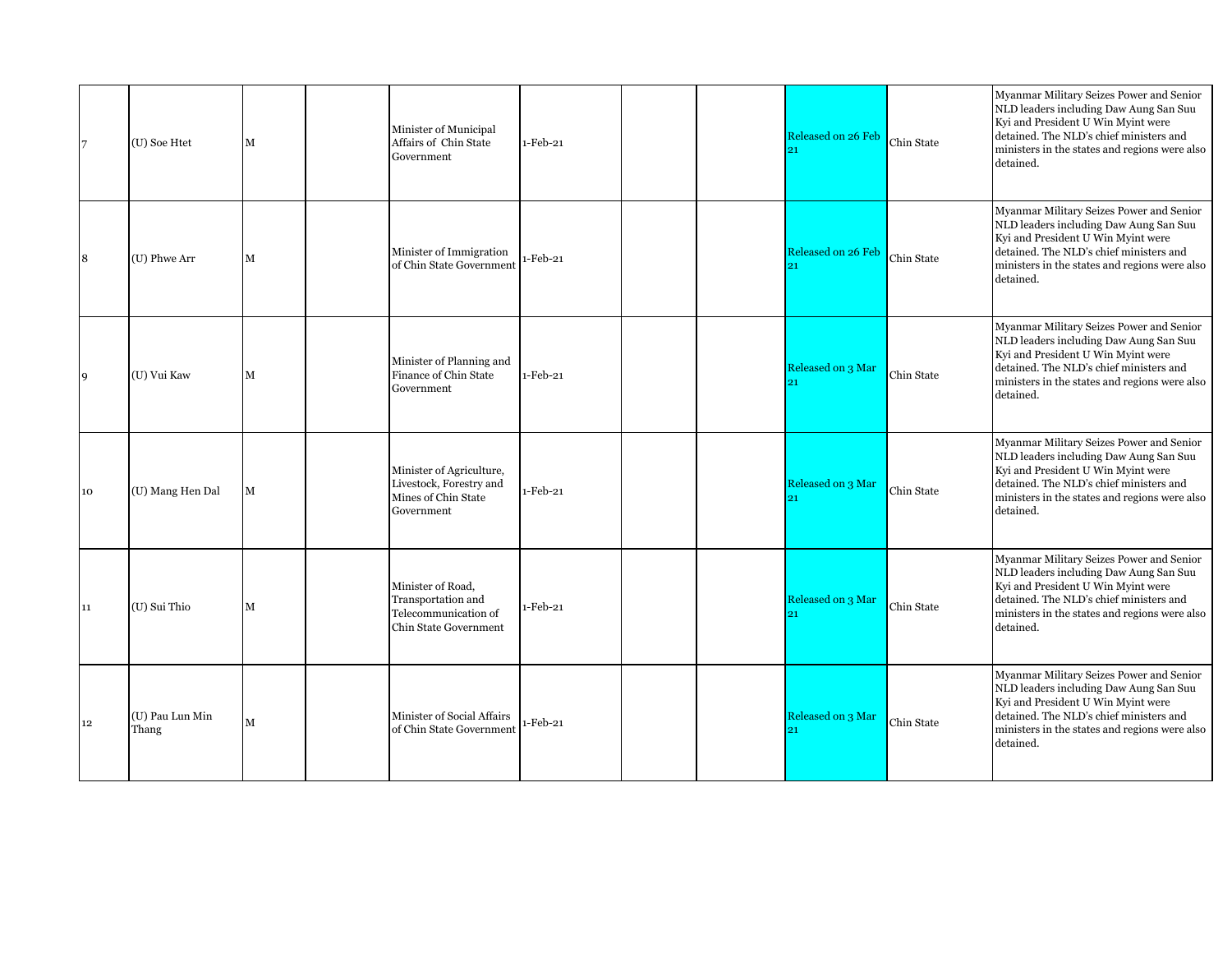| | | | | | | | | | | |
|---|---|---|---|---|---|---|---|---|---|---|
| 7 | (U) Soe Htet | M | | Minister of Municipal Affairs of Chin State Government | 1-Feb-21 | | | Released on 26 Feb 21 | Chin State | Myanmar Military Seizes Power and Senior NLD leaders including Daw Aung San Suu Kyi and President U Win Myint were detained. The NLD's chief ministers and ministers in the states and regions were also detained. |
| 8 | (U) Phwe Arr | M | | Minister of Immigration of Chin State Government | 1-Feb-21 | | | Released on 26 Feb 21 | Chin State | Myanmar Military Seizes Power and Senior NLD leaders including Daw Aung San Suu Kyi and President U Win Myint were detained. The NLD's chief ministers and ministers in the states and regions were also detained. |
| 9 | (U) Vui Kaw | M | | Minister of Planning and Finance of Chin State Government | 1-Feb-21 | | | Released on 3 Mar 21 | Chin State | Myanmar Military Seizes Power and Senior NLD leaders including Daw Aung San Suu Kyi and President U Win Myint were detained. The NLD's chief ministers and ministers in the states and regions were also detained. |
| 10 | (U) Mang Hen Dal | M | | Minister of Agriculture, Livestock, Forestry and Mines of Chin State Government | 1-Feb-21 | | | Released on 3 Mar 21 | Chin State | Myanmar Military Seizes Power and Senior NLD leaders including Daw Aung San Suu Kyi and President U Win Myint were detained. The NLD's chief ministers and ministers in the states and regions were also detained. |
| 11 | (U) Sui Thio | M | | Minister of Road, Transportation and Telecommunication of Chin State Government | 1-Feb-21 | | | Released on 3 Mar 21 | Chin State | Myanmar Military Seizes Power and Senior NLD leaders including Daw Aung San Suu Kyi and President U Win Myint were detained. The NLD's chief ministers and ministers in the states and regions were also detained. |
| 12 | (U) Pau Lun Min Thang | M | | Minister of Social Affairs of Chin State Government | 1-Feb-21 | | | Released on 3 Mar 21 | Chin State | Myanmar Military Seizes Power and Senior NLD leaders including Daw Aung San Suu Kyi and President U Win Myint were detained. The NLD's chief ministers and ministers in the states and regions were also detained. |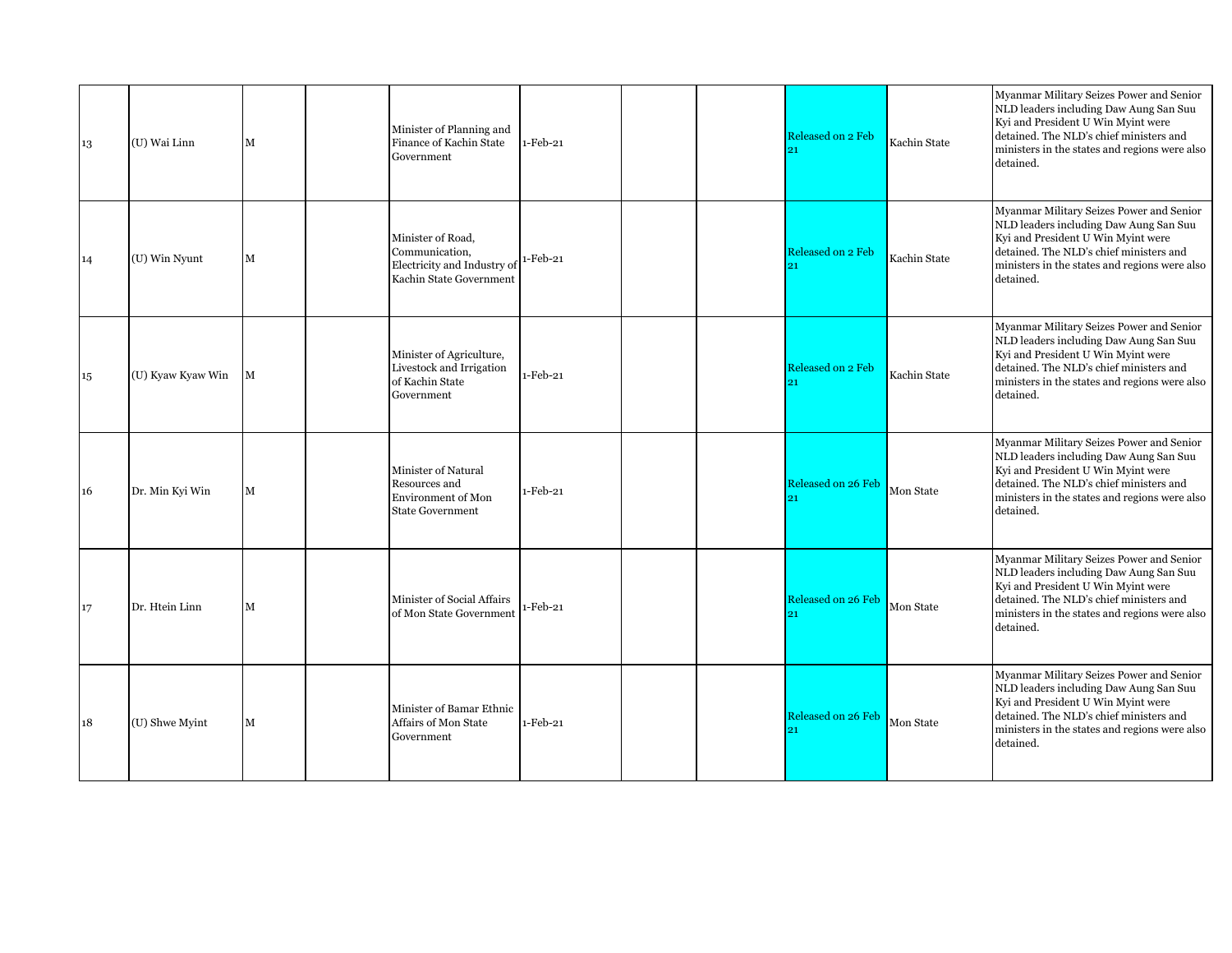| | | | | | | | | | | |
|---|---|---|---|---|---|---|---|---|---|---|
| 13 | (U) Wai Linn | M | | Minister of Planning and Finance of Kachin State Government | 1-Feb-21 | | | Released on 2 Feb 21 | Kachin State | Myanmar Military Seizes Power and Senior NLD leaders including Daw Aung San Suu Kyi and President U Win Myint were detained. The NLD's chief ministers and ministers in the states and regions were also detained. |
| 14 | (U) Win Nyunt | M | | Minister of Road, Communication, Electricity and Industry of Kachin State Government | 1-Feb-21 | | | Released on 2 Feb 21 | Kachin State | Myanmar Military Seizes Power and Senior NLD leaders including Daw Aung San Suu Kyi and President U Win Myint were detained. The NLD's chief ministers and ministers in the states and regions were also detained. |
| 15 | (U) Kyaw Kyaw Win | M | | Minister of Agriculture, Livestock and Irrigation of Kachin State Government | 1-Feb-21 | | | Released on 2 Feb 21 | Kachin State | Myanmar Military Seizes Power and Senior NLD leaders including Daw Aung San Suu Kyi and President U Win Myint were detained. The NLD's chief ministers and ministers in the states and regions were also detained. |
| 16 | Dr. Min Kyi Win | M | | Minister of Natural Resources and Environment of Mon State Government | 1-Feb-21 | | | Released on 26 Feb 21 | Mon State | Myanmar Military Seizes Power and Senior NLD leaders including Daw Aung San Suu Kyi and President U Win Myint were detained. The NLD's chief ministers and ministers in the states and regions were also detained. |
| 17 | Dr. Htein Linn | M | | Minister of Social Affairs of Mon State Government | 1-Feb-21 | | | Released on 26 Feb 21 | Mon State | Myanmar Military Seizes Power and Senior NLD leaders including Daw Aung San Suu Kyi and President U Win Myint were detained. The NLD's chief ministers and ministers in the states and regions were also detained. |
| 18 | (U) Shwe Myint | M | | Minister of Bamar Ethnic Affairs of Mon State Government | 1-Feb-21 | | | Released on 26 Feb 21 | Mon State | Myanmar Military Seizes Power and Senior NLD leaders including Daw Aung San Suu Kyi and President U Win Myint were detained. The NLD's chief ministers and ministers in the states and regions were also detained. |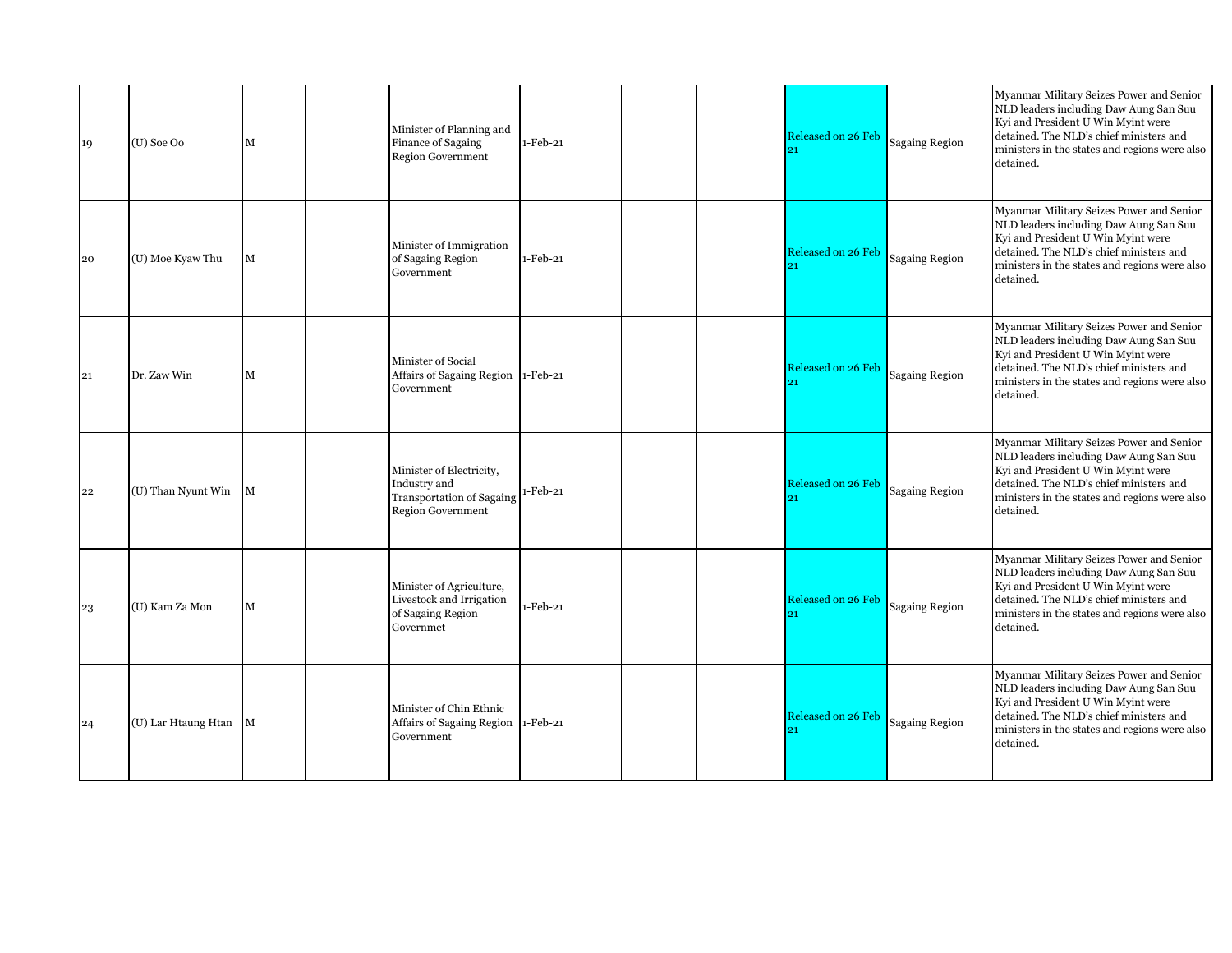| | | | | | | | | | | |
|---|---|---|---|---|---|---|---|---|---|---|
| 19 | (U) Soe Oo | M | | Minister of Planning and Finance of Sagaing Region Government | 1-Feb-21 | | | Released on 26 Feb 21 | Sagaing Region | Myanmar Military Seizes Power and Senior NLD leaders including Daw Aung San Suu Kyi and President U Win Myint were detained. The NLD's chief ministers and ministers in the states and regions were also detained. |
| 20 | (U) Moe Kyaw Thu | M | | Minister of Immigration of Sagaing Region Government | 1-Feb-21 | | | Released on 26 Feb 21 | Sagaing Region | Myanmar Military Seizes Power and Senior NLD leaders including Daw Aung San Suu Kyi and President U Win Myint were detained. The NLD's chief ministers and ministers in the states and regions were also detained. |
| 21 | Dr. Zaw Win | M | | Minister of Social Affairs of Sagaing Region Government | 1-Feb-21 | | | Released on 26 Feb 21 | Sagaing Region | Myanmar Military Seizes Power and Senior NLD leaders including Daw Aung San Suu Kyi and President U Win Myint were detained. The NLD's chief ministers and ministers in the states and regions were also detained. |
| 22 | (U) Than Nyunt Win | M | | Minister of Electricity, Industry and Transportation of Sagaing Region Government | 1-Feb-21 | | | Released on 26 Feb 21 | Sagaing Region | Myanmar Military Seizes Power and Senior NLD leaders including Daw Aung San Suu Kyi and President U Win Myint were detained. The NLD's chief ministers and ministers in the states and regions were also detained. |
| 23 | (U) Kam Za Mon | M | | Minister of Agriculture, Livestock and Irrigation of Sagaing Region Governmet | 1-Feb-21 | | | Released on 26 Feb 21 | Sagaing Region | Myanmar Military Seizes Power and Senior NLD leaders including Daw Aung San Suu Kyi and President U Win Myint were detained. The NLD's chief ministers and ministers in the states and regions were also detained. |
| 24 | (U) Lar Htaung Htan | M | | Minister of Chin Ethnic Affairs of Sagaing Region Government | 1-Feb-21 | | | Released on 26 Feb 21 | Sagaing Region | Myanmar Military Seizes Power and Senior NLD leaders including Daw Aung San Suu Kyi and President U Win Myint were detained. The NLD's chief ministers and ministers in the states and regions were also detained. |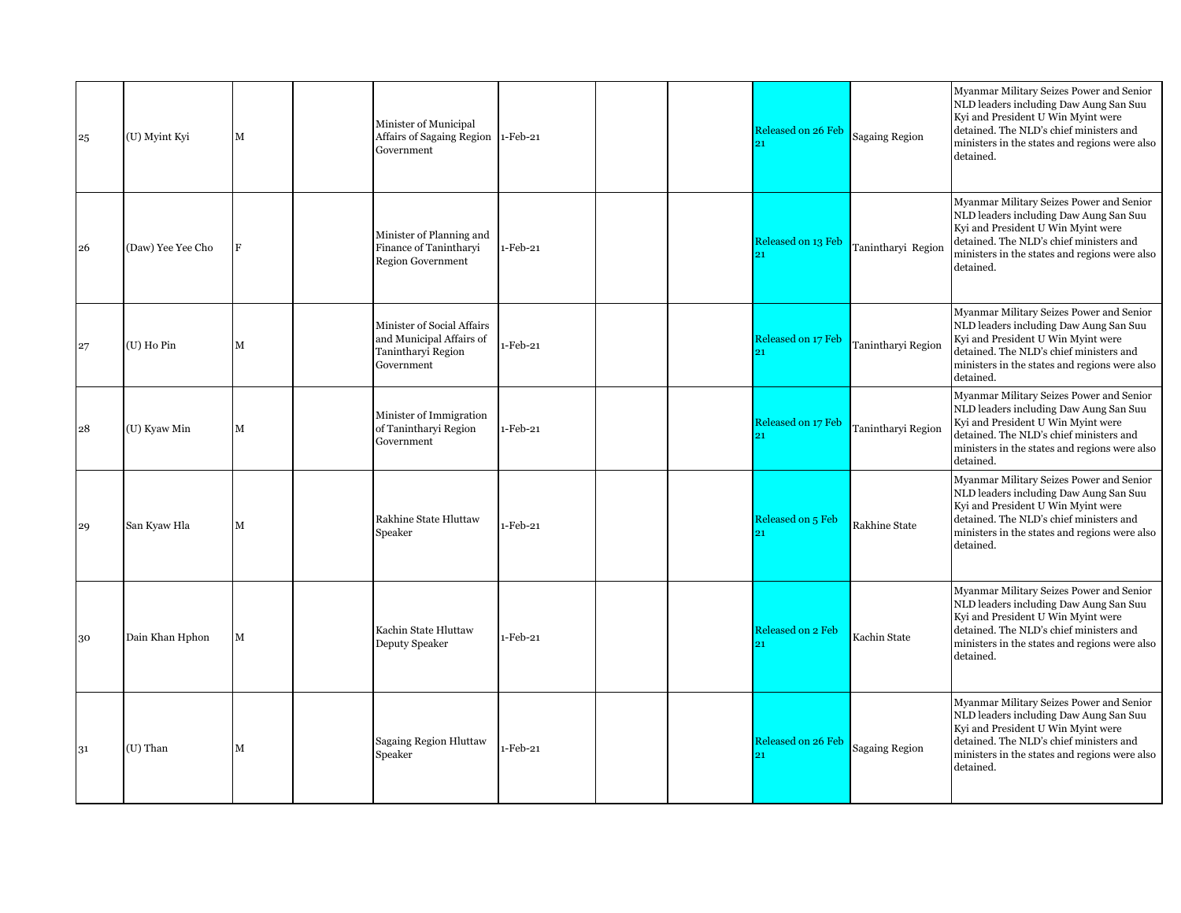| | | | | | | | | | | |
|---|---|---|---|---|---|---|---|---|---|---|
| 25 | (U) Myint Kyi | M | | Minister of Municipal Affairs of Sagaing Region Government | 1-Feb-21 | | | Released on 26 Feb 21 | Sagaing Region | Myanmar Military Seizes Power and Senior NLD leaders including Daw Aung San Suu Kyi and President U Win Myint were detained. The NLD's chief ministers and ministers in the states and regions were also detained. |
| 26 | (Daw) Yee Yee Cho | F | | Minister of Planning and Finance of Tanintharyi Region Government | 1-Feb-21 | | | Released on 13 Feb 21 | Tanintharyi Region | Myanmar Military Seizes Power and Senior NLD leaders including Daw Aung San Suu Kyi and President U Win Myint were detained. The NLD's chief ministers and ministers in the states and regions were also detained. |
| 27 | (U) Ho Pin | M | | Minister of Social Affairs and Municipal Affairs of Tanintharyi Region Government | 1-Feb-21 | | | Released on 17 Feb 21 | Tanintharyi Region | Myanmar Military Seizes Power and Senior NLD leaders including Daw Aung San Suu Kyi and President U Win Myint were detained. The NLD's chief ministers and ministers in the states and regions were also detained. |
| 28 | (U) Kyaw Min | M | | Minister of Immigration of Tanintharyi Region Government | 1-Feb-21 | | | Released on 17 Feb 21 | Tanintharyi Region | Myanmar Military Seizes Power and Senior NLD leaders including Daw Aung San Suu Kyi and President U Win Myint were detained. The NLD's chief ministers and ministers in the states and regions were also detained. |
| 29 | San Kyaw Hla | M | | Rakhine State Hluttaw Speaker | 1-Feb-21 | | | Released on 5 Feb 21 | Rakhine State | Myanmar Military Seizes Power and Senior NLD leaders including Daw Aung San Suu Kyi and President U Win Myint were detained. The NLD's chief ministers and ministers in the states and regions were also detained. |
| 30 | Dain Khan Hphon | M | | Kachin State Hluttaw Deputy Speaker | 1-Feb-21 | | | Released on 2 Feb 21 | Kachin State | Myanmar Military Seizes Power and Senior NLD leaders including Daw Aung San Suu Kyi and President U Win Myint were detained. The NLD's chief ministers and ministers in the states and regions were also detained. |
| 31 | (U) Than | M | | Sagaing Region Hluttaw Speaker | 1-Feb-21 | | | Released on 26 Feb 21 | Sagaing Region | Myanmar Military Seizes Power and Senior NLD leaders including Daw Aung San Suu Kyi and President U Win Myint were detained. The NLD's chief ministers and ministers in the states and regions were also detained. |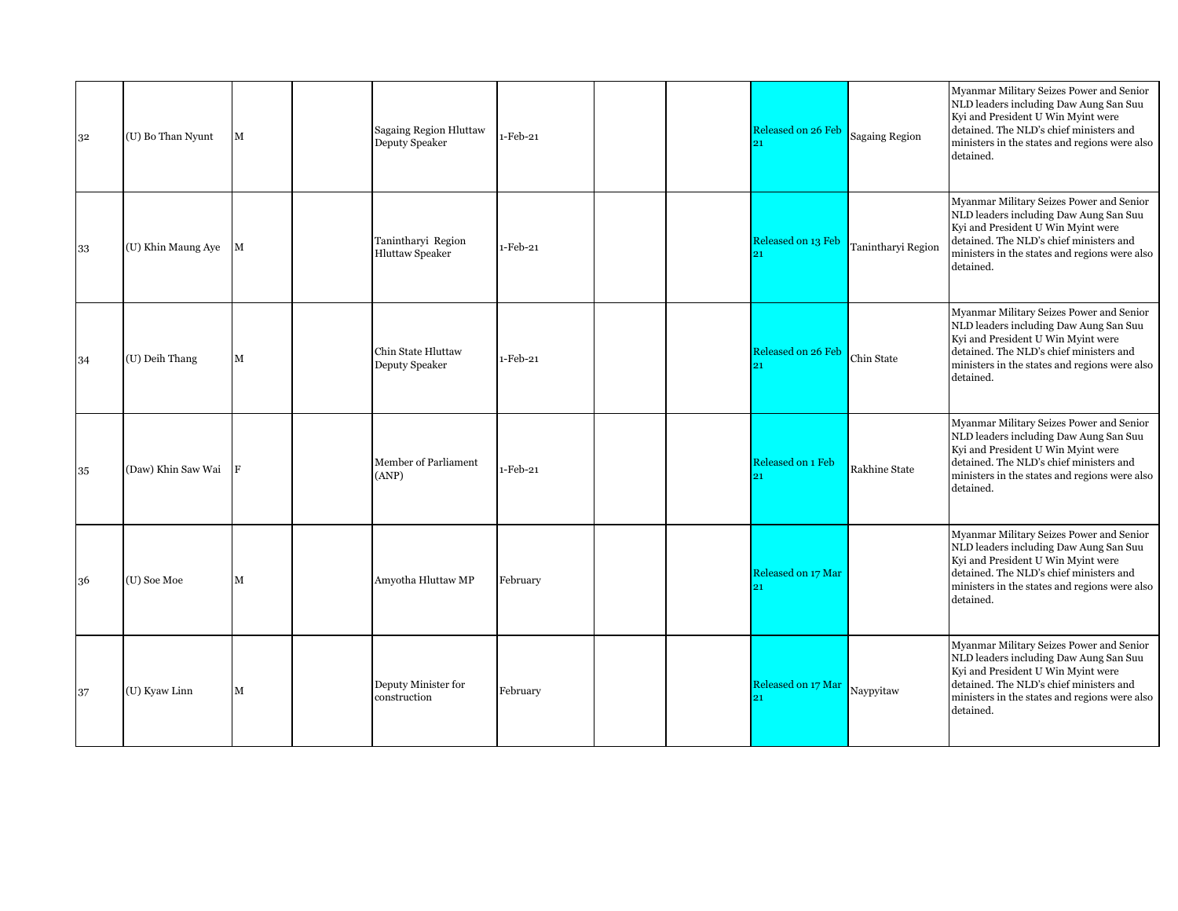| | | | | | | | | | | |
|---|---|---|---|---|---|---|---|---|---|---|
| 32 | (U) Bo Than Nyunt | M | | Sagaing Region Hluttaw Deputy Speaker | 1-Feb-21 | | | Released on 26 Feb 21 | Sagaing Region | Myanmar Military Seizes Power and Senior NLD leaders including Daw Aung San Suu Kyi and President U Win Myint were detained. The NLD's chief ministers and ministers in the states and regions were also detained. |
| 33 | (U) Khin Maung Aye | M | | Tanintharyi Region Hluttaw Speaker | 1-Feb-21 | | | Released on 13 Feb 21 | Tanintharyi Region | Myanmar Military Seizes Power and Senior NLD leaders including Daw Aung San Suu Kyi and President U Win Myint were detained. The NLD's chief ministers and ministers in the states and regions were also detained. |
| 34 | (U) Deih Thang | M | | Chin State Hluttaw Deputy Speaker | 1-Feb-21 | | | Released on 26 Feb 21 | Chin State | Myanmar Military Seizes Power and Senior NLD leaders including Daw Aung San Suu Kyi and President U Win Myint were detained. The NLD's chief ministers and ministers in the states and regions were also detained. |
| 35 | (Daw) Khin Saw Wai | F | | Member of Parliament (ANP) | 1-Feb-21 | | | Released on 1 Feb 21 | Rakhine State | Myanmar Military Seizes Power and Senior NLD leaders including Daw Aung San Suu Kyi and President U Win Myint were detained. The NLD's chief ministers and ministers in the states and regions were also detained. |
| 36 | (U) Soe Moe | M | | Amyotha Hluttaw MP | February | | | Released on 17 Mar 21 | | Myanmar Military Seizes Power and Senior NLD leaders including Daw Aung San Suu Kyi and President U Win Myint were detained. The NLD's chief ministers and ministers in the states and regions were also detained. |
| 37 | (U) Kyaw Linn | M | | Deputy Minister for construction | February | | | Released on 17 Mar 21 | Naypyitaw | Myanmar Military Seizes Power and Senior NLD leaders including Daw Aung San Suu Kyi and President U Win Myint were detained. The NLD's chief ministers and ministers in the states and regions were also detained. |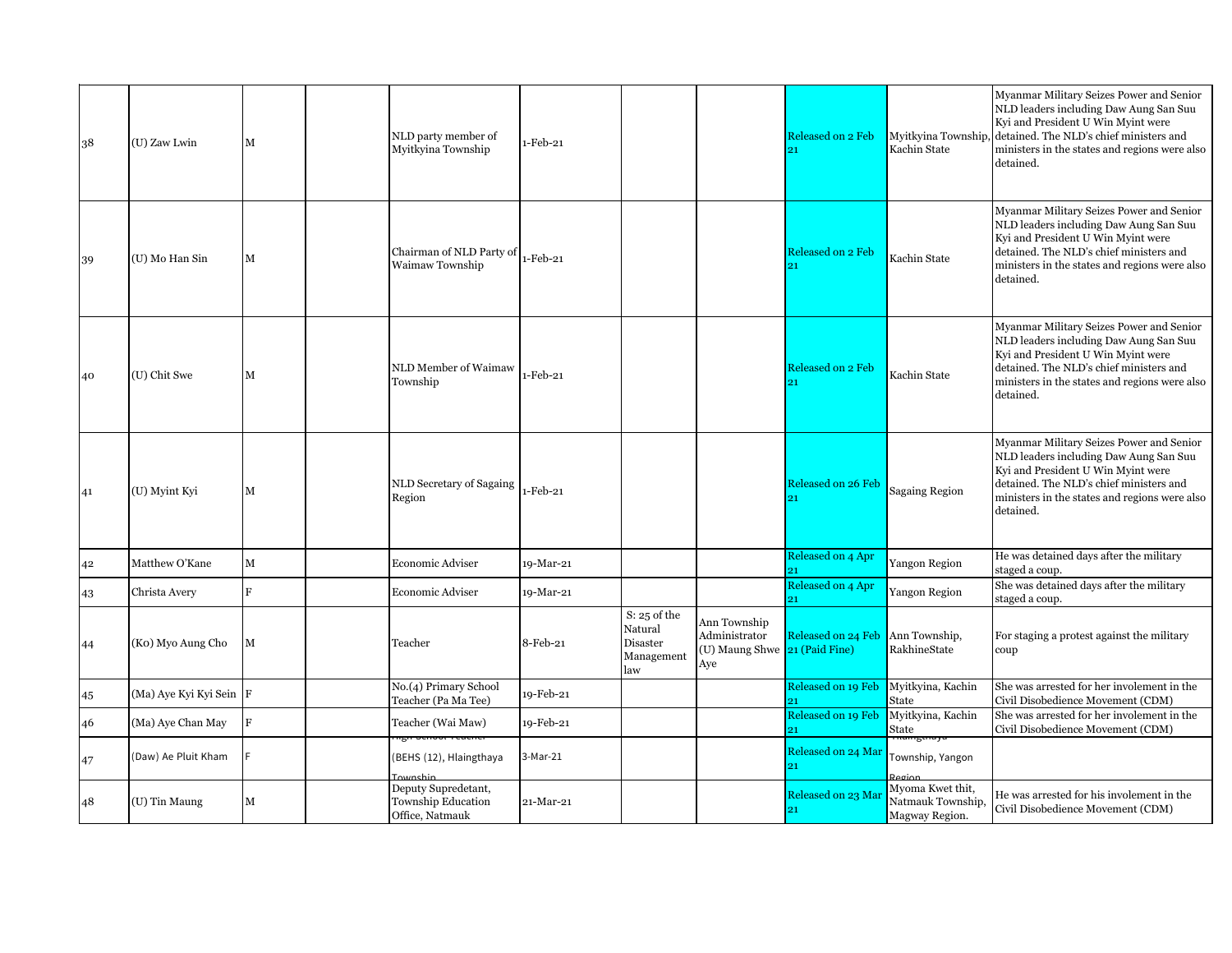| | | | | | | | | | | |
|---|---|---|---|---|---|---|---|---|---|---|
| 38 | (U) Zaw Lwin | M | | NLD party member of Myitkyina Township | 1-Feb-21 | | | Released on 2 Feb 21 | Myitkyina Township, Kachin State | Myanmar Military Seizes Power and Senior NLD leaders including Daw Aung San Suu Kyi and President U Win Myint were detained. The NLD's chief ministers and ministers in the states and regions were also detained. |
| 39 | (U) Mo Han Sin | M | | Chairman of NLD Party of Waimaw Township | 1-Feb-21 | | | Released on 2 Feb 21 | Kachin State | Myanmar Military Seizes Power and Senior NLD leaders including Daw Aung San Suu Kyi and President U Win Myint were detained. The NLD's chief ministers and ministers in the states and regions were also detained. |
| 40 | (U) Chit Swe | M | | NLD Member of Waimaw Township | 1-Feb-21 | | | Released on 2 Feb 21 | Kachin State | Myanmar Military Seizes Power and Senior NLD leaders including Daw Aung San Suu Kyi and President U Win Myint were detained. The NLD's chief ministers and ministers in the states and regions were also detained. |
| 41 | (U) Myint Kyi | M | | NLD Secretary of Sagaing Region | 1-Feb-21 | | | Released on 26 Feb 21 | Sagaing Region | Myanmar Military Seizes Power and Senior NLD leaders including Daw Aung San Suu Kyi and President U Win Myint were detained. The NLD's chief ministers and ministers in the states and regions were also detained. |
| 42 | Matthew O'Kane | M | | Economic Adviser | 19-Mar-21 | | | Released on 4 Apr 21 | Yangon Region | He was detained days after the military staged a coup. |
| 43 | Christa Avery | F | | Economic Adviser | 19-Mar-21 | | | Released on 4 Apr 21 | Yangon Region | She was detained days after the military staged a coup. |
| 44 | (Ko) Myo Aung Cho | M | | Teacher | 8-Feb-21 | S: 25 of the Natural Disaster Management law | Ann Township Administrator (U) Maung Shwe Aye | Released on 24 Feb 21 (Paid Fine) | Ann Township, RakhineState | For staging a protest against the military coup |
| 45 | (Ma) Aye Kyi Kyi Sein | F | | No.(4) Primary School Teacher (Pa Ma Tee) | 19-Feb-21 | | | Released on 19 Feb 21 | Myitkyina, Kachin State | She was arrested for her involement in the Civil Disobedience Movement (CDM) |
| 46 | (Ma) Aye Chan May | F | | Teacher (Wai Maw) | 19-Feb-21 | | | Released on 19 Feb 21 | Myitkyina, Kachin State | She was arrested for her involement in the Civil Disobedience Movement (CDM) |
| 47 | (Daw) Ae Pluit Kham | F | | High School Teacher (BEHS (12), Hlaingthaya Township | 3-Mar-21 | | | Released on 24 Mar 21 | Hlaingthaya Township, Yangon Region | |
| 48 | (U) Tin Maung | M | | Deputy Supredetant, Township Education Office, Natmauk | 21-Mar-21 | | | Released on 23 Mar 21 | Myoma Kwet thit, Natmauk Township, Magway Region. | He was arrested for his involement in the Civil Disobedience Movement (CDM) |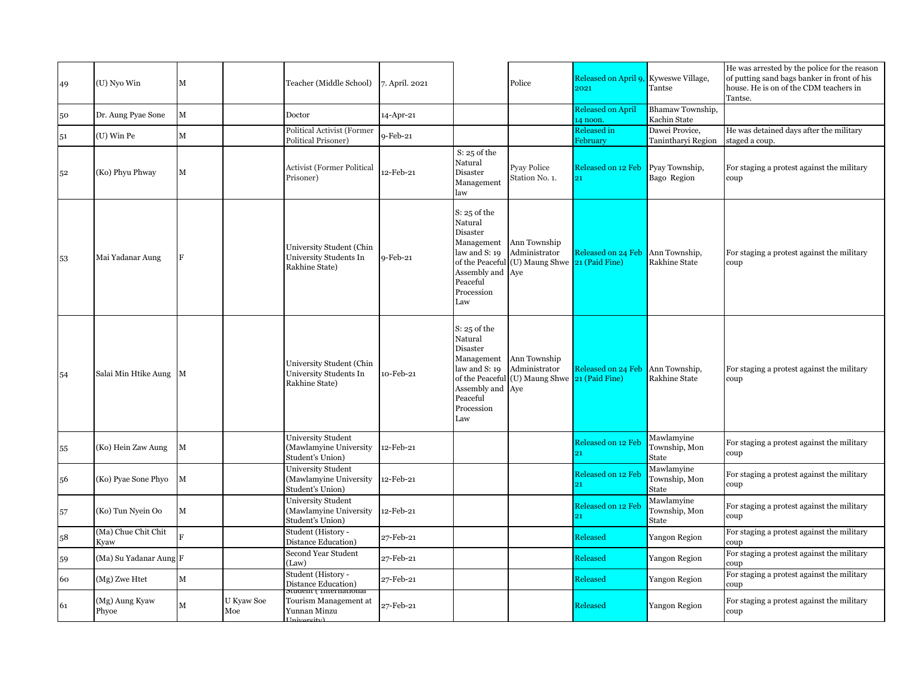| | | | | | | | | | | |
|---|---|---|---|---|---|---|---|---|---|---|
| 49 | (U) Nyo Win | M | | Teacher (Middle School) | 7. April. 2021 | | Police | Released on April 9, 2021 | Kyweswe Village, Tantse | He was arrested by the police for the reason of putting sand bags banker in front of his house. He is on of the CDM teachers in Tantse. |
| 50 | Dr. Aung Pyae Sone | M | | Doctor | 14-Apr-21 | | | Released on April 14 noon. | Bhamaw Township, Kachin State | |
| 51 | (U) Win Pe | M | | Political Activist (Former Political Prisoner) | 9-Feb-21 | | | Released in February | Dawei Provice, Tanintharyi Region | He was detained days after the military staged a coup. |
| 52 | (Ko) Phyu Phway | M | | Activist (Former Political Prisoner) | 12-Feb-21 | S: 25 of the Natural Disaster Management law | Pyay Police Station No. 1. | Released on 12 Feb 21 | Pyay Township, Bago Region | For staging a protest against the military coup |
| 53 | Mai Yadanar Aung | F | | University Student (Chin University Students In Rakhine State) | 9-Feb-21 | S: 25 of the Natural Disaster Management law and S: 19 of the Peaceful Assembly and Peaceful Procession Law | Ann Township Administrator (U) Maung Shwe Aye | Released on 24 Feb 21 (Paid Fine) | Ann Township, Rakhine State | For staging a protest against the military coup |
| 54 | Salai Min Htike Aung | M | | University Student (Chin University Students In Rakhine State) | 10-Feb-21 | S: 25 of the Natural Disaster Management law and S: 19 of the Peaceful Assembly and Peaceful Procession Law | Ann Township Administrator (U) Maung Shwe Aye | Released on 24 Feb 21 (Paid Fine) | Ann Township, Rakhine State | For staging a protest against the military coup |
| 55 | (Ko) Hein Zaw Aung | M | | University Student (Mawlamyine University Student's Union) | 12-Feb-21 | | | Released on 12 Feb 21 | Mawlamyine Township, Mon State | For staging a protest against the military coup |
| 56 | (Ko) Pyae Sone Phyo | M | | University Student (Mawlamyine University Student's Union) | 12-Feb-21 | | | Released on 12 Feb 21 | Mawlamyine Township, Mon State | For staging a protest against the military coup |
| 57 | (Ko) Tun Nyein Oo | M | | University Student (Mawlamyine University Student's Union) | 12-Feb-21 | | | Released on 12 Feb 21 | Mawlamyine Township, Mon State | For staging a protest against the military coup |
| 58 | (Ma) Chue Chit Chit Kyaw | F | | Student (History - Distance Education) | 27-Feb-21 | | | Released | Yangon Region | For staging a protest against the military coup |
| 59 | (Ma) Su Yadanar Aung | F | | Second Year Student (Law) | 27-Feb-21 | | | Released | Yangon Region | For staging a protest against the military coup |
| 60 | (Mg) Zwe Htet | M | | Student (History - Distance Education) | 27-Feb-21 | | | Released | Yangon Region | For staging a protest against the military coup |
| 61 | (Mg) Aung Kyaw Phyoe | M | U Kyaw Soe Moe | Student ( International Tourism Management at Yunnan Minzu University) | 27-Feb-21 | | | Released | Yangon Region | For staging a protest against the military coup |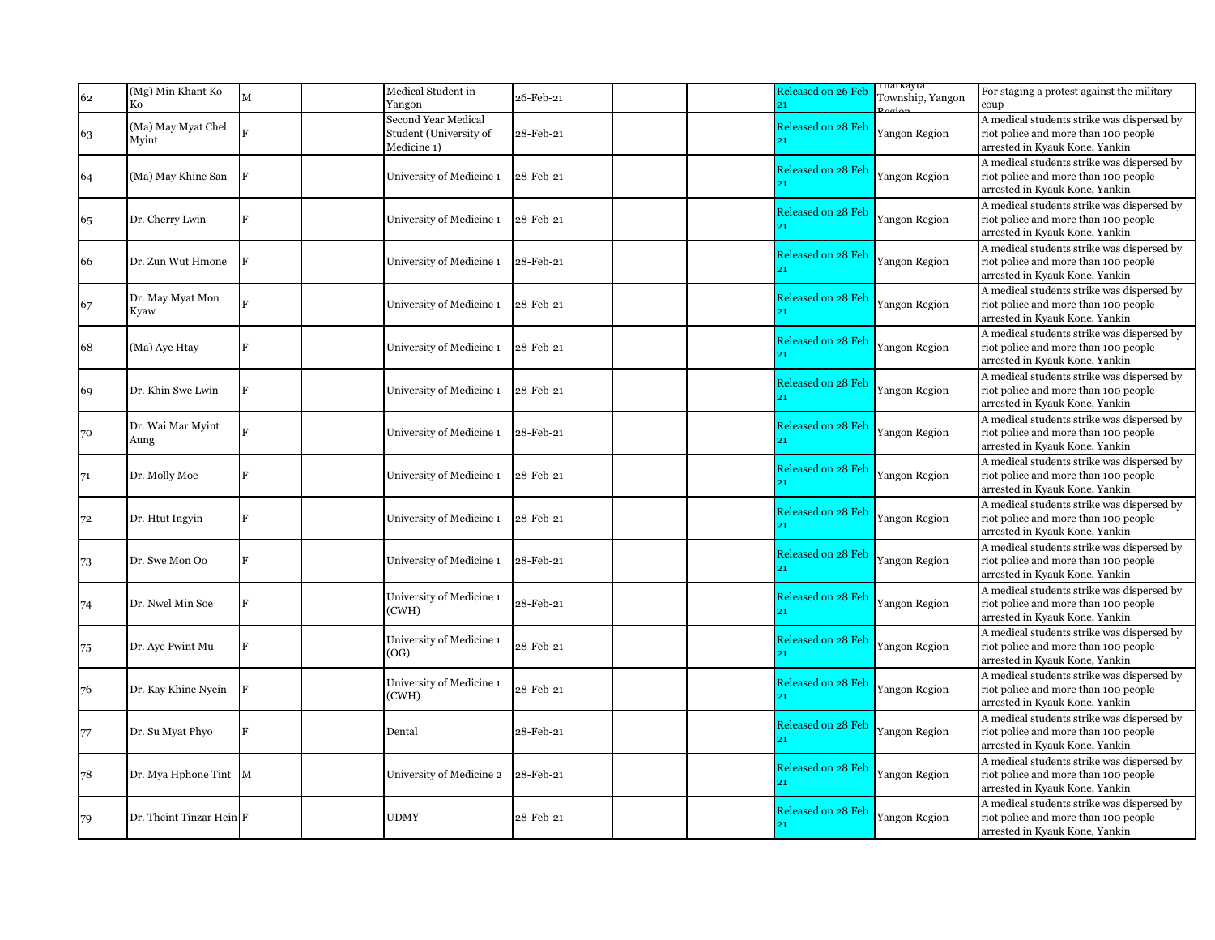| | | | | | | | | | | |
|---|---|---|---|---|---|---|---|---|---|---|
| 62 | (Mg) Min Khant Ko Ko | M | | Medical Student in Yangon | 26-Feb-21 | | | Released on 26 Feb 21 | Tharkayta Township, Yangon Region | For staging a protest against the military coup |
| 63 | (Ma) May Myat Chel Myint | F | | Second Year Medical Student (University of Medicine 1) | 28-Feb-21 | | | Released on 28 Feb 21 | Yangon Region | A medical students strike was dispersed by riot police and more than 100 people arrested in Kyauk Kone, Yankin |
| 64 | (Ma) May Khine San | F | | University of Medicine 1 | 28-Feb-21 | | | Released on 28 Feb 21 | Yangon Region | A medical students strike was dispersed by riot police and more than 100 people arrested in Kyauk Kone, Yankin |
| 65 | Dr. Cherry Lwin | F | | University of Medicine 1 | 28-Feb-21 | | | Released on 28 Feb 21 | Yangon Region | A medical students strike was dispersed by riot police and more than 100 people arrested in Kyauk Kone, Yankin |
| 66 | Dr. Zun Wut Hmone | F | | University of Medicine 1 | 28-Feb-21 | | | Released on 28 Feb 21 | Yangon Region | A medical students strike was dispersed by riot police and more than 100 people arrested in Kyauk Kone, Yankin |
| 67 | Dr. May Myat Mon Kyaw | F | | University of Medicine 1 | 28-Feb-21 | | | Released on 28 Feb 21 | Yangon Region | A medical students strike was dispersed by riot police and more than 100 people arrested in Kyauk Kone, Yankin |
| 68 | (Ma) Aye Htay | F | | University of Medicine 1 | 28-Feb-21 | | | Released on 28 Feb 21 | Yangon Region | A medical students strike was dispersed by riot police and more than 100 people arrested in Kyauk Kone, Yankin |
| 69 | Dr. Khin Swe Lwin | F | | University of Medicine 1 | 28-Feb-21 | | | Released on 28 Feb 21 | Yangon Region | A medical students strike was dispersed by riot police and more than 100 people arrested in Kyauk Kone, Yankin |
| 70 | Dr. Wai Mar Myint Aung | F | | University of Medicine 1 | 28-Feb-21 | | | Released on 28 Feb 21 | Yangon Region | A medical students strike was dispersed by riot police and more than 100 people arrested in Kyauk Kone, Yankin |
| 71 | Dr. Molly Moe | F | | University of Medicine 1 | 28-Feb-21 | | | Released on 28 Feb 21 | Yangon Region | A medical students strike was dispersed by riot police and more than 100 people arrested in Kyauk Kone, Yankin |
| 72 | Dr. Htut Ingyin | F | | University of Medicine 1 | 28-Feb-21 | | | Released on 28 Feb 21 | Yangon Region | A medical students strike was dispersed by riot police and more than 100 people arrested in Kyauk Kone, Yankin |
| 73 | Dr. Swe Mon Oo | F | | University of Medicine 1 | 28-Feb-21 | | | Released on 28 Feb 21 | Yangon Region | A medical students strike was dispersed by riot police and more than 100 people arrested in Kyauk Kone, Yankin |
| 74 | Dr. Nwel Min Soe | F | | University of Medicine 1 (CWH) | 28-Feb-21 | | | Released on 28 Feb 21 | Yangon Region | A medical students strike was dispersed by riot police and more than 100 people arrested in Kyauk Kone, Yankin |
| 75 | Dr. Aye Pwint Mu | F | | University of Medicine 1 (OG) | 28-Feb-21 | | | Released on 28 Feb 21 | Yangon Region | A medical students strike was dispersed by riot police and more than 100 people arrested in Kyauk Kone, Yankin |
| 76 | Dr. Kay Khine Nyein | F | | University of Medicine 1 (CWH) | 28-Feb-21 | | | Released on 28 Feb 21 | Yangon Region | A medical students strike was dispersed by riot police and more than 100 people arrested in Kyauk Kone, Yankin |
| 77 | Dr. Su Myat Phyo | F | | Dental | 28-Feb-21 | | | Released on 28 Feb 21 | Yangon Region | A medical students strike was dispersed by riot police and more than 100 people arrested in Kyauk Kone, Yankin |
| 78 | Dr. Mya Hphone Tint | M | | University of Medicine 2 | 28-Feb-21 | | | Released on 28 Feb 21 | Yangon Region | A medical students strike was dispersed by riot police and more than 100 people arrested in Kyauk Kone, Yankin |
| 79 | Dr. Theint Tinzar Hein | F | | UDMY | 28-Feb-21 | | | Released on 28 Feb 21 | Yangon Region | A medical students strike was dispersed by riot police and more than 100 people arrested in Kyauk Kone, Yankin |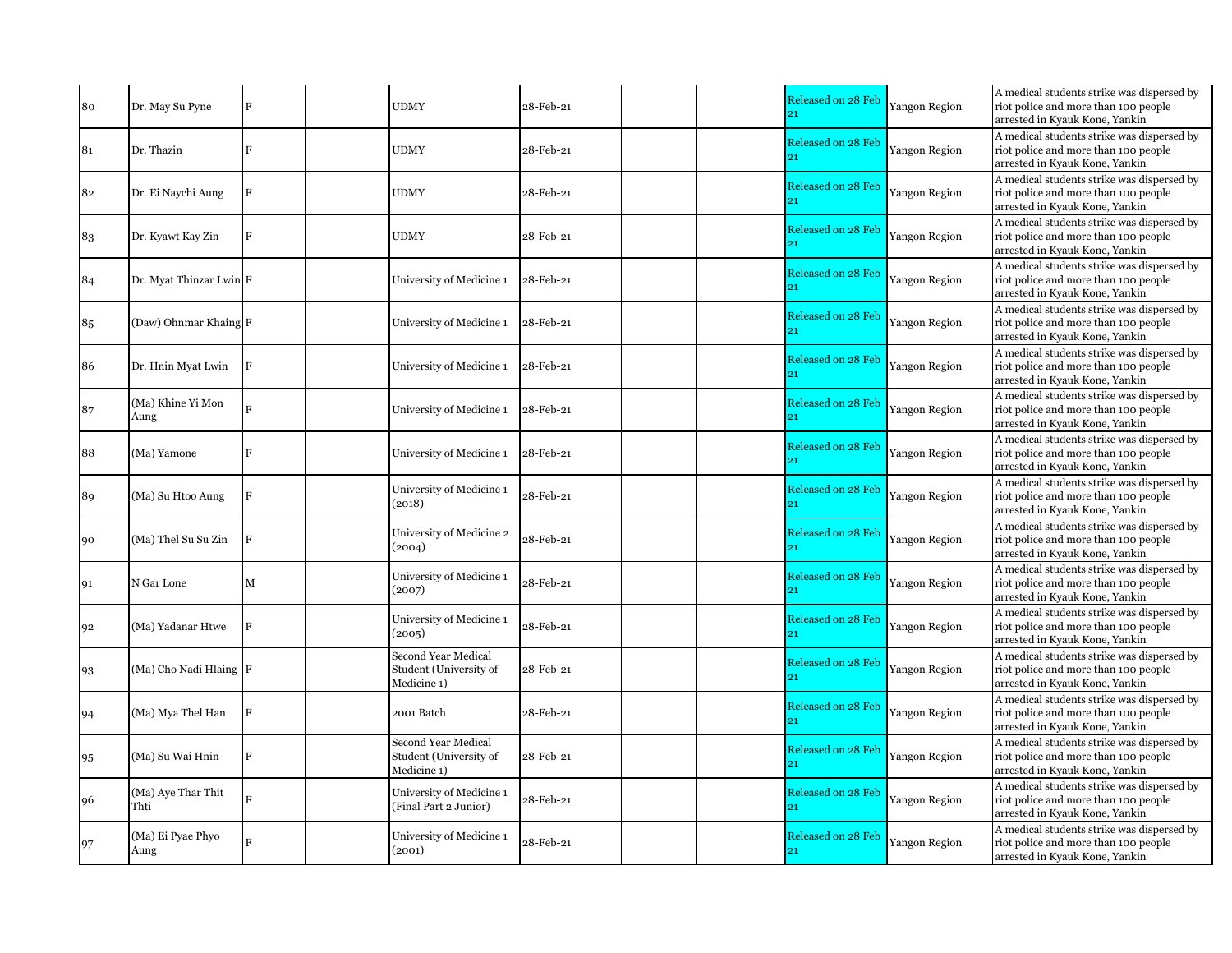| 80 | Dr. May Su Pyne | F | | UDMY | 28-Feb-21 | | | Released on 28 Feb 21 | Yangon Region | A medical students strike was dispersed by riot police and more than 100 people arrested in Kyauk Kone, Yankin |
|---|---|---|---|---|---|---|---|---|---|---|
| 81 | Dr. Thazin | F | | UDMY | 28-Feb-21 | | | Released on 28 Feb 21 | Yangon Region | A medical students strike was dispersed by riot police and more than 100 people arrested in Kyauk Kone, Yankin |
| 82 | Dr. Ei Naychi Aung | F | | UDMY | 28-Feb-21 | | | Released on 28 Feb 21 | Yangon Region | A medical students strike was dispersed by riot police and more than 100 people arrested in Kyauk Kone, Yankin |
| 83 | Dr. Kyawt Kay Zin | F | | UDMY | 28-Feb-21 | | | Released on 28 Feb 21 | Yangon Region | A medical students strike was dispersed by riot police and more than 100 people arrested in Kyauk Kone, Yankin |
| 84 | Dr. Myat Thinzar Lwin | F | | University of Medicine 1 | 28-Feb-21 | | | Released on 28 Feb 21 | Yangon Region | A medical students strike was dispersed by riot police and more than 100 people arrested in Kyauk Kone, Yankin |
| 85 | (Daw) Ohnmar Khaing | F | | University of Medicine 1 | 28-Feb-21 | | | Released on 28 Feb 21 | Yangon Region | A medical students strike was dispersed by riot police and more than 100 people arrested in Kyauk Kone, Yankin |
| 86 | Dr. Hnin Myat Lwin | F | | University of Medicine 1 | 28-Feb-21 | | | Released on 28 Feb 21 | Yangon Region | A medical students strike was dispersed by riot police and more than 100 people arrested in Kyauk Kone, Yankin |
| 87 | (Ma) Khine Yi Mon Aung | F | | University of Medicine 1 | 28-Feb-21 | | | Released on 28 Feb 21 | Yangon Region | A medical students strike was dispersed by riot police and more than 100 people arrested in Kyauk Kone, Yankin |
| 88 | (Ma) Yamone | F | | University of Medicine 1 | 28-Feb-21 | | | Released on 28 Feb 21 | Yangon Region | A medical students strike was dispersed by riot police and more than 100 people arrested in Kyauk Kone, Yankin |
| 89 | (Ma) Su Htoo Aung | F | | University of Medicine 1 (2018) | 28-Feb-21 | | | Released on 28 Feb 21 | Yangon Region | A medical students strike was dispersed by riot police and more than 100 people arrested in Kyauk Kone, Yankin |
| 90 | (Ma) Thel Su Su Zin | F | | University of Medicine 2 (2004) | 28-Feb-21 | | | Released on 28 Feb 21 | Yangon Region | A medical students strike was dispersed by riot police and more than 100 people arrested in Kyauk Kone, Yankin |
| 91 | N Gar Lone | M | | University of Medicine 1 (2007) | 28-Feb-21 | | | Released on 28 Feb 21 | Yangon Region | A medical students strike was dispersed by riot police and more than 100 people arrested in Kyauk Kone, Yankin |
| 92 | (Ma) Yadanar Htwe | F | | University of Medicine 1 (2005) | 28-Feb-21 | | | Released on 28 Feb 21 | Yangon Region | A medical students strike was dispersed by riot police and more than 100 people arrested in Kyauk Kone, Yankin |
| 93 | (Ma) Cho Nadi Hlaing | F | | Second Year Medical Student (University of Medicine 1) | 28-Feb-21 | | | Released on 28 Feb 21 | Yangon Region | A medical students strike was dispersed by riot police and more than 100 people arrested in Kyauk Kone, Yankin |
| 94 | (Ma) Mya Thel Han | F | | 2001 Batch | 28-Feb-21 | | | Released on 28 Feb 21 | Yangon Region | A medical students strike was dispersed by riot police and more than 100 people arrested in Kyauk Kone, Yankin |
| 95 | (Ma) Su Wai Hnin | F | | Second Year Medical Student (University of Medicine 1) | 28-Feb-21 | | | Released on 28 Feb 21 | Yangon Region | A medical students strike was dispersed by riot police and more than 100 people arrested in Kyauk Kone, Yankin |
| 96 | (Ma) Aye Thar Thit Thti | F | | University of Medicine 1 (Final Part 2 Junior) | 28-Feb-21 | | | Released on 28 Feb 21 | Yangon Region | A medical students strike was dispersed by riot police and more than 100 people arrested in Kyauk Kone, Yankin |
| 97 | (Ma) Ei Pyae Phyo Aung | F | | University of Medicine 1 (2001) | 28-Feb-21 | | | Released on 28 Feb 21 | Yangon Region | A medical students strike was dispersed by riot police and more than 100 people arrested in Kyauk Kone, Yankin |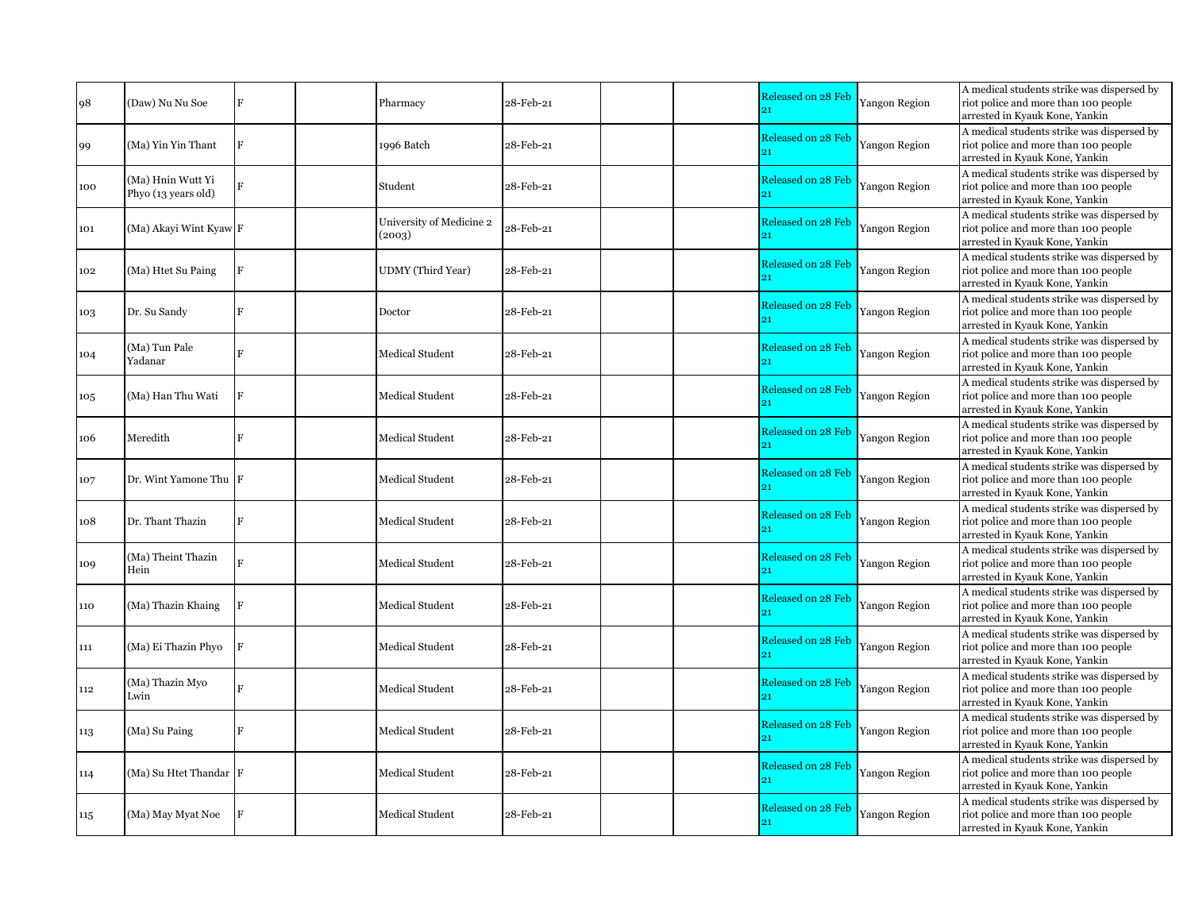| | | | | | | | | | | |
|---|---|---|---|---|---|---|---|---|---|---|
| 98 | (Daw) Nu Nu Soe | F | | Pharmacy | 28-Feb-21 | | | Released on 28 Feb 21 | Yangon Region | A medical students strike was dispersed by riot police and more than 100 people arrested in Kyauk Kone, Yankin |
| 99 | (Ma) Yin Yin Thant | F | | 1996 Batch | 28-Feb-21 | | | Released on 28 Feb 21 | Yangon Region | A medical students strike was dispersed by riot police and more than 100 people arrested in Kyauk Kone, Yankin |
| 100 | (Ma) Hnin Wutt Yi Phyo (13 years old) | F | | Student | 28-Feb-21 | | | Released on 28 Feb 21 | Yangon Region | A medical students strike was dispersed by riot police and more than 100 people arrested in Kyauk Kone, Yankin |
| 101 | (Ma) Akayi Wint Kyaw | F | | University of Medicine 2 (2003) | 28-Feb-21 | | | Released on 28 Feb 21 | Yangon Region | A medical students strike was dispersed by riot police and more than 100 people arrested in Kyauk Kone, Yankin |
| 102 | (Ma) Htet Su Paing | F | | UDMY (Third Year) | 28-Feb-21 | | | Released on 28 Feb 21 | Yangon Region | A medical students strike was dispersed by riot police and more than 100 people arrested in Kyauk Kone, Yankin |
| 103 | Dr. Su Sandy | F | | Doctor | 28-Feb-21 | | | Released on 28 Feb 21 | Yangon Region | A medical students strike was dispersed by riot police and more than 100 people arrested in Kyauk Kone, Yankin |
| 104 | (Ma) Tun Pale Yadanar | F | | Medical Student | 28-Feb-21 | | | Released on 28 Feb 21 | Yangon Region | A medical students strike was dispersed by riot police and more than 100 people arrested in Kyauk Kone, Yankin |
| 105 | (Ma) Han Thu Wati | F | | Medical Student | 28-Feb-21 | | | Released on 28 Feb 21 | Yangon Region | A medical students strike was dispersed by riot police and more than 100 people arrested in Kyauk Kone, Yankin |
| 106 | Meredith | F | | Medical Student | 28-Feb-21 | | | Released on 28 Feb 21 | Yangon Region | A medical students strike was dispersed by riot police and more than 100 people arrested in Kyauk Kone, Yankin |
| 107 | Dr. Wint Yamone Thu | F | | Medical Student | 28-Feb-21 | | | Released on 28 Feb 21 | Yangon Region | A medical students strike was dispersed by riot police and more than 100 people arrested in Kyauk Kone, Yankin |
| 108 | Dr. Thant Thazin | F | | Medical Student | 28-Feb-21 | | | Released on 28 Feb 21 | Yangon Region | A medical students strike was dispersed by riot police and more than 100 people arrested in Kyauk Kone, Yankin |
| 109 | (Ma) Theint Thazin Hein | F | | Medical Student | 28-Feb-21 | | | Released on 28 Feb 21 | Yangon Region | A medical students strike was dispersed by riot police and more than 100 people arrested in Kyauk Kone, Yankin |
| 110 | (Ma) Thazin Khaing | F | | Medical Student | 28-Feb-21 | | | Released on 28 Feb 21 | Yangon Region | A medical students strike was dispersed by riot police and more than 100 people arrested in Kyauk Kone, Yankin |
| 111 | (Ma) Ei Thazin Phyo | F | | Medical Student | 28-Feb-21 | | | Released on 28 Feb 21 | Yangon Region | A medical students strike was dispersed by riot police and more than 100 people arrested in Kyauk Kone, Yankin |
| 112 | (Ma) Thazin Myo Lwin | F | | Medical Student | 28-Feb-21 | | | Released on 28 Feb 21 | Yangon Region | A medical students strike was dispersed by riot police and more than 100 people arrested in Kyauk Kone, Yankin |
| 113 | (Ma) Su Paing | F | | Medical Student | 28-Feb-21 | | | Released on 28 Feb 21 | Yangon Region | A medical students strike was dispersed by riot police and more than 100 people arrested in Kyauk Kone, Yankin |
| 114 | (Ma) Su Htet Thandar | F | | Medical Student | 28-Feb-21 | | | Released on 28 Feb 21 | Yangon Region | A medical students strike was dispersed by riot police and more than 100 people arrested in Kyauk Kone, Yankin |
| 115 | (Ma) May Myat Noe | F | | Medical Student | 28-Feb-21 | | | Released on 28 Feb 21 | Yangon Region | A medical students strike was dispersed by riot police and more than 100 people arrested in Kyauk Kone, Yankin |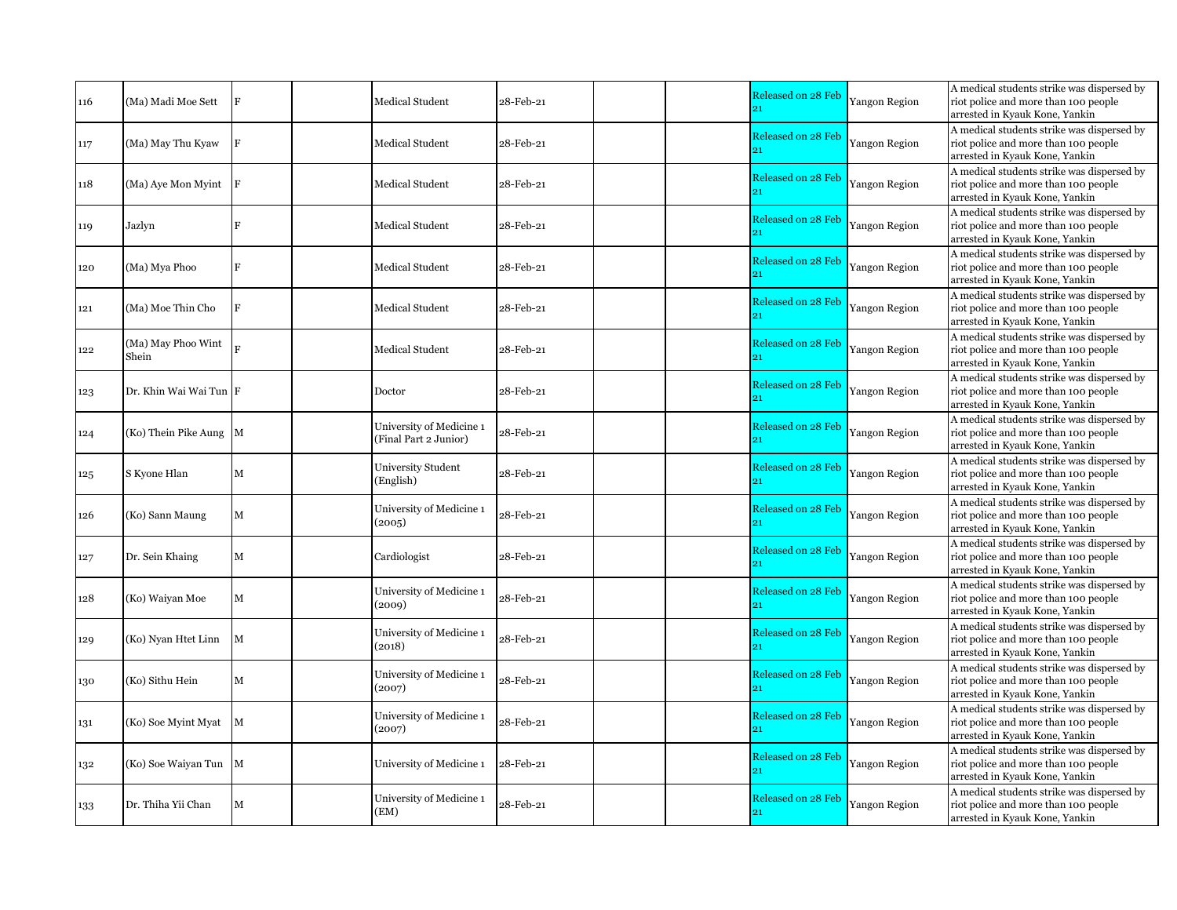| | | | | | | | | | | |
|---|---|---|---|---|---|---|---|---|---|---|
| 116 | (Ma) Madi Moe Sett | F | | Medical Student | 28-Feb-21 | | | Released on 28 Feb 21 | Yangon Region | A medical students strike was dispersed by riot police and more than 100 people arrested in Kyauk Kone, Yankin |
| 117 | (Ma) May Thu Kyaw | F | | Medical Student | 28-Feb-21 | | | Released on 28 Feb 21 | Yangon Region | A medical students strike was dispersed by riot police and more than 100 people arrested in Kyauk Kone, Yankin |
| 118 | (Ma) Aye Mon Myint | F | | Medical Student | 28-Feb-21 | | | Released on 28 Feb 21 | Yangon Region | A medical students strike was dispersed by riot police and more than 100 people arrested in Kyauk Kone, Yankin |
| 119 | Jazlyn | F | | Medical Student | 28-Feb-21 | | | Released on 28 Feb 21 | Yangon Region | A medical students strike was dispersed by riot police and more than 100 people arrested in Kyauk Kone, Yankin |
| 120 | (Ma) Mya Phoo | F | | Medical Student | 28-Feb-21 | | | Released on 28 Feb 21 | Yangon Region | A medical students strike was dispersed by riot police and more than 100 people arrested in Kyauk Kone, Yankin |
| 121 | (Ma) Moe Thin Cho | F | | Medical Student | 28-Feb-21 | | | Released on 28 Feb 21 | Yangon Region | A medical students strike was dispersed by riot police and more than 100 people arrested in Kyauk Kone, Yankin |
| 122 | (Ma) May Phoo Wint Shein | F | | Medical Student | 28-Feb-21 | | | Released on 28 Feb 21 | Yangon Region | A medical students strike was dispersed by riot police and more than 100 people arrested in Kyauk Kone, Yankin |
| 123 | Dr. Khin Wai Wai Tun | F | | Doctor | 28-Feb-21 | | | Released on 28 Feb 21 | Yangon Region | A medical students strike was dispersed by riot police and more than 100 people arrested in Kyauk Kone, Yankin |
| 124 | (Ko) Thein Pike Aung | M | | University of Medicine 1 (Final Part 2 Junior) | 28-Feb-21 | | | Released on 28 Feb 21 | Yangon Region | A medical students strike was dispersed by riot police and more than 100 people arrested in Kyauk Kone, Yankin |
| 125 | S Kyone Hlan | M | | University Student (English) | 28-Feb-21 | | | Released on 28 Feb 21 | Yangon Region | A medical students strike was dispersed by riot police and more than 100 people arrested in Kyauk Kone, Yankin |
| 126 | (Ko) Sann Maung | M | | University of Medicine 1 (2005) | 28-Feb-21 | | | Released on 28 Feb 21 | Yangon Region | A medical students strike was dispersed by riot police and more than 100 people arrested in Kyauk Kone, Yankin |
| 127 | Dr. Sein Khaing | M | | Cardiologist | 28-Feb-21 | | | Released on 28 Feb 21 | Yangon Region | A medical students strike was dispersed by riot police and more than 100 people arrested in Kyauk Kone, Yankin |
| 128 | (Ko) Waiyan Moe | M | | University of Medicine 1 (2009) | 28-Feb-21 | | | Released on 28 Feb 21 | Yangon Region | A medical students strike was dispersed by riot police and more than 100 people arrested in Kyauk Kone, Yankin |
| 129 | (Ko) Nyan Htet Linn | M | | University of Medicine 1 (2018) | 28-Feb-21 | | | Released on 28 Feb 21 | Yangon Region | A medical students strike was dispersed by riot police and more than 100 people arrested in Kyauk Kone, Yankin |
| 130 | (Ko) Sithu Hein | M | | University of Medicine 1 (2007) | 28-Feb-21 | | | Released on 28 Feb 21 | Yangon Region | A medical students strike was dispersed by riot police and more than 100 people arrested in Kyauk Kone, Yankin |
| 131 | (Ko) Soe Myint Myat | M | | University of Medicine 1 (2007) | 28-Feb-21 | | | Released on 28 Feb 21 | Yangon Region | A medical students strike was dispersed by riot police and more than 100 people arrested in Kyauk Kone, Yankin |
| 132 | (Ko) Soe Waiyan Tun | M | | University of Medicine 1 | 28-Feb-21 | | | Released on 28 Feb 21 | Yangon Region | A medical students strike was dispersed by riot police and more than 100 people arrested in Kyauk Kone, Yankin |
| 133 | Dr. Thiha Yii Chan | M | | University of Medicine 1 (EM) | 28-Feb-21 | | | Released on 28 Feb 21 | Yangon Region | A medical students strike was dispersed by riot police and more than 100 people arrested in Kyauk Kone, Yankin |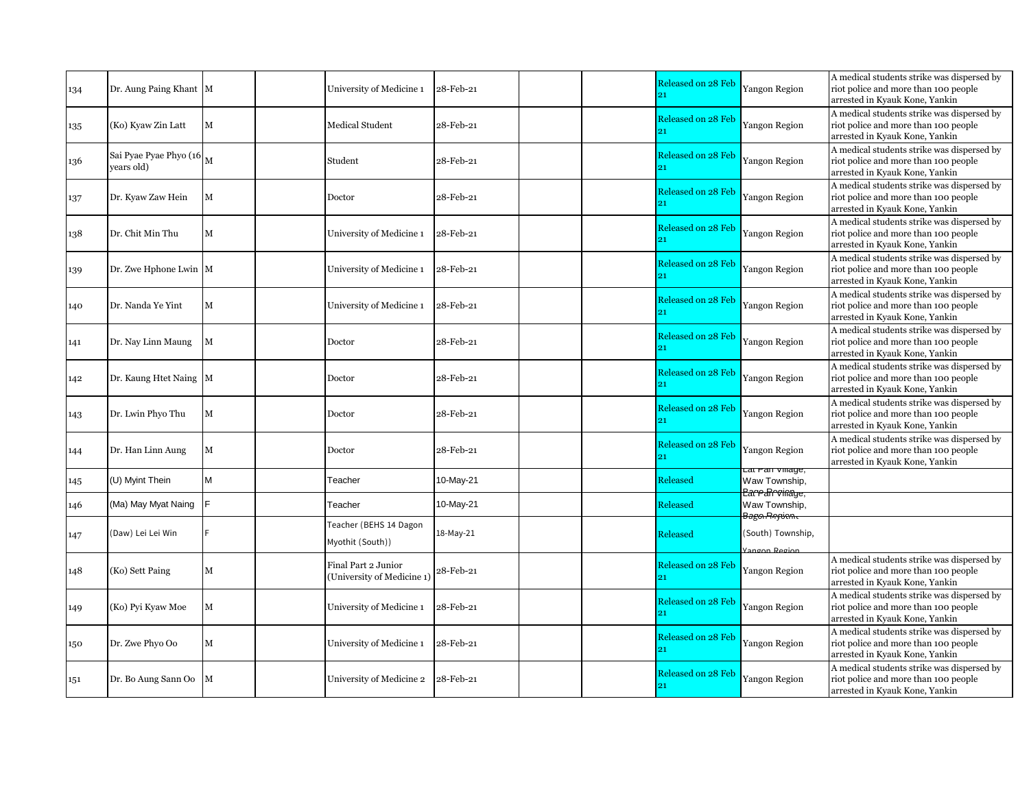| | | | | | | | | | | |
|---|---|---|---|---|---|---|---|---|---|---|
| 134 | Dr. Aung Paing Khant | M | | University of Medicine 1 | 28-Feb-21 | | | Released on 28 Feb 21 | Yangon Region | A medical students strike was dispersed by riot police and more than 100 people arrested in Kyauk Kone, Yankin |
| 135 | (Ko) Kyaw Zin Latt | M | | Medical Student | 28-Feb-21 | | | Released on 28 Feb 21 | Yangon Region | A medical students strike was dispersed by riot police and more than 100 people arrested in Kyauk Kone, Yankin |
| 136 | Sai Pyae Pyae Phyo (16 years old) | M | | Student | 28-Feb-21 | | | Released on 28 Feb 21 | Yangon Region | A medical students strike was dispersed by riot police and more than 100 people arrested in Kyauk Kone, Yankin |
| 137 | Dr. Kyaw Zaw Hein | M | | Doctor | 28-Feb-21 | | | Released on 28 Feb 21 | Yangon Region | A medical students strike was dispersed by riot police and more than 100 people arrested in Kyauk Kone, Yankin |
| 138 | Dr. Chit Min Thu | M | | University of Medicine 1 | 28-Feb-21 | | | Released on 28 Feb 21 | Yangon Region | A medical students strike was dispersed by riot police and more than 100 people arrested in Kyauk Kone, Yankin |
| 139 | Dr. Zwe Hphone Lwin | M | | University of Medicine 1 | 28-Feb-21 | | | Released on 28 Feb 21 | Yangon Region | A medical students strike was dispersed by riot police and more than 100 people arrested in Kyauk Kone, Yankin |
| 140 | Dr. Nanda Ye Yint | M | | University of Medicine 1 | 28-Feb-21 | | | Released on 28 Feb 21 | Yangon Region | A medical students strike was dispersed by riot police and more than 100 people arrested in Kyauk Kone, Yankin |
| 141 | Dr. Nay Linn Maung | M | | Doctor | 28-Feb-21 | | | Released on 28 Feb 21 | Yangon Region | A medical students strike was dispersed by riot police and more than 100 people arrested in Kyauk Kone, Yankin |
| 142 | Dr. Kaung Htet Naing | M | | Doctor | 28-Feb-21 | | | Released on 28 Feb 21 | Yangon Region | A medical students strike was dispersed by riot police and more than 100 people arrested in Kyauk Kone, Yankin |
| 143 | Dr. Lwin Phyo Thu | M | | Doctor | 28-Feb-21 | | | Released on 28 Feb 21 | Yangon Region | A medical students strike was dispersed by riot police and more than 100 people arrested in Kyauk Kone, Yankin |
| 144 | Dr. Han Linn Aung | M | | Doctor | 28-Feb-21 | | | Released on 28 Feb 21 | Yangon Region | A medical students strike was dispersed by riot police and more than 100 people arrested in Kyauk Kone, Yankin |
| 145 | (U) Myint Thein | M | | Teacher | 10-May-21 | | | Released | Lat Pan Village, Waw Township, Bago Region | |
| 146 | (Ma) May Myat Naing | F | | Teacher | 10-May-21 | | | Released | Lat Pan Village, Waw Township, Bago Region | |
| 147 | (Daw) Lei Lei Win | F | | Teacher (BEHS 14 Dagon Myothit (South)) | 18-May-21 | | | Released | (South) Township, Yangon Region | |
| 148 | (Ko) Sett Paing | M | | Final Part 2 Junior (University of Medicine 1) | 28-Feb-21 | | | Released on 28 Feb 21 | Yangon Region | A medical students strike was dispersed by riot police and more than 100 people arrested in Kyauk Kone, Yankin |
| 149 | (Ko) Pyi Kyaw Moe | M | | University of Medicine 1 | 28-Feb-21 | | | Released on 28 Feb 21 | Yangon Region | A medical students strike was dispersed by riot police and more than 100 people arrested in Kyauk Kone, Yankin |
| 150 | Dr. Zwe Phyo Oo | M | | University of Medicine 1 | 28-Feb-21 | | | Released on 28 Feb 21 | Yangon Region | A medical students strike was dispersed by riot police and more than 100 people arrested in Kyauk Kone, Yankin |
| 151 | Dr. Bo Aung Sann Oo | M | | University of Medicine 2 | 28-Feb-21 | | | Released on 28 Feb 21 | Yangon Region | A medical students strike was dispersed by riot police and more than 100 people arrested in Kyauk Kone, Yankin |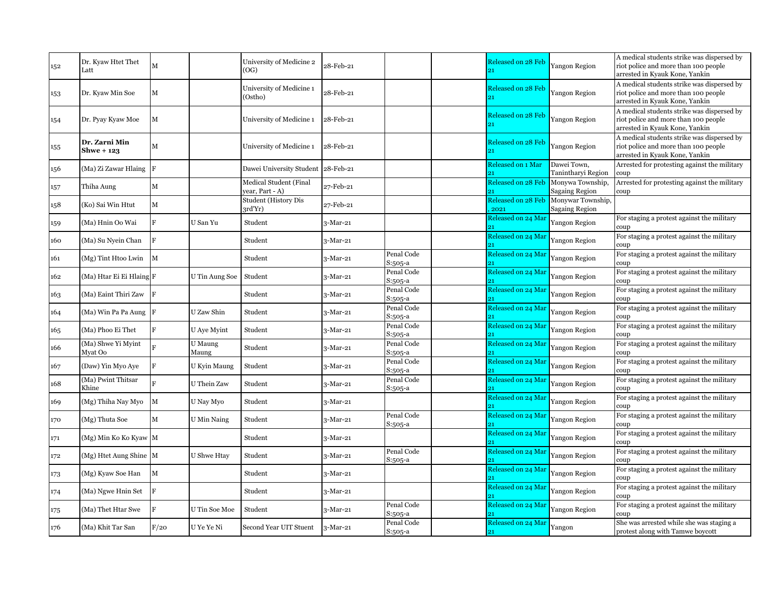| 152 | Dr. Kyaw Htet Thet Latt | M | | University of Medicine 2 (OG) | 28-Feb-21 | | | Released on 28 Feb 21 | Yangon Region | A medical students strike was dispersed by riot police and more than 100 people arrested in Kyauk Kone, Yankin |
|---|---|---|---|---|---|---|---|---|---|---|
| 153 | Dr. Kyaw Min Soe | M | | University of Medicine 1 (Ostho) | 28-Feb-21 | | | Released on 28 Feb 21 | Yangon Region | A medical students strike was dispersed by riot police and more than 100 people arrested in Kyauk Kone, Yankin |
| 154 | Dr. Pyay Kyaw Moe | M | | University of Medicine 1 | 28-Feb-21 | | | Released on 28 Feb 21 | Yangon Region | A medical students strike was dispersed by riot police and more than 100 people arrested in Kyauk Kone, Yankin |
| 155 | **Dr. Zarni Min Shwe + 123** | M | | University of Medicine 1 | 28-Feb-21 | | | Released on 28 Feb 21 | Yangon Region | A medical students strike was dispersed by riot police and more than 100 people arrested in Kyauk Kone, Yankin |
| 156 | (Ma) Zi Zawar Hlaing | F | | Dawei University Student | 28-Feb-21 | | | Released on 1 Mar 21 | Dawei Town, Tanintharyi Region | Arrested for protesting against the military coup |
| 157 | Thiha Aung | M | | Medical Student (Final year, Part - A) | 27-Feb-21 | | | Released on 28 Feb 21 | Monywa Township, Sagaing Region | Arrested for protesting against the military coup |
| 158 | (Ko) Sai Win Htut | M | | Student (History Dis 3rd'Yr) | 27-Feb-21 | | | Released on 28 Feb , 2021 | Monywar Township, Sagaing Region | |
| 159 | (Ma) Hnin Oo Wai | F | U San Yu | Student | 3-Mar-21 | | | Released on 24 Mar 21 | Yangon Region | For staging a protest against the military coup |
| 160 | (Ma) Su Nyein Chan | F | | Student | 3-Mar-21 | | | Released on 24 Mar 21 | Yangon Region | For staging a protest against the military coup |
| 161 | (Mg) Tint Htoo Lwin | M | | Student | 3-Mar-21 | Penal Code S:505-a | | Released on 24 Mar 21 | Yangon Region | For staging a protest against the military coup |
| 162 | (Ma) Htar Ei Ei Hlaing | F | U Tin Aung Soe | Student | 3-Mar-21 | Penal Code S:505-a | | Released on 24 Mar 21 | Yangon Region | For staging a protest against the military coup |
| 163 | (Ma) Eaint Thiri Zaw | F | | Student | 3-Mar-21 | Penal Code S:505-a | | Released on 24 Mar 21 | Yangon Region | For staging a protest against the military coup |
| 164 | (Ma) Win Pa Pa Aung | F | U Zaw Shin | Student | 3-Mar-21 | Penal Code S:505-a | | Released on 24 Mar 21 | Yangon Region | For staging a protest against the military coup |
| 165 | (Ma) Phoo Ei Thet | F | U Aye Myint | Student | 3-Mar-21 | Penal Code S:505-a | | Released on 24 Mar 21 | Yangon Region | For staging a protest against the military coup |
| 166 | (Ma) Shwe Yi Myint Myat Oo | F | U Maung Maung | Student | 3-Mar-21 | Penal Code S:505-a | | Released on 24 Mar 21 | Yangon Region | For staging a protest against the military coup |
| 167 | (Daw) Yin Myo Aye | F | U Kyin Maung | Student | 3-Mar-21 | Penal Code S:505-a | | Released on 24 Mar 21 | Yangon Region | For staging a protest against the military coup |
| 168 | (Ma) Pwint Thitsar Khine | F | U Thein Zaw | Student | 3-Mar-21 | Penal Code S:505-a | | Released on 24 Mar 21 | Yangon Region | For staging a protest against the military coup |
| 169 | (Mg) Thiha Nay Myo | M | U Nay Myo | Student | 3-Mar-21 | | | Released on 24 Mar 21 | Yangon Region | For staging a protest against the military coup |
| 170 | (Mg) Thuta Soe | M | U Min Naing | Student | 3-Mar-21 | Penal Code S:505-a | | Released on 24 Mar 21 | Yangon Region | For staging a protest against the military coup |
| 171 | (Mg) Min Ko Ko Kyaw | M | | Student | 3-Mar-21 | | | Released on 24 Mar 21 | Yangon Region | For staging a protest against the military coup |
| 172 | (Mg) Htet Aung Shine | M | U Shwe Htay | Student | 3-Mar-21 | Penal Code S:505-a | | Released on 24 Mar 21 | Yangon Region | For staging a protest against the military coup |
| 173 | (Mg) Kyaw Soe Han | M | | Student | 3-Mar-21 | | | Released on 24 Mar 21 | Yangon Region | For staging a protest against the military coup |
| 174 | (Ma) Ngwe Hnin Set | F | | Student | 3-Mar-21 | | | Released on 24 Mar 21 | Yangon Region | For staging a protest against the military coup |
| 175 | (Ma) Thet Htar Swe | F | U Tin Soe Moe | Student | 3-Mar-21 | Penal Code S:505-a | | Released on 24 Mar 21 | Yangon Region | For staging a protest against the military coup |
| 176 | (Ma) Khit Tar San | F/20 | U Ye Ye Ni | Second Year UIT Stuent | 3-Mar-21 | Penal Code S:505-a | | Released on 24 Mar 21 | Yangon | She was arrested while she was staging a protest along with Tamwe boycott |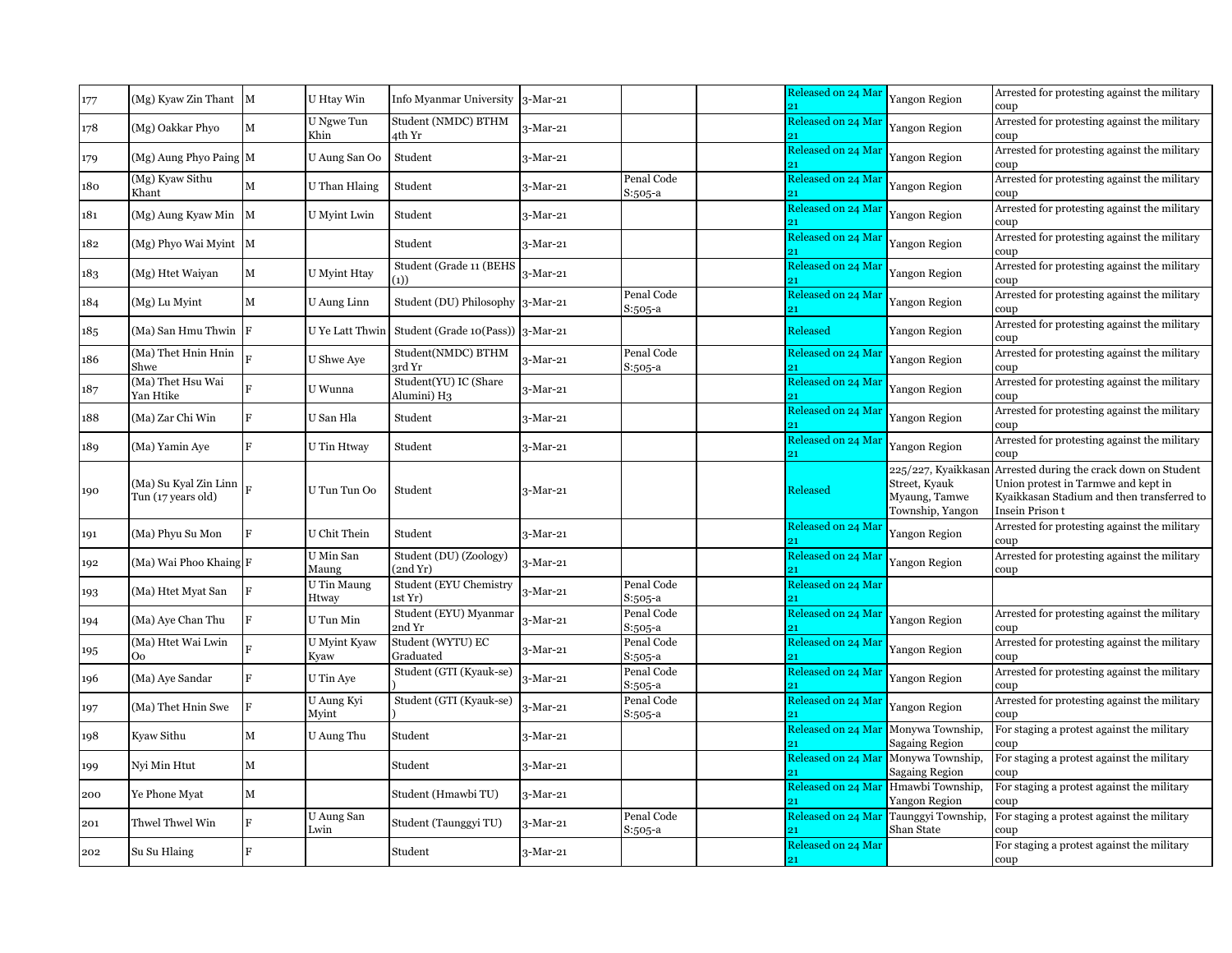| | | | | | | | | | | |
|---|---|---|---|---|---|---|---|---|---|---|
| 177 | (Mg) Kyaw Zin Thant | M | U Htay Win | Info Myanmar University | 3-Mar-21 | | | Released on 24 Mar 21 | Yangon Region | Arrested for protesting against the military coup |
| 178 | (Mg) Oakkar Phyo | M | U Ngwe Tun Khin | Student (NMDC) BTHM 4th Yr | 3-Mar-21 | | | Released on 24 Mar 21 | Yangon Region | Arrested for protesting against the military coup |
| 179 | (Mg) Aung Phyo Paing | M | U Aung San Oo | Student | 3-Mar-21 | | | Released on 24 Mar 21 | Yangon Region | Arrested for protesting against the military coup |
| 180 | (Mg) Kyaw Sithu Khant | M | U Than Hlaing | Student | 3-Mar-21 | Penal Code S:505-a | | Released on 24 Mar 21 | Yangon Region | Arrested for protesting against the military coup |
| 181 | (Mg) Aung Kyaw Min | M | U Myint Lwin | Student | 3-Mar-21 | | | Released on 24 Mar 21 | Yangon Region | Arrested for protesting against the military coup |
| 182 | (Mg) Phyo Wai Myint | M | | Student | 3-Mar-21 | | | Released on 24 Mar 21 | Yangon Region | Arrested for protesting against the military coup |
| 183 | (Mg) Htet Waiyan | M | U Myint Htay | Student (Grade 11 (BEHS (1)) | 3-Mar-21 | | | Released on 24 Mar 21 | Yangon Region | Arrested for protesting against the military coup |
| 184 | (Mg) Lu Myint | M | U Aung Linn | Student (DU) Philosophy | 3-Mar-21 | Penal Code S:505-a | | Released on 24 Mar 21 | Yangon Region | Arrested for protesting against the military coup |
| 185 | (Ma) San Hmu Thwin | F | U Ye Latt Thwin | Student (Grade 10(Pass)) | 3-Mar-21 | | | Released | Yangon Region | Arrested for protesting against the military coup |
| 186 | (Ma) Thet Hnin Hnin Shwe | F | U Shwe Aye | Student(NMDC) BTHM 3rd Yr | 3-Mar-21 | Penal Code S:505-a | | Released on 24 Mar 21 | Yangon Region | Arrested for protesting against the military coup |
| 187 | (Ma) Thet Hsu Wai Yan Htike | F | U Wunna | Student(YU) IC (Share Alumini) H3 | 3-Mar-21 | | | Released on 24 Mar 21 | Yangon Region | Arrested for protesting against the military coup |
| 188 | (Ma) Zar Chi Win | F | U San Hla | Student | 3-Mar-21 | | | Released on 24 Mar 21 | Yangon Region | Arrested for protesting against the military coup |
| 189 | (Ma) Yamin Aye | F | U Tin Htway | Student | 3-Mar-21 | | | Released on 24 Mar 21 | Yangon Region | Arrested for protesting against the military coup |
| 190 | (Ma) Su Kyal Zin Linn Tun (17 years old) | F | U Tun Tun Oo | Student | 3-Mar-21 | | | Released | 225/227, Kyaikkasan Street, Kyauk Myaung, Tamwe Township, Yangon | Arrested during the crack down on Student Union protest in Tarmwe and kept in Kyaikkasan Stadium and then transferred to Insein Prison t |
| 191 | (Ma) Phyu Su Mon | F | U Chit Thein | Student | 3-Mar-21 | | | Released on 24 Mar 21 | Yangon Region | Arrested for protesting against the military coup |
| 192 | (Ma) Wai Phoo Khaing | F | U Min San Maung | Student (DU) (Zoology) (2nd Yr) | 3-Mar-21 | | | Released on 24 Mar 21 | Yangon Region | Arrested for protesting against the military coup |
| 193 | (Ma) Htet Myat San | F | U Tin Maung Htway | Student (EYU Chemistry 1st Yr) | 3-Mar-21 | Penal Code S:505-a | | Released on 24 Mar 21 | | |
| 194 | (Ma) Aye Chan Thu | F | U Tun Min | Student (EYU) Myanmar 2nd Yr | 3-Mar-21 | Penal Code S:505-a | | Released on 24 Mar 21 | Yangon Region | Arrested for protesting against the military coup |
| 195 | (Ma) Htet Wai Lwin Oo | F | U Myint Kyaw Kyaw | Student (WYTU) EC Graduated | 3-Mar-21 | Penal Code S:505-a | | Released on 24 Mar 21 | Yangon Region | Arrested for protesting against the military coup |
| 196 | (Ma) Aye Sandar | F | U Tin Aye | Student (GTI (Kyauk-se) ) | 3-Mar-21 | Penal Code S:505-a | | Released on 24 Mar 21 | Yangon Region | Arrested for protesting against the military coup |
| 197 | (Ma) Thet Hnin Swe | F | U Aung Kyi Myint | Student (GTI (Kyauk-se) ) | 3-Mar-21 | Penal Code S:505-a | | Released on 24 Mar 21 | Yangon Region | Arrested for protesting against the military coup |
| 198 | Kyaw Sithu | M | U Aung Thu | Student | 3-Mar-21 | | | Released on 24 Mar 21 | Monywa Township, Sagaing Region | For staging a protest against the military coup |
| 199 | Nyi Min Htut | M | | Student | 3-Mar-21 | | | Released on 24 Mar 21 | Monywa Township, Sagaing Region | For staging a protest against the military coup |
| 200 | Ye Phone Myat | M | | Student (Hmawbi TU) | 3-Mar-21 | | | Released on 24 Mar 21 | Hmawbi Township, Yangon Region | For staging a protest against the military coup |
| 201 | Thwel Thwel Win | F | U Aung San Lwin | Student (Taunggyi TU) | 3-Mar-21 | Penal Code S:505-a | | Released on 24 Mar 21 | Taunggyi Township, Shan State | For staging a protest against the military coup |
| 202 | Su Su Hlaing | F | | Student | 3-Mar-21 | | | Released on 24 Mar 21 | | For staging a protest against the military coup |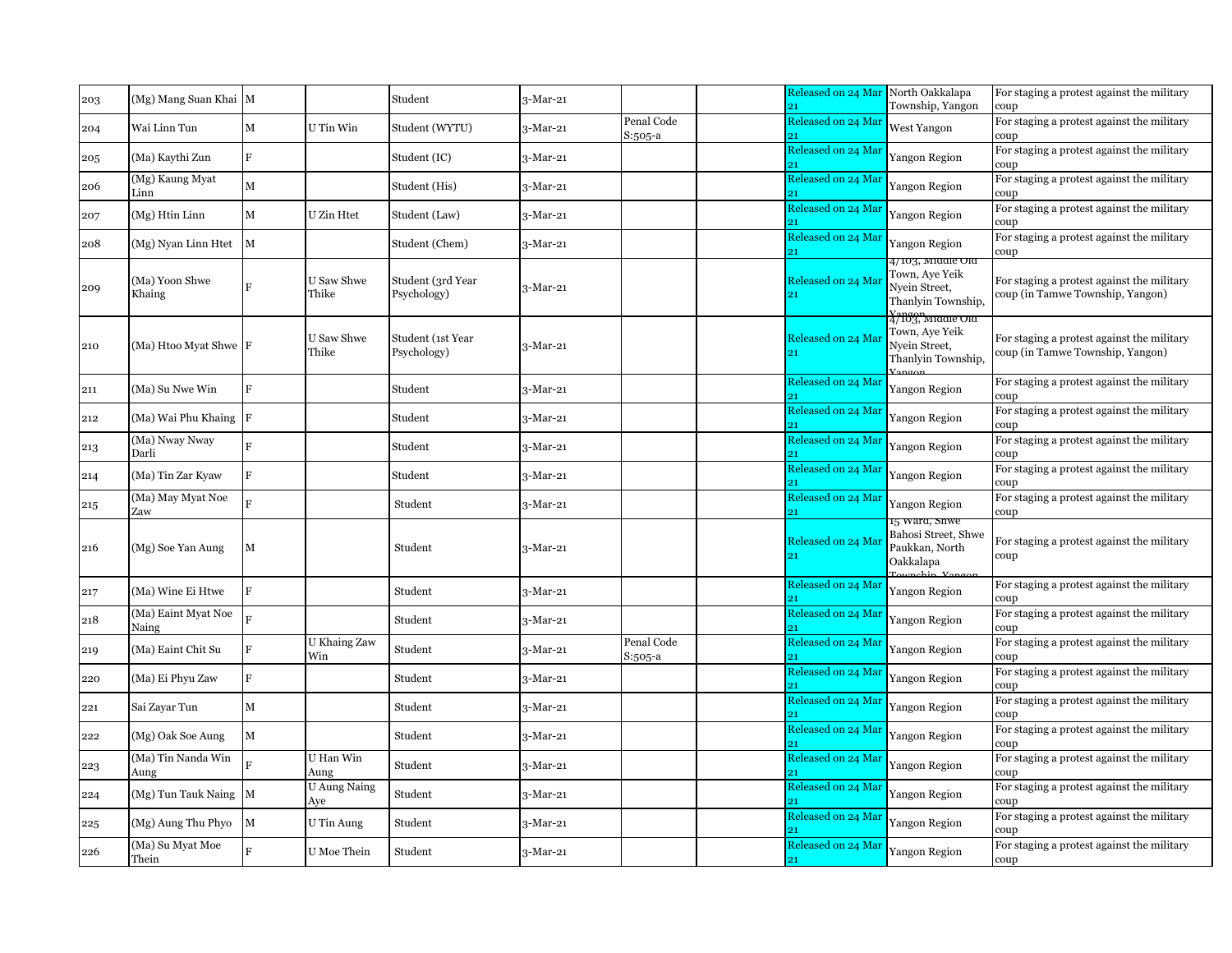| 203 | (Mg) Mang Suan Khai | M | | Student | 3-Mar-21 | | | Released on 24 Mar 21 | North Oakkalapa Township, Yangon | For staging a protest against the military coup |
|---|---|---|---|---|---|---|---|---|---|---|
| 204 | Wai Linn Tun | M | U Tin Win | Student (WYTU) | 3-Mar-21 | Penal Code S:505-a | | Released on 24 Mar 21 | West Yangon | For staging a protest against the military coup |
| 205 | (Ma) Kaythi Zun | F | | Student (IC) | 3-Mar-21 | | | Released on 24 Mar 21 | Yangon Region | For staging a protest against the military coup |
| 206 | (Mg) Kaung Myat Linn | M | | Student (His) | 3-Mar-21 | | | Released on 24 Mar 21 | Yangon Region | For staging a protest against the military coup |
| 207 | (Mg) Htin Linn | M | U Zin Htet | Student (Law) | 3-Mar-21 | | | Released on 24 Mar 21 | Yangon Region | For staging a protest against the military coup |
| 208 | (Mg) Nyan Linn Htet | M | | Student (Chem) | 3-Mar-21 | | | Released on 24 Mar 21 | Yangon Region | For staging a protest against the military coup |
| 209 | (Ma) Yoon Shwe Khaing | F | U Saw Shwe Thike | Student (3rd Year Psychology) | 3-Mar-21 | | | Released on 24 Mar 21 | 4/103, Middle Old Town, Aye Yeik Nyein Street, Thanlyin Township, Yangon | For staging a protest against the military coup (in Tamwe Township, Yangon) |
| 210 | (Ma) Htoo Myat Shwe | F | U Saw Shwe Thike | Student (1st Year Psychology) | 3-Mar-21 | | | Released on 24 Mar 21 | 4/103, Middle Old Town, Aye Yeik Nyein Street, Thanlyin Township, Yangon | For staging a protest against the military coup (in Tamwe Township, Yangon) |
| 211 | (Ma) Su Nwe Win | F | | Student | 3-Mar-21 | | | Released on 24 Mar 21 | Yangon Region | For staging a protest against the military coup |
| 212 | (Ma) Wai Phu Khaing | F | | Student | 3-Mar-21 | | | Released on 24 Mar 21 | Yangon Region | For staging a protest against the military coup |
| 213 | (Ma) Nway Nway Darli | F | | Student | 3-Mar-21 | | | Released on 24 Mar 21 | Yangon Region | For staging a protest against the military coup |
| 214 | (Ma) Tin Zar Kyaw | F | | Student | 3-Mar-21 | | | Released on 24 Mar 21 | Yangon Region | For staging a protest against the military coup |
| 215 | (Ma) May Myat Noe Zaw | F | | Student | 3-Mar-21 | | | Released on 24 Mar 21 | Yangon Region | For staging a protest against the military coup |
| 216 | (Mg) Soe Yan Aung | M | | Student | 3-Mar-21 | | | Released on 24 Mar 21 | 15 Ward, Shwe Bahosi Street, Shwe Paukkan, North Oakkalapa Township, Yangon | For staging a protest against the military coup |
| 217 | (Ma) Wine Ei Htwe | F | | Student | 3-Mar-21 | | | Released on 24 Mar 21 | Yangon Region | For staging a protest against the military coup |
| 218 | (Ma) Eaint Myat Noe Naing | F | | Student | 3-Mar-21 | | | Released on 24 Mar 21 | Yangon Region | For staging a protest against the military coup |
| 219 | (Ma) Eaint Chit Su | F | U Khaing Zaw Win | Student | 3-Mar-21 | Penal Code S:505-a | | Released on 24 Mar 21 | Yangon Region | For staging a protest against the military coup |
| 220 | (Ma) Ei Phyu Zaw | F | | Student | 3-Mar-21 | | | Released on 24 Mar 21 | Yangon Region | For staging a protest against the military coup |
| 221 | Sai Zayar Tun | M | | Student | 3-Mar-21 | | | Released on 24 Mar 21 | Yangon Region | For staging a protest against the military coup |
| 222 | (Mg) Oak Soe Aung | M | | Student | 3-Mar-21 | | | Released on 24 Mar 21 | Yangon Region | For staging a protest against the military coup |
| 223 | (Ma) Tin Nanda Win Aung | F | U Han Win Aung | Student | 3-Mar-21 | | | Released on 24 Mar 21 | Yangon Region | For staging a protest against the military coup |
| 224 | (Mg) Tun Tauk Naing | M | U Aung Naing Aye | Student | 3-Mar-21 | | | Released on 24 Mar 21 | Yangon Region | For staging a protest against the military coup |
| 225 | (Mg) Aung Thu Phyo | M | U Tin Aung | Student | 3-Mar-21 | | | Released on 24 Mar 21 | Yangon Region | For staging a protest against the military coup |
| 226 | (Ma) Su Myat Moe Thein | F | U Moe Thein | Student | 3-Mar-21 | | | Released on 24 Mar 21 | Yangon Region | For staging a protest against the military coup |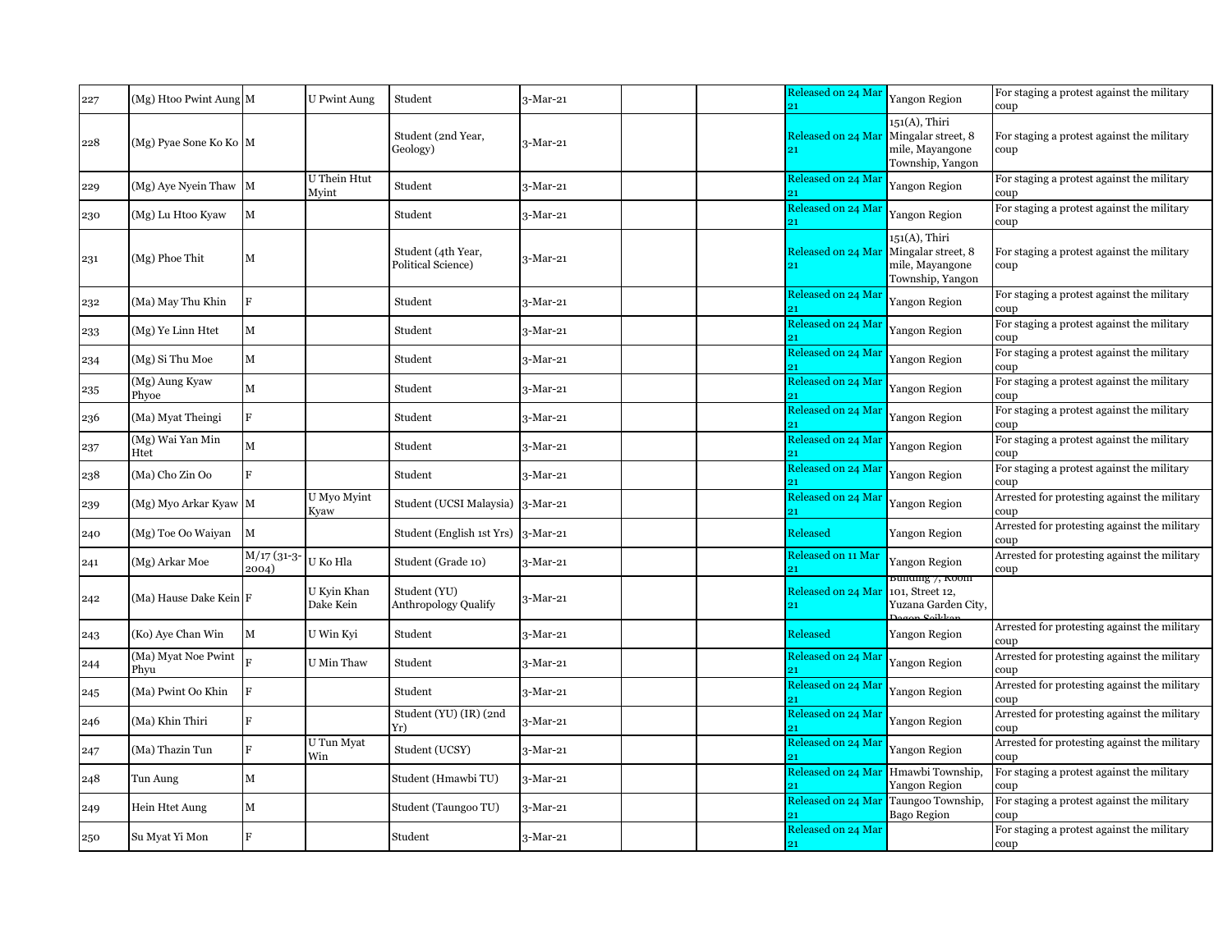| 227 | (Mg) Htoo Pwint Aung | M | U Pwint Aung | Student | 3-Mar-21 | | | Released on 24 Mar 21 | Yangon Region | For staging a protest against the military coup |
|---|---|---|---|---|---|---|---|---|---|---|
| 228 | (Mg) Pyae Sone Ko Ko | M | | Student (2nd Year, Geology) | 3-Mar-21 | | | Released on 24 Mar 21 | 151(A), Thiri Mingalar street, 8 mile, Mayangone Township, Yangon | For staging a protest against the military coup |
| 229 | (Mg) Aye Nyein Thaw | M | U Thein Htut Myint | Student | 3-Mar-21 | | | Released on 24 Mar 21 | Yangon Region | For staging a protest against the military coup |
| 230 | (Mg) Lu Htoo Kyaw | M | | Student | 3-Mar-21 | | | Released on 24 Mar 21 | Yangon Region | For staging a protest against the military coup |
| 231 | (Mg) Phoe Thit | M | | Student (4th Year, Political Science) | 3-Mar-21 | | | Released on 24 Mar 21 | 151(A), Thiri Mingalar street, 8 mile, Mayangone Township, Yangon | For staging a protest against the military coup |
| 232 | (Ma) May Thu Khin | F | | Student | 3-Mar-21 | | | Released on 24 Mar 21 | Yangon Region | For staging a protest against the military coup |
| 233 | (Mg) Ye Linn Htet | M | | Student | 3-Mar-21 | | | Released on 24 Mar 21 | Yangon Region | For staging a protest against the military coup |
| 234 | (Mg) Si Thu Moe | M | | Student | 3-Mar-21 | | | Released on 24 Mar 21 | Yangon Region | For staging a protest against the military coup |
| 235 | (Mg) Aung Kyaw Phyoe | M | | Student | 3-Mar-21 | | | Released on 24 Mar 21 | Yangon Region | For staging a protest against the military coup |
| 236 | (Ma) Myat Theingi | F | | Student | 3-Mar-21 | | | Released on 24 Mar 21 | Yangon Region | For staging a protest against the military coup |
| 237 | (Mg) Wai Yan Min Htet | M | | Student | 3-Mar-21 | | | Released on 24 Mar 21 | Yangon Region | For staging a protest against the military coup |
| 238 | (Ma) Cho Zin Oo | F | | Student | 3-Mar-21 | | | Released on 24 Mar 21 | Yangon Region | For staging a protest against the military coup |
| 239 | (Mg) Myo Arkar Kyaw | M | U Myo Myint Kyaw | Student (UCSI Malaysia) | 3-Mar-21 | | | Released on 24 Mar 21 | Yangon Region | Arrested for protesting against the military coup |
| 240 | (Mg) Toe Oo Waiyan | M | | Student (English 1st Yrs) | 3-Mar-21 | | | Released | Yangon Region | Arrested for protesting against the military coup |
| 241 | (Mg) Arkar Moe | M/17 (31-3-2004) | U Ko Hla | Student (Grade 10) | 3-Mar-21 | | | Released on 11 Mar 21 | Yangon Region | Arrested for protesting against the military coup |
| 242 | (Ma) Hause Dake Kein | F | U Kyin Khan Dake Kein | Student (YU) Anthropology Qualify | 3-Mar-21 | | | Released on 24 Mar 21 | Building 7, Room 101, Street 12, Yuzana Garden City, Dagon Seikkan | |
| 243 | (Ko) Aye Chan Win | M | U Win Kyi | Student | 3-Mar-21 | | | Released | Yangon Region | Arrested for protesting against the military coup |
| 244 | (Ma) Myat Noe Pwint Phyu | F | U Min Thaw | Student | 3-Mar-21 | | | Released on 24 Mar 21 | Yangon Region | Arrested for protesting against the military coup |
| 245 | (Ma) Pwint Oo Khin | F | | Student | 3-Mar-21 | | | Released on 24 Mar 21 | Yangon Region | Arrested for protesting against the military coup |
| 246 | (Ma) Khin Thiri | F | | Student (YU) (IR) (2nd Yr) | 3-Mar-21 | | | Released on 24 Mar 21 | Yangon Region | Arrested for protesting against the military coup |
| 247 | (Ma) Thazin Tun | F | U Tun Myat Win | Student (UCSY) | 3-Mar-21 | | | Released on 24 Mar 21 | Yangon Region | Arrested for protesting against the military coup |
| 248 | Tun Aung | M | | Student (Hmawbi TU) | 3-Mar-21 | | | Released on 24 Mar 21 | Hmawbi Township, Yangon Region | For staging a protest against the military coup |
| 249 | Hein Htet Aung | M | | Student (Taungoo TU) | 3-Mar-21 | | | Released on 24 Mar 21 | Taungoo Township, Bago Region | For staging a protest against the military coup |
| 250 | Su Myat Yi Mon | F | | Student | 3-Mar-21 | | | Released on 24 Mar 21 | | For staging a protest against the military coup |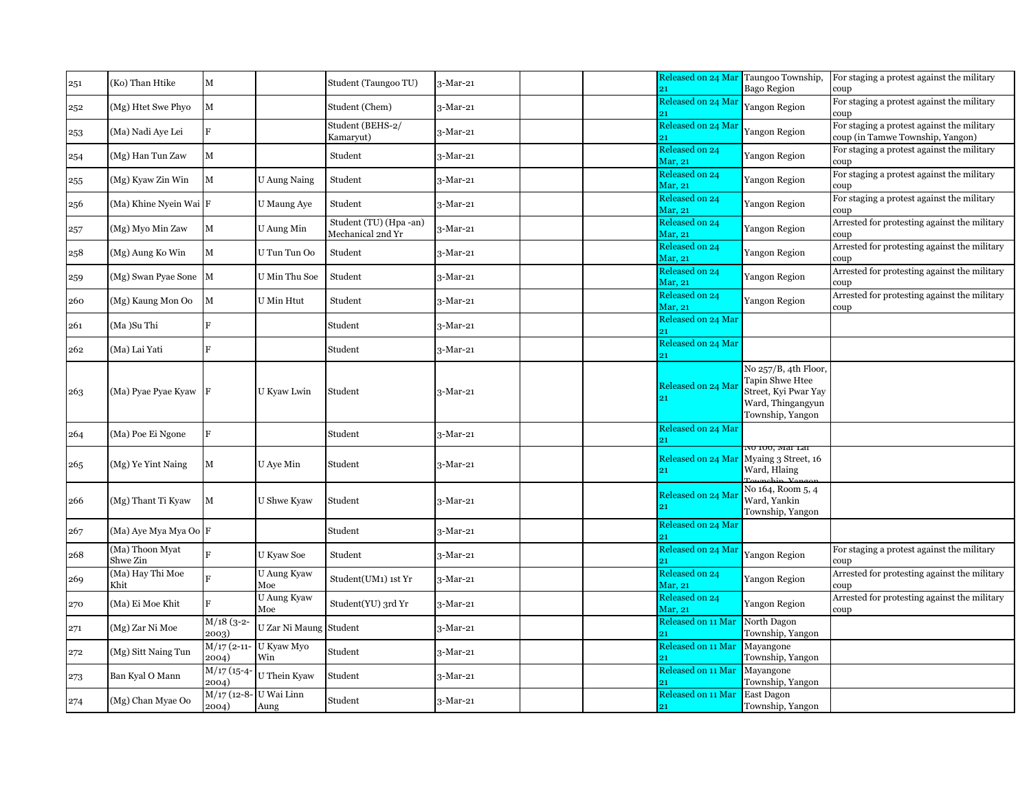| 251 | (Ko) Than Htike | M | | Student (Taungoo TU) | 3-Mar-21 | | | Released on 24 Mar 21 | Taungoo Township, Bago Region | For staging a protest against the military coup |
|---|---|---|---|---|---|---|---|---|---|---|
| 252 | (Mg) Htet Swe Phyo | M | | Student (Chem) | 3-Mar-21 | | | Released on 24 Mar 21 | Yangon Region | For staging a protest against the military coup |
| 253 | (Ma) Nadi Aye Lei | F | | Student (BEHS-2/ Kamaryut) | 3-Mar-21 | | | Released on 24 Mar 21 | Yangon Region | For staging a protest against the military coup (in Tamwe Township, Yangon) |
| 254 | (Mg) Han Tun Zaw | M | | Student | 3-Mar-21 | | | Released on 24 Mar, 21 | Yangon Region | For staging a protest against the military coup |
| 255 | (Mg) Kyaw Zin Win | M | U Aung Naing | Student | 3-Mar-21 | | | Released on 24 Mar, 21 | Yangon Region | For staging a protest against the military coup |
| 256 | (Ma) Khine Nyein Wai | F | U Maung Aye | Student | 3-Mar-21 | | | Released on 24 Mar, 21 | Yangon Region | For staging a protest against the military coup |
| 257 | (Mg) Myo Min Zaw | M | U Aung Min | Student (TU) (Hpa -an) Mechanical 2nd Yr | 3-Mar-21 | | | Released on 24 Mar, 21 | Yangon Region | Arrested for protesting against the military coup |
| 258 | (Mg) Aung Ko Win | M | U Tun Tun Oo | Student | 3-Mar-21 | | | Released on 24 Mar, 21 | Yangon Region | Arrested for protesting against the military coup |
| 259 | (Mg) Swan Pyae Sone | M | U Min Thu Soe | Student | 3-Mar-21 | | | Released on 24 Mar, 21 | Yangon Region | Arrested for protesting against the military coup |
| 260 | (Mg) Kaung Mon Oo | M | U Min Htut | Student | 3-Mar-21 | | | Released on 24 Mar, 21 | Yangon Region | Arrested for protesting against the military coup |
| 261 | (Ma )Su Thi | F | | Student | 3-Mar-21 | | | Released on 24 Mar 21 | | |
| 262 | (Ma) Lai Yati | F | | Student | 3-Mar-21 | | | Released on 24 Mar 21 | | |
| 263 | (Ma) Pyae Pyae Kyaw | F | U Kyaw Lwin | Student | 3-Mar-21 | | | Released on 24 Mar 21 | No 257/B, 4th Floor, Tapin Shwe Htee Street, Kyi Pwar Yay Ward, Thingangyun Township, Yangon | |
| 264 | (Ma) Poe Ei Ngone | F | | Student | 3-Mar-21 | | | Released on 24 Mar 21 | | |
| 265 | (Mg) Ye Yint Naing | M | U Aye Min | Student | 3-Mar-21 | | | Released on 24 Mar 21 | No 106, Mar Lar Myaing 3 Street, 16 Ward, Hlaing Township, Yangon | |
| 266 | (Mg) Thant Ti Kyaw | M | U Shwe Kyaw | Student | 3-Mar-21 | | | Released on 24 Mar 21 | No 164, Room 5, 4 Ward, Yankin Township, Yangon | |
| 267 | (Ma) Aye Mya Mya Oo | F | | Student | 3-Mar-21 | | | Released on 24 Mar 21 | | |
| 268 | (Ma) Thoon Myat Shwe Zin | F | U Kyaw Soe | Student | 3-Mar-21 | | | Released on 24 Mar 21 | Yangon Region | For staging a protest against the military coup |
| 269 | (Ma) Hay Thi Moe Khit | F | U Aung Kyaw Moe | Student(UM1) 1st Yr | 3-Mar-21 | | | Released on 24 Mar, 21 | Yangon Region | Arrested for protesting against the military coup |
| 270 | (Ma) Ei Moe Khit | F | U Aung Kyaw Moe | Student(YU) 3rd Yr | 3-Mar-21 | | | Released on 24 Mar, 21 | Yangon Region | Arrested for protesting against the military coup |
| 271 | (Mg) Zar Ni Moe | M/18 (3-2-2003) | U Zar Ni Maung | Student | 3-Mar-21 | | | Released on 11 Mar 21 | North Dagon Township, Yangon | |
| 272 | (Mg) Sitt Naing Tun | M/17 (2-11-2004) | U Kyaw Myo Win | Student | 3-Mar-21 | | | Released on 11 Mar 21 | Mayangone Township, Yangon | |
| 273 | Ban Kyal O Mann | M/17 (15-4-2004) | U Thein Kyaw | Student | 3-Mar-21 | | | Released on 11 Mar 21 | Mayangone Township, Yangon | |
| 274 | (Mg) Chan Myae Oo | M/17 (12-8-2004) | U Wai Linn Aung | Student | 3-Mar-21 | | | Released on 11 Mar 21 | East Dagon Township, Yangon | |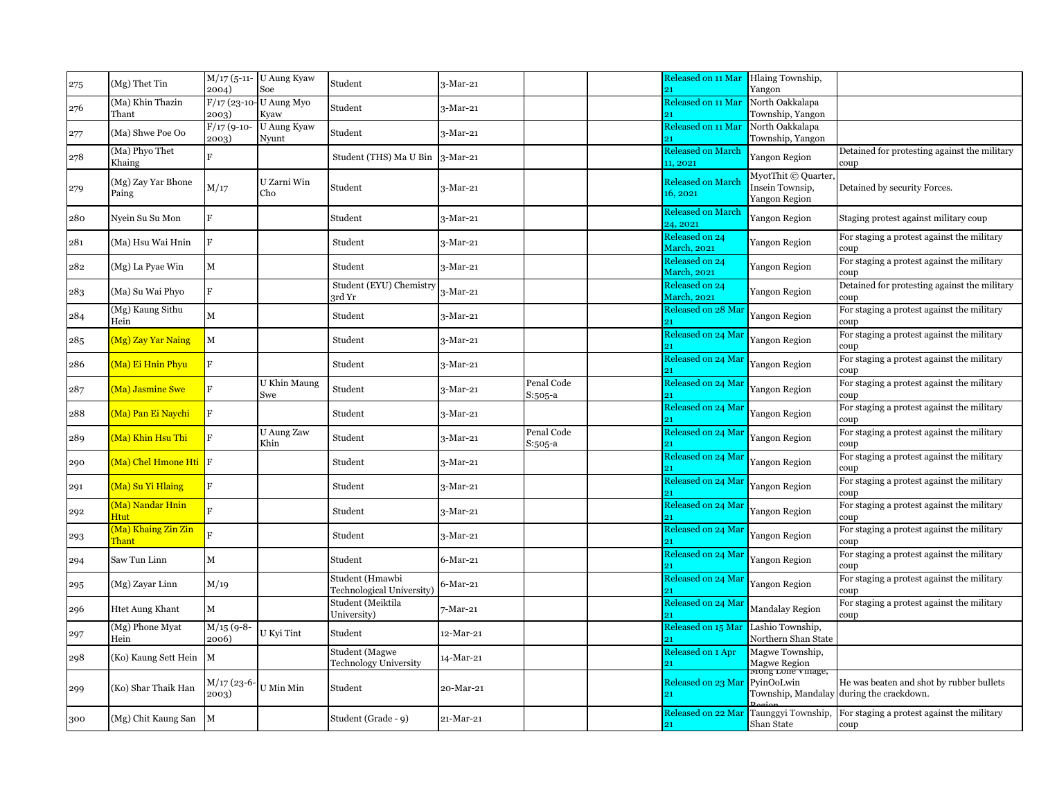| 275 | (Mg) Thet Tin | M/17 (5-11-2004) | U Aung Kyaw Soe | Student | 3-Mar-21 | | | Released on 11 Mar 21 | Hlaing Township, Yangon | |
|---|---|---|---|---|---|---|---|---|---|---|
| 276 | (Ma) Khin Thazin Thant | F/17 (23-10-2003) | U Aung Myo Kyaw | Student | 3-Mar-21 | | | Released on 11 Mar 21 | North Oakkalapa Township, Yangon | |
| 277 | (Ma) Shwe Poe Oo | F/17 (9-10-2003) | U Aung Kyaw Nyunt | Student | 3-Mar-21 | | | Released on 11 Mar 21 | North Oakkalapa Township, Yangon | |
| 278 | (Ma) Phyo Thet Khaing | F | | Student (THS) Ma U Bin | 3-Mar-21 | | | Released on March 11, 2021 | Yangon Region | Detained for protesting against the military coup |
| 279 | (Mg) Zay Yar Bhone Paing | M/17 | U Zarni Win Cho | Student | 3-Mar-21 | | | Released on March 16, 2021 | MyotThit © Quarter, Insein Townsip, Yangon Region | Detained by security Forces. |
| 280 | Nyein Su Su Mon | F | | Student | 3-Mar-21 | | | Released on March 24, 2021 | Yangon Region | Staging protest against military coup |
| 281 | (Ma) Hsu Wai Hnin | F | | Student | 3-Mar-21 | | | Released on 24 March, 2021 | Yangon Region | For staging a protest against the military coup |
| 282 | (Mg) La Pyae Win | M | | Student | 3-Mar-21 | | | Released on 24 March, 2021 | Yangon Region | For staging a protest against the military coup |
| 283 | (Ma) Su Wai Phyo | F | | Student (EYU) Chemistry 3rd Yr | 3-Mar-21 | | | Released on 24 March, 2021 | Yangon Region | Detained for protesting against the military coup |
| 284 | (Mg) Kaung Sithu Hein | M | | Student | 3-Mar-21 | | | Released on 28 Mar 21 | Yangon Region | For staging a protest against the military coup |
| 285 | (Mg) Zay Yar Naing | M | | Student | 3-Mar-21 | | | Released on 24 Mar 21 | Yangon Region | For staging a protest against the military coup |
| 286 | (Ma) Ei Hnin Phyu | F | | Student | 3-Mar-21 | | | Released on 24 Mar 21 | Yangon Region | For staging a protest against the military coup |
| 287 | (Ma) Jasmine Swe | F | U Khin Maung Swe | Student | 3-Mar-21 | Penal Code S:505-a | | Released on 24 Mar 21 | Yangon Region | For staging a protest against the military coup |
| 288 | (Ma) Pan Ei Naychi | F | | Student | 3-Mar-21 | | | Released on 24 Mar 21 | Yangon Region | For staging a protest against the military coup |
| 289 | (Ma) Khin Hsu Thi | F | U Aung Zaw Khin | Student | 3-Mar-21 | Penal Code S:505-a | | Released on 24 Mar 21 | Yangon Region | For staging a protest against the military coup |
| 290 | (Ma) Chel Hmone Hti | F | | Student | 3-Mar-21 | | | Released on 24 Mar 21 | Yangon Region | For staging a protest against the military coup |
| 291 | (Ma) Su Yi Hlaing | F | | Student | 3-Mar-21 | | | Released on 24 Mar 21 | Yangon Region | For staging a protest against the military coup |
| 292 | (Ma) Nandar Hnin Htut | F | | Student | 3-Mar-21 | | | Released on 24 Mar 21 | Yangon Region | For staging a protest against the military coup |
| 293 | (Ma) Khaing Zin Zin Thant | F | | Student | 3-Mar-21 | | | Released on 24 Mar 21 | Yangon Region | For staging a protest against the military coup |
| 294 | Saw Tun Linn | M | | Student | 6-Mar-21 | | | Released on 24 Mar 21 | Yangon Region | For staging a protest against the military coup |
| 295 | (Mg) Zayar Linn | M/19 | | Student (Hmawbi Technological University) | 6-Mar-21 | | | Released on 24 Mar 21 | Yangon Region | For staging a protest against the military coup |
| 296 | Htet Aung Khant | M | | Student (Meiktila University) | 7-Mar-21 | | | Released on 24 Mar 21 | Mandalay Region | For staging a protest against the military coup |
| 297 | (Mg) Phone Myat Hein | M/15 (9-8-2006) | U Kyi Tint | Student | 12-Mar-21 | | | Released on 15 Mar 21 | Lashio Township, Northern Shan State | |
| 298 | (Ko) Kaung Sett Hein | M | | Student (Magwe Technology University | 14-Mar-21 | | | Released on 1 Apr 21 | Magwe Township, Magwe Region | |
| 299 | (Ko) Shar Thaik Han | M/17 (23-6-2003) | U Min Min | Student | 20-Mar-21 | | | Released on 23 Mar 21 | Mong Lone Village, PyinOoLwin Township, Mandalay Region | He was beaten and shot by rubber bullets during the crackdown. |
| 300 | (Mg) Chit Kaung San | M | | Student (Grade - 9) | 21-Mar-21 | | | Released on 22 Mar 21 | Taunggyi Township, Shan State | For staging a protest against the military coup |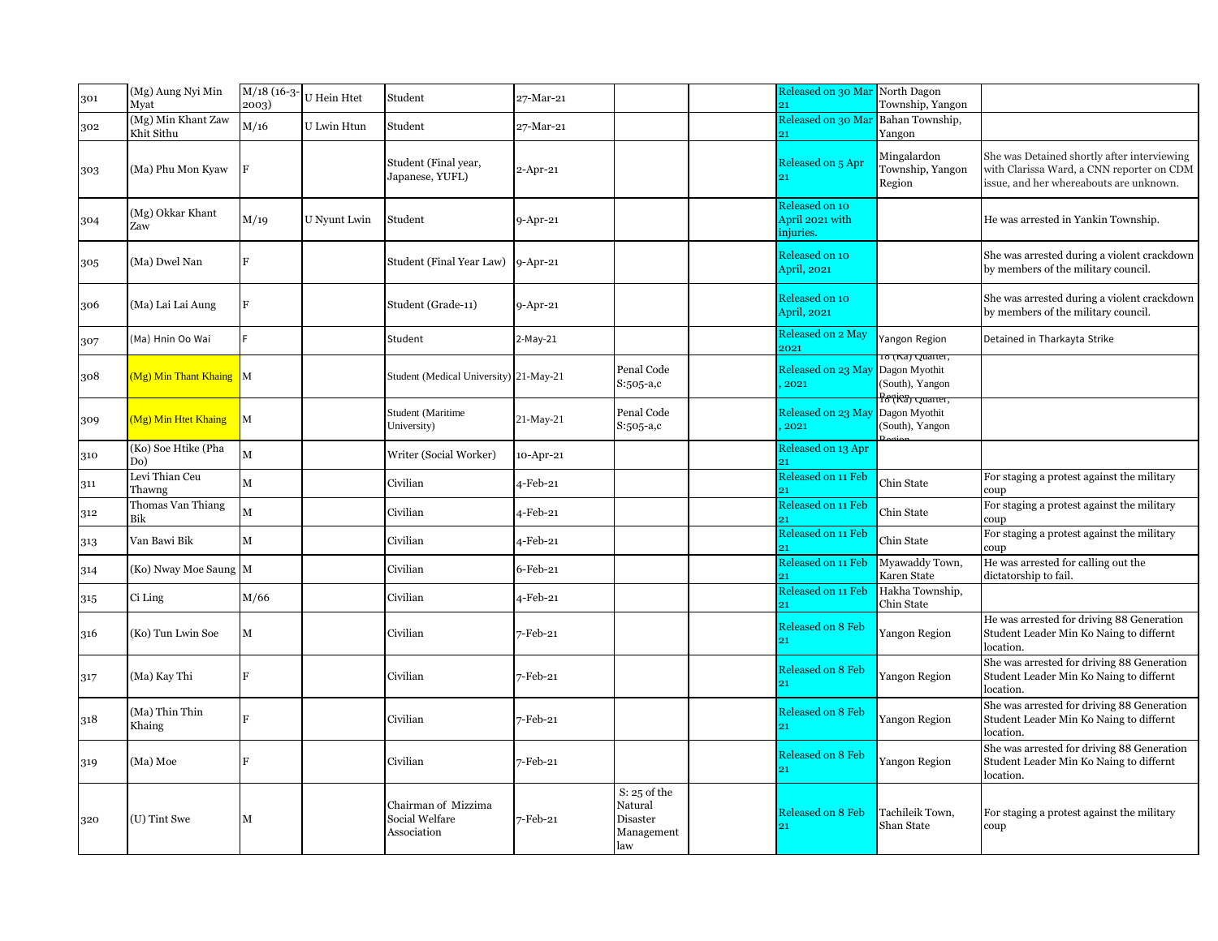| 301 | (Mg) Aung Nyi Min Myat | M/18 (16-3-2003) | U Hein Htet | Student | 27-Mar-21 | | | Released on 30 Mar 21 | North Dagon Township, Yangon | |
|---|---|---|---|---|---|---|---|---|---|---|
| 302 | (Mg) Min Khant Zaw Khit Sithu | M/16 | U Lwin Htun | Student | 27-Mar-21 | | | Released on 30 Mar 21 | Bahan Township, Yangon | |
| 303 | (Ma) Phu Mon Kyaw | F | | Student (Final year, Japanese, YUFL) | 2-Apr-21 | | | Released on 5 Apr 21 | Mingalardon Township, Yangon Region | She was Detained shortly after interviewing with Clarissa Ward, a CNN reporter on CDM issue, and her whereabouts are unknown. |
| 304 | (Mg) Okkar Khant Zaw | M/19 | U Nyunt Lwin | Student | 9-Apr-21 | | | Released on 10 April 2021 with injuries. | | He was arrested in Yankin Township. |
| 305 | (Ma) Dwel Nan | F | | Student (Final Year Law) | 9-Apr-21 | | | Released on 10 April, 2021 | | She was arrested during a violent crackdown by members of the military council. |
| 306 | (Ma) Lai Lai Aung | F | | Student (Grade-11) | 9-Apr-21 | | | Released on 10 April, 2021 | | She was arrested during a violent crackdown by members of the military council. |
| 307 | (Ma) Hnin Oo Wai | F | | Student | 2-May-21 | | | Released on 2 May 2021 | Yangon Region | Detained in Tharkayta Strike |
| 308 | (Mg) Min Thant Khaing | M | | Student (Medical University) | 21-May-21 | Penal Code S:505-a,c | | Released on 23 May , 2021 | 18 (Ka) Quarter, Dagon Myothit (South), Yangon Region | |
| 309 | (Mg) Min Htet Khaing | M | | Student (Maritime University) | 21-May-21 | Penal Code S:505-a,c | | Released on 23 May , 2021 | 18 (Ka) Quarter, Dagon Myothit (South), Yangon Region | |
| 310 | (Ko) Soe Htike (Pha Do) | M | | Writer (Social Worker) | 10-Apr-21 | | | Released on 13 Apr 21 | | |
| 311 | Levi Thian Ceu Thawng | M | | Civilian | 4-Feb-21 | | | Released on 11 Feb 21 | Chin State | For staging a protest against the military coup |
| 312 | Thomas Van Thiang Bik | M | | Civilian | 4-Feb-21 | | | Released on 11 Feb 21 | Chin State | For staging a protest against the military coup |
| 313 | Van Bawi Bik | M | | Civilian | 4-Feb-21 | | | Released on 11 Feb 21 | Chin State | For staging a protest against the military coup |
| 314 | (Ko) Nway Moe Saung | M | | Civilian | 6-Feb-21 | | | Released on 11 Feb 21 | Myawaddy Town, Karen State | He was arrested for calling out the dictatorship to fail. |
| 315 | Ci Ling | M/66 | | Civilian | 4-Feb-21 | | | Released on 11 Feb 21 | Hakha Township, Chin State | |
| 316 | (Ko) Tun Lwin Soe | M | | Civilian | 7-Feb-21 | | | Released on 8 Feb 21 | Yangon Region | He was arrested for driving 88 Generation Student Leader Min Ko Naing to differnt location. |
| 317 | (Ma) Kay Thi | F | | Civilian | 7-Feb-21 | | | Released on 8 Feb 21 | Yangon Region | She was arrested for driving 88 Generation Student Leader Min Ko Naing to differnt location. |
| 318 | (Ma) Thin Thin Khaing | F | | Civilian | 7-Feb-21 | | | Released on 8 Feb 21 | Yangon Region | She was arrested for driving 88 Generation Student Leader Min Ko Naing to differnt location. |
| 319 | (Ma) Moe | F | | Civilian | 7-Feb-21 | | | Released on 8 Feb 21 | Yangon Region | She was arrested for driving 88 Generation Student Leader Min Ko Naing to differnt location. |
| 320 | (U) Tint Swe | M | | Chairman of Mizzima Social Welfare Association | 7-Feb-21 | S: 25 of the Natural Disaster Management law | | Released on 8 Feb 21 | Tachileik Town, Shan State | For staging a protest against the military coup |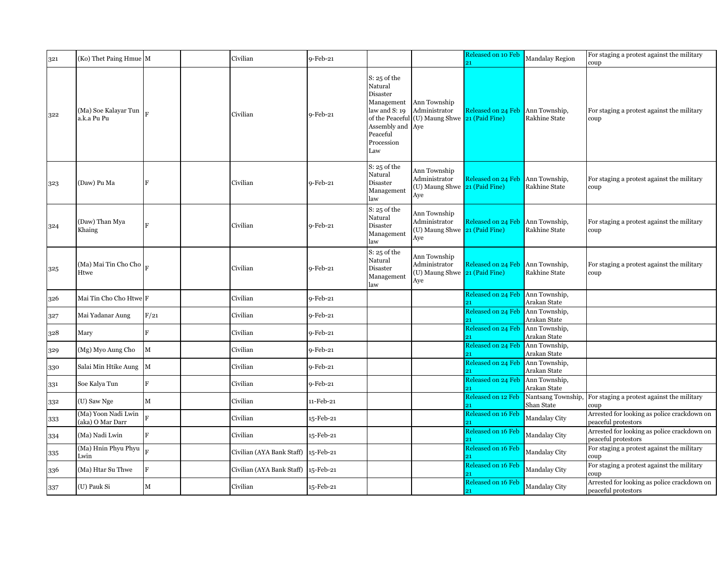| 321 | (Ko) Thet Paing Hmue | M | | Civilian | 9-Feb-21 | | | Released on 10 Feb 21 | Mandalay Region | For staging a protest against the military coup |
|---|---|---|---|---|---|---|---|---|---|---|
| 322 | (Ma) Soe Kalayar Tun a.k.a Pu Pu | F | | Civilian | 9-Feb-21 | S: 25 of the Natural Disaster Management law and S: 19 of the Peaceful Assembly and Peaceful Procession Law | Ann Township Administrator (U) Maung Shwe Aye | Released on 24 Feb 21 (Paid Fine) | Ann Township, Rakhine State | For staging a protest against the military coup |
| 323 | (Daw) Pu Ma | F | | Civilian | 9-Feb-21 | S: 25 of the Natural Disaster Management law | Ann Township Administrator (U) Maung Shwe Aye | Released on 24 Feb 21 (Paid Fine) | Ann Township, Rakhine State | For staging a protest against the military coup |
| 324 | (Daw) Than Mya Khaing | F | | Civilian | 9-Feb-21 | S: 25 of the Natural Disaster Management law | Ann Township Administrator (U) Maung Shwe Aye | Released on 24 Feb 21 (Paid Fine) | Ann Township, Rakhine State | For staging a protest against the military coup |
| 325 | (Ma) Mai Tin Cho Cho Htwe | F | | Civilian | 9-Feb-21 | S: 25 of the Natural Disaster Management law | Ann Township Administrator (U) Maung Shwe Aye | Released on 24 Feb 21 (Paid Fine) | Ann Township, Rakhine State | For staging a protest against the military coup |
| 326 | Mai Tin Cho Cho Htwe | F | | Civilian | 9-Feb-21 | | | Released on 24 Feb 21 | Ann Township, Arakan State | |
| 327 | Mai Yadanar Aung | F/21 | | Civilian | 9-Feb-21 | | | Released on 24 Feb 21 | Ann Township, Arakan State | |
| 328 | Mary | F | | Civilian | 9-Feb-21 | | | Released on 24 Feb 21 | Ann Township, Arakan State | |
| 329 | (Mg) Myo Aung Cho | M | | Civilian | 9-Feb-21 | | | Released on 24 Feb 21 | Ann Township, Arakan State | |
| 330 | Salai Min Htike Aung | M | | Civilian | 9-Feb-21 | | | Released on 24 Feb 21 | Ann Township, Arakan State | |
| 331 | Soe Kalya Tun | F | | Civilian | 9-Feb-21 | | | Released on 24 Feb 21 | Ann Township, Arakan State | |
| 332 | (U) Saw Nge | M | | Civilian | 11-Feb-21 | | | Released on 12 Feb 21 | Nantsang Township, Shan State | For staging a protest against the military coup |
| 333 | (Ma) Yoon Nadi Lwin (aka) O Mar Darr | F | | Civilian | 15-Feb-21 | | | Released on 16 Feb 21 | Mandalay City | Arrested for looking as police crackdown on peaceful protestors |
| 334 | (Ma) Nadi Lwin | F | | Civilian | 15-Feb-21 | | | Released on 16 Feb 21 | Mandalay City | Arrested for looking as police crackdown on peaceful protestors |
| 335 | (Ma) Hnin Phyu Phyu Lwin | F | | Civilian (AYA Bank Staff) | 15-Feb-21 | | | Released on 16 Feb 21 | Mandalay City | For staging a protest against the military coup |
| 336 | (Ma) Htar Su Thwe | F | | Civilian (AYA Bank Staff) | 15-Feb-21 | | | Released on 16 Feb 21 | Mandalay City | For staging a protest against the military coup |
| 337 | (U) Pauk Si | M | | Civilian | 15-Feb-21 | | | Released on 16 Feb 21 | Mandalay City | Arrested for looking as police crackdown on peaceful protestors |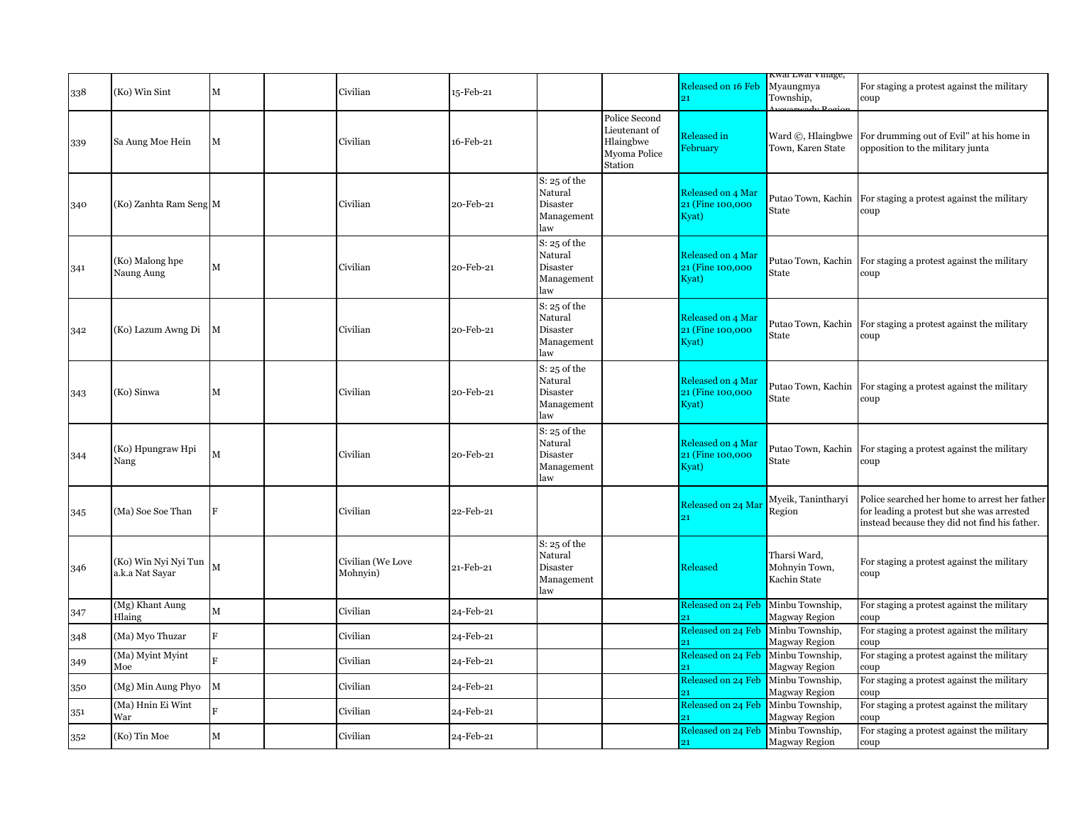| 338 | (Ko) Win Sint | M | | Civilian | 15-Feb-21 | | | Released on 16 Feb 21 | Kwai Lwai Village, Myaungmya Township, Ayeyarwady Region | For staging a protest against the military coup |
|---|---|---|---|---|---|---|---|---|---|---|
| 339 | Sa Aung Moe Hein | M | | Civilian | 16-Feb-21 | | Police Second Lieutenant of Hlaingbwe Myoma Police Station | Released in February | Ward ©, Hlaingbwe Town, Karen State | For drumming out of Evil" at his home in opposition to the military junta |
| 340 | (Ko) Zanhta Ram Seng | M | | Civilian | 20-Feb-21 | S: 25 of the Natural Disaster Management law | | Released on 4 Mar 21 (Fine 100,000 Kyat) | Putao Town, Kachin State | For staging a protest against the military coup |
| 341 | (Ko) Malong hpe Naung Aung | M | | Civilian | 20-Feb-21 | S: 25 of the Natural Disaster Management law | | Released on 4 Mar 21 (Fine 100,000 Kyat) | Putao Town, Kachin State | For staging a protest against the military coup |
| 342 | (Ko) Lazum Awng Di | M | | Civilian | 20-Feb-21 | S: 25 of the Natural Disaster Management law | | Released on 4 Mar 21 (Fine 100,000 Kyat) | Putao Town, Kachin State | For staging a protest against the military coup |
| 343 | (Ko) Sinwa | M | | Civilian | 20-Feb-21 | S: 25 of the Natural Disaster Management law | | Released on 4 Mar 21 (Fine 100,000 Kyat) | Putao Town, Kachin State | For staging a protest against the military coup |
| 344 | (Ko) Hpungraw Hpi Nang | M | | Civilian | 20-Feb-21 | S: 25 of the Natural Disaster Management law | | Released on 4 Mar 21 (Fine 100,000 Kyat) | Putao Town, Kachin State | For staging a protest against the military coup |
| 345 | (Ma) Soe Soe Than | F | | Civilian | 22-Feb-21 | | | Released on 24 Mar 21 | Myeik, Tanintharyi Region | Police searched her home to arrest her father for leading a protest but she was arrested instead because they did not find his father. |
| 346 | (Ko) Win Nyi Nyi Tun a.k.a Nat Sayar | M | | Civilian (We Love Mohnyin) | 21-Feb-21 | S: 25 of the Natural Disaster Management law | | Released | Tharsi Ward, Mohnyin Town, Kachin State | For staging a protest against the military coup |
| 347 | (Mg) Khant Aung Hlaing | M | | Civilian | 24-Feb-21 | | | Released on 24 Feb 21 | Minbu Township, Magway Region | For staging a protest against the military coup |
| 348 | (Ma) Myo Thuzar | F | | Civilian | 24-Feb-21 | | | Released on 24 Feb 21 | Minbu Township, Magway Region | For staging a protest against the military coup |
| 349 | (Ma) Myint Myint Moe | F | | Civilian | 24-Feb-21 | | | Released on 24 Feb 21 | Minbu Township, Magway Region | For staging a protest against the military coup |
| 350 | (Mg) Min Aung Phyo | M | | Civilian | 24-Feb-21 | | | Released on 24 Feb 21 | Minbu Township, Magway Region | For staging a protest against the military coup |
| 351 | (Ma) Hnin Ei Wint War | F | | Civilian | 24-Feb-21 | | | Released on 24 Feb 21 | Minbu Township, Magway Region | For staging a protest against the military coup |
| 352 | (Ko) Tin Moe | M | | Civilian | 24-Feb-21 | | | Released on 24 Feb 21 | Minbu Township, Magway Region | For staging a protest against the military coup |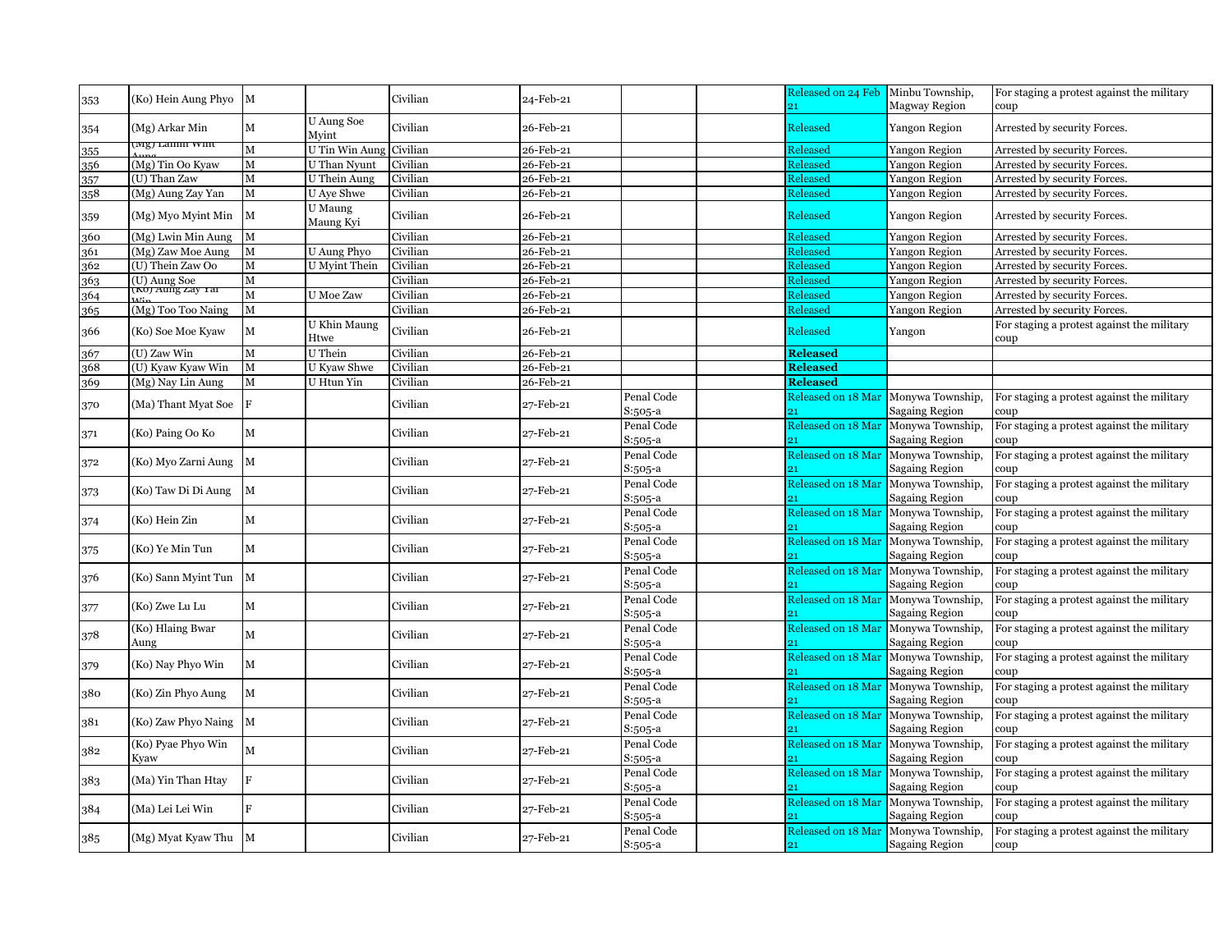| 353 | (Ko) Hein Aung Phyo | M | | Civilian | 24-Feb-21 | | | Released on 24 Feb 21 | Minbu Township, Magway Region | For staging a protest against the military coup |
|---|---|---|---|---|---|---|---|---|---|---|
| 354 | (Mg) Arkar Min | M | U Aung Soe Myint | Civilian | 26-Feb-21 | | | Released | Yangon Region | Arrested by security Forces. |
| 355 | (Mg) Lamin Wint Aung | M | U Tin Win Aung | Civilian | 26-Feb-21 | | | Released | Yangon Region | Arrested by security Forces. |
| 356 | (Mg) Tin Oo Kyaw | M | U Than Nyunt | Civilian | 26-Feb-21 | | | Released | Yangon Region | Arrested by security Forces. |
| 357 | (U) Than Zaw | M | U Thein Aung | Civilian | 26-Feb-21 | | | Released | Yangon Region | Arrested by security Forces. |
| 358 | (Mg) Aung Zay Yan | M | U Aye Shwe | Civilian | 26-Feb-21 | | | Released | Yangon Region | Arrested by security Forces. |
| 359 | (Mg) Myo Myint Min | M | U Maung Maung Kyi | Civilian | 26-Feb-21 | | | Released | Yangon Region | Arrested by security Forces. |
| 360 | (Mg) Lwin Min Aung | M | | Civilian | 26-Feb-21 | | | Released | Yangon Region | Arrested by security Forces. |
| 361 | (Mg) Zaw Moe Aung | M | U Aung Phyo | Civilian | 26-Feb-21 | | | Released | Yangon Region | Arrested by security Forces. |
| 362 | (U) Thein Zaw Oo | M | U Myint Thein | Civilian | 26-Feb-21 | | | Released | Yangon Region | Arrested by security Forces. |
| 363 | (U) Aung Soe | M | | Civilian | 26-Feb-21 | | | Released | Yangon Region | Arrested by security Forces. |
| 364 | (Ko) Aung Zay Yar Win | M | U Moe Zaw | Civilian | 26-Feb-21 | | | Released | Yangon Region | Arrested by security Forces. |
| 365 | (Mg) Too Too Naing | M | | Civilian | 26-Feb-21 | | | Released | Yangon Region | Arrested by security Forces. |
| 366 | (Ko) Soe Moe Kyaw | M | U Khin Maung Htwe | Civilian | 26-Feb-21 | | | Released | Yangon | For staging a protest against the military coup |
| 367 | (U) Zaw Win | M | U Thein | Civilian | 26-Feb-21 | | | **Released** | | |
| 368 | (U) Kyaw Kyaw Win | M | U Kyaw Shwe | Civilian | 26-Feb-21 | | | **Released** | | |
| 369 | (Mg) Nay Lin Aung | M | U Htun Yin | Civilian | 26-Feb-21 | | | **Released** | | |
| 370 | (Ma) Thant Myat Soe | F | | Civilian | 27-Feb-21 | Penal Code S:505-a | | Released on 18 Mar 21 | Monywa Township, Sagaing Region | For staging a protest against the military coup |
| 371 | (Ko) Paing Oo Ko | M | | Civilian | 27-Feb-21 | Penal Code S:505-a | | Released on 18 Mar 21 | Monywa Township, Sagaing Region | For staging a protest against the military coup |
| 372 | (Ko) Myo Zarni Aung | M | | Civilian | 27-Feb-21 | Penal Code S:505-a | | Released on 18 Mar 21 | Monywa Township, Sagaing Region | For staging a protest against the military coup |
| 373 | (Ko) Taw Di Di Aung | M | | Civilian | 27-Feb-21 | Penal Code S:505-a | | Released on 18 Mar 21 | Monywa Township, Sagaing Region | For staging a protest against the military coup |
| 374 | (Ko) Hein Zin | M | | Civilian | 27-Feb-21 | Penal Code S:505-a | | Released on 18 Mar 21 | Monywa Township, Sagaing Region | For staging a protest against the military coup |
| 375 | (Ko) Ye Min Tun | M | | Civilian | 27-Feb-21 | Penal Code S:505-a | | Released on 18 Mar 21 | Monywa Township, Sagaing Region | For staging a protest against the military coup |
| 376 | (Ko) Sann Myint Tun | M | | Civilian | 27-Feb-21 | Penal Code S:505-a | | Released on 18 Mar 21 | Monywa Township, Sagaing Region | For staging a protest against the military coup |
| 377 | (Ko) Zwe Lu Lu | M | | Civilian | 27-Feb-21 | Penal Code S:505-a | | Released on 18 Mar 21 | Monywa Township, Sagaing Region | For staging a protest against the military coup |
| 378 | (Ko) Hlaing Bwar Aung | M | | Civilian | 27-Feb-21 | Penal Code S:505-a | | Released on 18 Mar 21 | Monywa Township, Sagaing Region | For staging a protest against the military coup |
| 379 | (Ko) Nay Phyo Win | M | | Civilian | 27-Feb-21 | Penal Code S:505-a | | Released on 18 Mar 21 | Monywa Township, Sagaing Region | For staging a protest against the military coup |
| 380 | (Ko) Zin Phyo Aung | M | | Civilian | 27-Feb-21 | Penal Code S:505-a | | Released on 18 Mar 21 | Monywa Township, Sagaing Region | For staging a protest against the military coup |
| 381 | (Ko) Zaw Phyo Naing | M | | Civilian | 27-Feb-21 | Penal Code S:505-a | | Released on 18 Mar 21 | Monywa Township, Sagaing Region | For staging a protest against the military coup |
| 382 | (Ko) Pyae Phyo Win Kyaw | M | | Civilian | 27-Feb-21 | Penal Code S:505-a | | Released on 18 Mar 21 | Monywa Township, Sagaing Region | For staging a protest against the military coup |
| 383 | (Ma) Yin Than Htay | F | | Civilian | 27-Feb-21 | Penal Code S:505-a | | Released on 18 Mar 21 | Monywa Township, Sagaing Region | For staging a protest against the military coup |
| 384 | (Ma) Lei Lei Win | F | | Civilian | 27-Feb-21 | Penal Code S:505-a | | Released on 18 Mar 21 | Monywa Township, Sagaing Region | For staging a protest against the military coup |
| 385 | (Mg) Myat Kyaw Thu | M | | Civilian | 27-Feb-21 | Penal Code S:505-a | | Released on 18 Mar 21 | Monywa Township, Sagaing Region | For staging a protest against the military coup |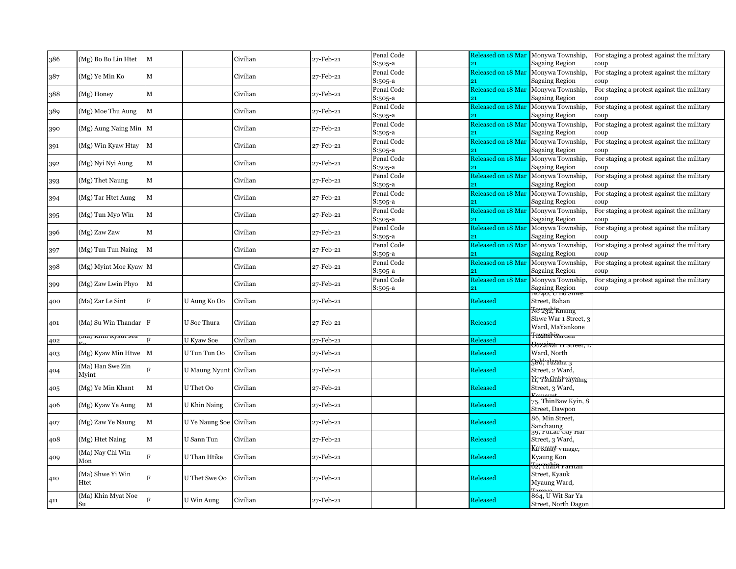| | | | | | | | | | | |
|---|---|---|---|---|---|---|---|---|---|---|
| 386 | (Mg) Bo Bo Lin Htet | M | | Civilian | 27-Feb-21 | Penal Code S:505-a | | Released on 18 Mar 21 | Monywa Township, Sagaing Region | For staging a protest against the military coup |
| 387 | (Mg) Ye Min Ko | M | | Civilian | 27-Feb-21 | Penal Code S:505-a | | Released on 18 Mar 21 | Monywa Township, Sagaing Region | For staging a protest against the military coup |
| 388 | (Mg) Honey | M | | Civilian | 27-Feb-21 | Penal Code S:505-a | | Released on 18 Mar 21 | Monywa Township, Sagaing Region | For staging a protest against the military coup |
| 389 | (Mg) Moe Thu Aung | M | | Civilian | 27-Feb-21 | Penal Code S:505-a | | Released on 18 Mar 21 | Monywa Township, Sagaing Region | For staging a protest against the military coup |
| 390 | (Mg) Aung Naing Min | M | | Civilian | 27-Feb-21 | Penal Code S:505-a | | Released on 18 Mar 21 | Monywa Township, Sagaing Region | For staging a protest against the military coup |
| 391 | (Mg) Win Kyaw Htay | M | | Civilian | 27-Feb-21 | Penal Code S:505-a | | Released on 18 Mar 21 | Monywa Township, Sagaing Region | For staging a protest against the military coup |
| 392 | (Mg) Nyi Nyi Aung | M | | Civilian | 27-Feb-21 | Penal Code S:505-a | | Released on 18 Mar 21 | Monywa Township, Sagaing Region | For staging a protest against the military coup |
| 393 | (Mg) Thet Naung | M | | Civilian | 27-Feb-21 | Penal Code S:505-a | | Released on 18 Mar 21 | Monywa Township, Sagaing Region | For staging a protest against the military coup |
| 394 | (Mg) Tar Htet Aung | M | | Civilian | 27-Feb-21 | Penal Code S:505-a | | Released on 18 Mar 21 | Monywa Township, Sagaing Region | For staging a protest against the military coup |
| 395 | (Mg) Tun Myo Win | M | | Civilian | 27-Feb-21 | Penal Code S:505-a | | Released on 18 Mar 21 | Monywa Township, Sagaing Region | For staging a protest against the military coup |
| 396 | (Mg) Zaw Zaw | M | | Civilian | 27-Feb-21 | Penal Code S:505-a | | Released on 18 Mar 21 | Monywa Township, Sagaing Region | For staging a protest against the military coup |
| 397 | (Mg) Tun Tun Naing | M | | Civilian | 27-Feb-21 | Penal Code S:505-a | | Released on 18 Mar 21 | Monywa Township, Sagaing Region | For staging a protest against the military coup |
| 398 | (Mg) Myint Moe Kyaw | M | | Civilian | 27-Feb-21 | Penal Code S:505-a | | Released on 18 Mar 21 | Monywa Township, Sagaing Region | For staging a protest against the military coup |
| 399 | (Mg) Zaw Lwin Phyo | M | | Civilian | 27-Feb-21 | Penal Code S:505-a | | Released on 18 Mar 21 | Monywa Township, Sagaing Region | For staging a protest against the military coup |
| 400 | (Ma) Zar Le Sint | F | U Aung Ko Oo | Civilian | 27-Feb-21 | | | Released | No 40, U Bo Shwe Street, Bahan Township | |
| 401 | (Ma) Su Win Thandar | F | U Soe Thura | Civilian | 27-Feb-21 | | | Released | No 232, Khaing Shwe War 1 Street, 3 Ward, MaYankone Township | |
| 402 | (Ma) Khin Kyaut Mu Ko | F | U Kyaw Soe | Civilian | 27-Feb-21 | | | Released | Yuzana Garden Housing | |
| 403 | (Mg) Kyaw Min Htwe | M | U Tun Tun Oo | Civilian | 27-Feb-21 | | | Released | UdzaNar 11 Street, L Ward, North Okkalapa | |
| 404 | (Ma) Han Swe Zin Myint | F | U Maung Nyunt | Civilian | 27-Feb-21 | | | Released | 580, Yuzana 3 Street, 2 Ward, North Okkalapa | |
| 405 | (Mg) Ye Min Khant | M | U Thet Oo | Civilian | 27-Feb-21 | | | Released | 11, Yadanar Myaing Street, 3 Ward, Kamayut | |
| 406 | (Mg) Kyaw Ye Aung | M | U Khin Naing | Civilian | 27-Feb-21 | | | Released | 75, ThinBaw Kyin, 8 Street, Dawpon | |
| 407 | (Mg) Zaw Ye Naung | M | U Ye Naung Soe | Civilian | 27-Feb-21 | | | Released | 86, Min Street, Sanchaung | |
| 408 | (Mg) Htet Naing | M | U Sann Tun | Civilian | 27-Feb-21 | | | Released | 39, PuLae Gay Har Street, 3 Ward, Kamayut | |
| 409 | (Ma) Nay Chi Win Mon | F | U Than Htike | Civilian | 27-Feb-21 | | | Released | Ka Kaay Village, Kyaung Kon Township | |
| 410 | (Ma) Shwe Yi Win Htet | F | U Thet Swe Oo | Civilian | 27-Feb-21 | | | Released | 62, ThaDi ParITan Street, Kyauk Myaung Ward, Tamwe | |
| 411 | (Ma) Khin Myat Noe Su | F | U Win Aung | Civilian | 27-Feb-21 | | | Released | 864, U Wit Sar Ya Street, North Dagon | |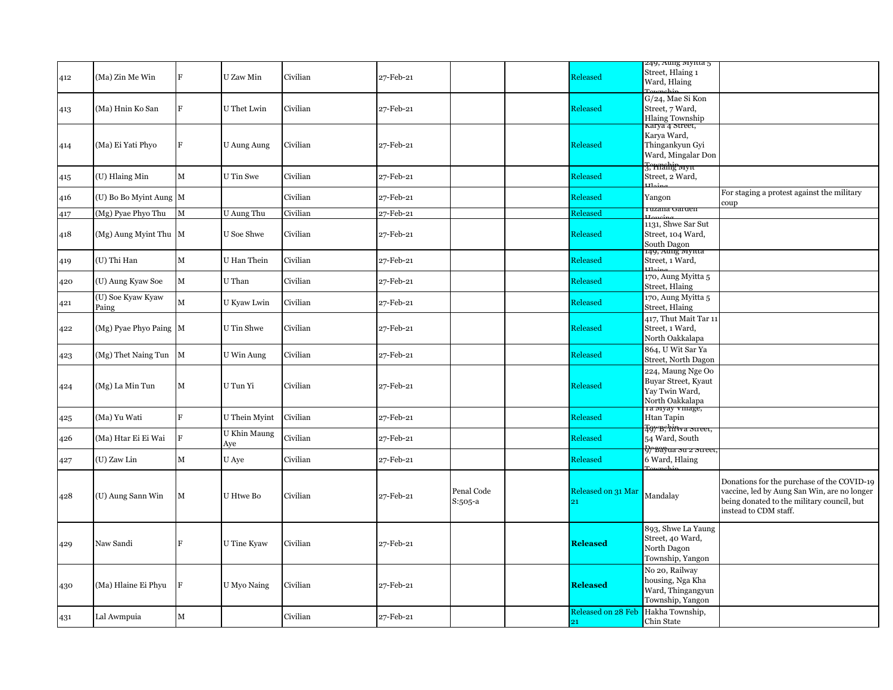| 412 | (Ma) Zin Me Win | F | U Zaw Min | Civilian | 27-Feb-21 | | | Released | 249, Aung Myitta 5 Street, Hlaing 1 Ward, Hlaing Township | |
|---|---|---|---|---|---|---|---|---|---|---|
| 413 | (Ma) Hnin Ko San | F | U Thet Lwin | Civilian | 27-Feb-21 | | | Released | G/24, Mae Si Kon Street, 7 Ward, Hlaing Township | |
| 414 | (Ma) Ei Yati Phyo | F | U Aung Aung | Civilian | 27-Feb-21 | | | Released | Karya 4 Street, Karya Ward, Thingankyun Gyi Ward, Mingalar Don Township | |
| 415 | (U) Hlaing Min | M | U Tin Swe | Civilian | 27-Feb-21 | | | Released | 3, Hlaing Myit Street, 2 Ward, Hlaing | |
| 416 | (U) Bo Bo Myint Aung | M | | Civilian | 27-Feb-21 | | | Released | Yangon | For staging a protest against the military coup |
| 417 | (Mg) Pyae Phyo Thu | M | U Aung Thu | Civilian | 27-Feb-21 | | | Released | Yuzana Garden Housing | |
| 418 | (Mg) Aung Myint Thu | M | U Soe Shwe | Civilian | 27-Feb-21 | | | Released | 1131, Shwe Sar Sut Street, 104 Ward, South Dagon | |
| 419 | (U) Thi Han | M | U Han Thein | Civilian | 27-Feb-21 | | | Released | 149, Aung Myitta Street, 1 Ward, Hlaing | |
| 420 | (U) Aung Kyaw Soe | M | U Than | Civilian | 27-Feb-21 | | | Released | 170, Aung Myitta 5 Street, Hlaing | |
| 421 | (U) Soe Kyaw Kyaw Paing | M | U Kyaw Lwin | Civilian | 27-Feb-21 | | | Released | 170, Aung Myitta 5 Street, Hlaing | |
| 422 | (Mg) Pyae Phyo Paing | M | U Tin Shwe | Civilian | 27-Feb-21 | | | Released | 417, Thut Mait Tar 11 Street, 1 Ward, North Oakkalapa | |
| 423 | (Mg) Thet Naing Tun | M | U Win Aung | Civilian | 27-Feb-21 | | | Released | 864, U Wit Sar Ya Street, North Dagon | |
| 424 | (Mg) La Min Tun | M | U Tun Yi | Civilian | 27-Feb-21 | | | Released | 224, Maung Nge Oo Buyar Street, Kyaut Yay Twin Ward, North Oakkalapa | |
| 425 | (Ma) Yu Wati | F | U Thein Myint | Civilian | 27-Feb-21 | | | Released | Ta Myay Village, Htan Tapin Township | |
| 426 | (Ma) Htar Ei Ei Wai | F | U Khin Maung Aye | Civilian | 27-Feb-21 | | | Released | 49/B, Hlwa Street, 54 Ward, South Dagon | |
| 427 | (U) Zaw Lin | M | U Aye | Civilian | 27-Feb-21 | | | Released | 9/ Bayda Su 2 Street, 6 Ward, Hlaing Township | |
| 428 | (U) Aung Sann Win | M | U Htwe Bo | Civilian | 27-Feb-21 | Penal Code S:505-a | | Released on 31 Mar 21 | Mandalay | Donations for the purchase of the COVID-19 vaccine, led by Aung San Win, are no longer being donated to the military council, but instead to CDM staff. |
| 429 | Naw Sandi | F | U Tine Kyaw | Civilian | 27-Feb-21 | | | **Released** | 893, Shwe La Yaung Street, 40 Ward, North Dagon Township, Yangon | |
| 430 | (Ma) Hlaine Ei Phyu | F | U Myo Naing | Civilian | 27-Feb-21 | | | **Released** | No 20, Railway housing, Nga Kha Ward, Thingangyun Township, Yangon | |
| 431 | Lal Awmpuia | M | | Civilian | 27-Feb-21 | | | Released on 28 Feb 21 | Hakha Township, Chin State | |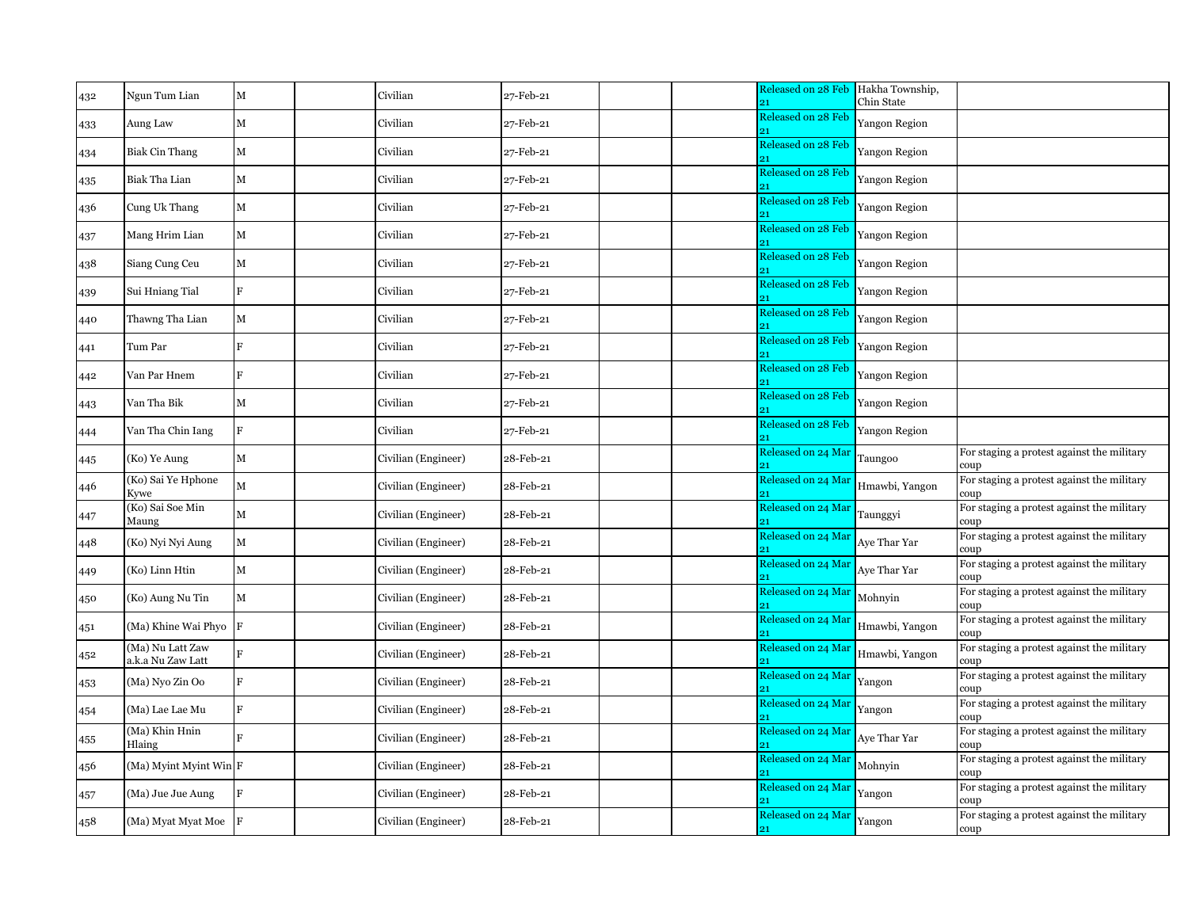| | | | | | | | | | | |
|---|---|---|---|---|---|---|---|---|---|---|
| 432 | Ngun Tum Lian | M | | Civilian | 27-Feb-21 | | | Released on 28 Feb 21 | Hakha Township, Chin State | |
| 433 | Aung Law | M | | Civilian | 27-Feb-21 | | | Released on 28 Feb 21 | Yangon Region | |
| 434 | Biak Cin Thang | M | | Civilian | 27-Feb-21 | | | Released on 28 Feb 21 | Yangon Region | |
| 435 | Biak Tha Lian | M | | Civilian | 27-Feb-21 | | | Released on 28 Feb 21 | Yangon Region | |
| 436 | Cung Uk Thang | M | | Civilian | 27-Feb-21 | | | Released on 28 Feb 21 | Yangon Region | |
| 437 | Mang Hrim Lian | M | | Civilian | 27-Feb-21 | | | Released on 28 Feb 21 | Yangon Region | |
| 438 | Siang Cung Ceu | M | | Civilian | 27-Feb-21 | | | Released on 28 Feb 21 | Yangon Region | |
| 439 | Sui Hniang Tial | F | | Civilian | 27-Feb-21 | | | Released on 28 Feb 21 | Yangon Region | |
| 440 | Thawng Tha Lian | M | | Civilian | 27-Feb-21 | | | Released on 28 Feb 21 | Yangon Region | |
| 441 | Tum Par | F | | Civilian | 27-Feb-21 | | | Released on 28 Feb 21 | Yangon Region | |
| 442 | Van Par Hnem | F | | Civilian | 27-Feb-21 | | | Released on 28 Feb 21 | Yangon Region | |
| 443 | Van Tha Bik | M | | Civilian | 27-Feb-21 | | | Released on 28 Feb 21 | Yangon Region | |
| 444 | Van Tha Chin Iang | F | | Civilian | 27-Feb-21 | | | Released on 28 Feb 21 | Yangon Region | |
| 445 | (Ko) Ye Aung | M | | Civilian (Engineer) | 28-Feb-21 | | | Released on 24 Mar 21 | Taungoo | For staging a protest against the military coup |
| 446 | (Ko) Sai Ye Hphone Kywe | M | | Civilian (Engineer) | 28-Feb-21 | | | Released on 24 Mar 21 | Hmawbi, Yangon | For staging a protest against the military coup |
| 447 | (Ko) Sai Soe Min Maung | M | | Civilian (Engineer) | 28-Feb-21 | | | Released on 24 Mar 21 | Taunggyi | For staging a protest against the military coup |
| 448 | (Ko) Nyi Nyi Aung | M | | Civilian (Engineer) | 28-Feb-21 | | | Released on 24 Mar 21 | Aye Thar Yar | For staging a protest against the military coup |
| 449 | (Ko) Linn Htin | M | | Civilian (Engineer) | 28-Feb-21 | | | Released on 24 Mar 21 | Aye Thar Yar | For staging a protest against the military coup |
| 450 | (Ko) Aung Nu Tin | M | | Civilian (Engineer) | 28-Feb-21 | | | Released on 24 Mar 21 | Mohnyin | For staging a protest against the military coup |
| 451 | (Ma) Khine Wai Phyo | F | | Civilian (Engineer) | 28-Feb-21 | | | Released on 24 Mar 21 | Hmawbi, Yangon | For staging a protest against the military coup |
| 452 | (Ma) Nu Latt Zaw a.k.a Nu Zaw Latt | F | | Civilian (Engineer) | 28-Feb-21 | | | Released on 24 Mar 21 | Hmawbi, Yangon | For staging a protest against the military coup |
| 453 | (Ma) Nyo Zin Oo | F | | Civilian (Engineer) | 28-Feb-21 | | | Released on 24 Mar 21 | Yangon | For staging a protest against the military coup |
| 454 | (Ma) Lae Lae Mu | F | | Civilian (Engineer) | 28-Feb-21 | | | Released on 24 Mar 21 | Yangon | For staging a protest against the military coup |
| 455 | (Ma) Khin Hnin Hlaing | F | | Civilian (Engineer) | 28-Feb-21 | | | Released on 24 Mar 21 | Aye Thar Yar | For staging a protest against the military coup |
| 456 | (Ma) Myint Myint Win | F | | Civilian (Engineer) | 28-Feb-21 | | | Released on 24 Mar 21 | Mohnyin | For staging a protest against the military coup |
| 457 | (Ma) Jue Jue Aung | F | | Civilian (Engineer) | 28-Feb-21 | | | Released on 24 Mar 21 | Yangon | For staging a protest against the military coup |
| 458 | (Ma) Myat Myat Moe | F | | Civilian (Engineer) | 28-Feb-21 | | | Released on 24 Mar 21 | Yangon | For staging a protest against the military coup |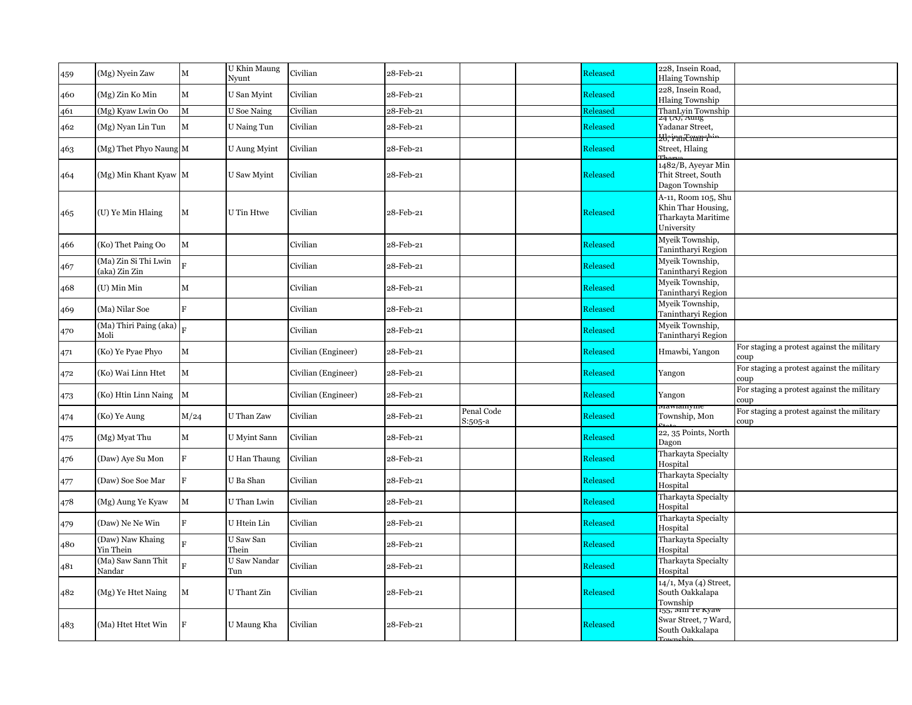| 459 | (Mg) Nyein Zaw | M | U Khin Maung Nyunt | Civilian | 28-Feb-21 | | | Released | 228, Insein Road, Hlaing Township | |
|---|---|---|---|---|---|---|---|---|---|---|
| 460 | (Mg) Zin Ko Min | M | U San Myint | Civilian | 28-Feb-21 | | | Released | 228, Insein Road, Hlaing Township | |
| 461 | (Mg) Kyaw Lwin Oo | M | U Soe Naing | Civilian | 28-Feb-21 | | | Released | ThanLyin Township | |
| 462 | (Mg) Nyan Lin Tun | M | U Naing Tun | Civilian | 28-Feb-21 | | | Released | 24 (A), Aung Yadanar Street, Hlaing Township | |
| 463 | (Mg) Thet Phyo Naung | M | U Aung Myint | Civilian | 28-Feb-21 | | | Released | 20, Pan Chan 1 Street, Hlaing Tharya | |
| 464 | (Mg) Min Khant Kyaw | M | U Saw Myint | Civilian | 28-Feb-21 | | | Released | 1482/B, Ayeyar Min Thit Street, South Dagon Township | |
| 465 | (U) Ye Min Hlaing | M | U Tin Htwe | Civilian | 28-Feb-21 | | | Released | A-11, Room 105, Shu Khin Thar Housing, Tharkayta Maritime University | |
| 466 | (Ko) Thet Paing Oo | M | | Civilian | 28-Feb-21 | | | Released | Myeik Township, Tanintharyi Region | |
| 467 | (Ma) Zin Si Thi Lwin (aka) Zin Zin | F | | Civilian | 28-Feb-21 | | | Released | Myeik Township, Tanintharyi Region | |
| 468 | (U) Min Min | M | | Civilian | 28-Feb-21 | | | Released | Myeik Township, Tanintharyi Region | |
| 469 | (Ma) Nilar Soe | F | | Civilian | 28-Feb-21 | | | Released | Myeik Township, Tanintharyi Region | |
| 470 | (Ma) Thiri Paing (aka) Moli | F | | Civilian | 28-Feb-21 | | | Released | Myeik Township, Tanintharyi Region | |
| 471 | (Ko) Ye Pyae Phyo | M | | Civilian (Engineer) | 28-Feb-21 | | | Released | Hmawbi, Yangon | For staging a protest against the military coup |
| 472 | (Ko) Wai Linn Htet | M | | Civilian (Engineer) | 28-Feb-21 | | | Released | Yangon | For staging a protest against the military coup |
| 473 | (Ko) Htin Linn Naing | M | | Civilian (Engineer) | 28-Feb-21 | | | Released | Yangon | For staging a protest against the military coup |
| 474 | (Ko) Ye Aung | M/24 | U Than Zaw | Civilian | 28-Feb-21 | Penal Code S:505-a | | Released | Mawlamyine Township, Mon State | For staging a protest against the military coup |
| 475 | (Mg) Myat Thu | M | U Myint Sann | Civilian | 28-Feb-21 | | | Released | 22, 35 Points, North Dagon | |
| 476 | (Daw) Aye Su Mon | F | U Han Thaung | Civilian | 28-Feb-21 | | | Released | Tharkayta Specialty Hospital | |
| 477 | (Daw) Soe Soe Mar | F | U Ba Shan | Civilian | 28-Feb-21 | | | Released | Tharkayta Specialty Hospital | |
| 478 | (Mg) Aung Ye Kyaw | M | U Than Lwin | Civilian | 28-Feb-21 | | | Released | Tharkayta Specialty Hospital | |
| 479 | (Daw) Ne Ne Win | F | U Htein Lin | Civilian | 28-Feb-21 | | | Released | Tharkayta Specialty Hospital | |
| 480 | (Daw) Naw Khaing Yin Thein | F | U Saw San Thein | Civilian | 28-Feb-21 | | | Released | Tharkayta Specialty Hospital | |
| 481 | (Ma) Saw Sann Thit Nandar | F | U Saw Nandar Tun | Civilian | 28-Feb-21 | | | Released | Tharkayta Specialty Hospital | |
| 482 | (Mg) Ye Htet Naing | M | U Thant Zin | Civilian | 28-Feb-21 | | | Released | 14/1, Mya (4) Street, South Oakkalapa Township | |
| 483 | (Ma) Htet Htet Win | F | U Maung Kha | Civilian | 28-Feb-21 | | | Released | 155, Min Ye Kyaw Swar Street, 7 Ward, South Oakkalapa Township | |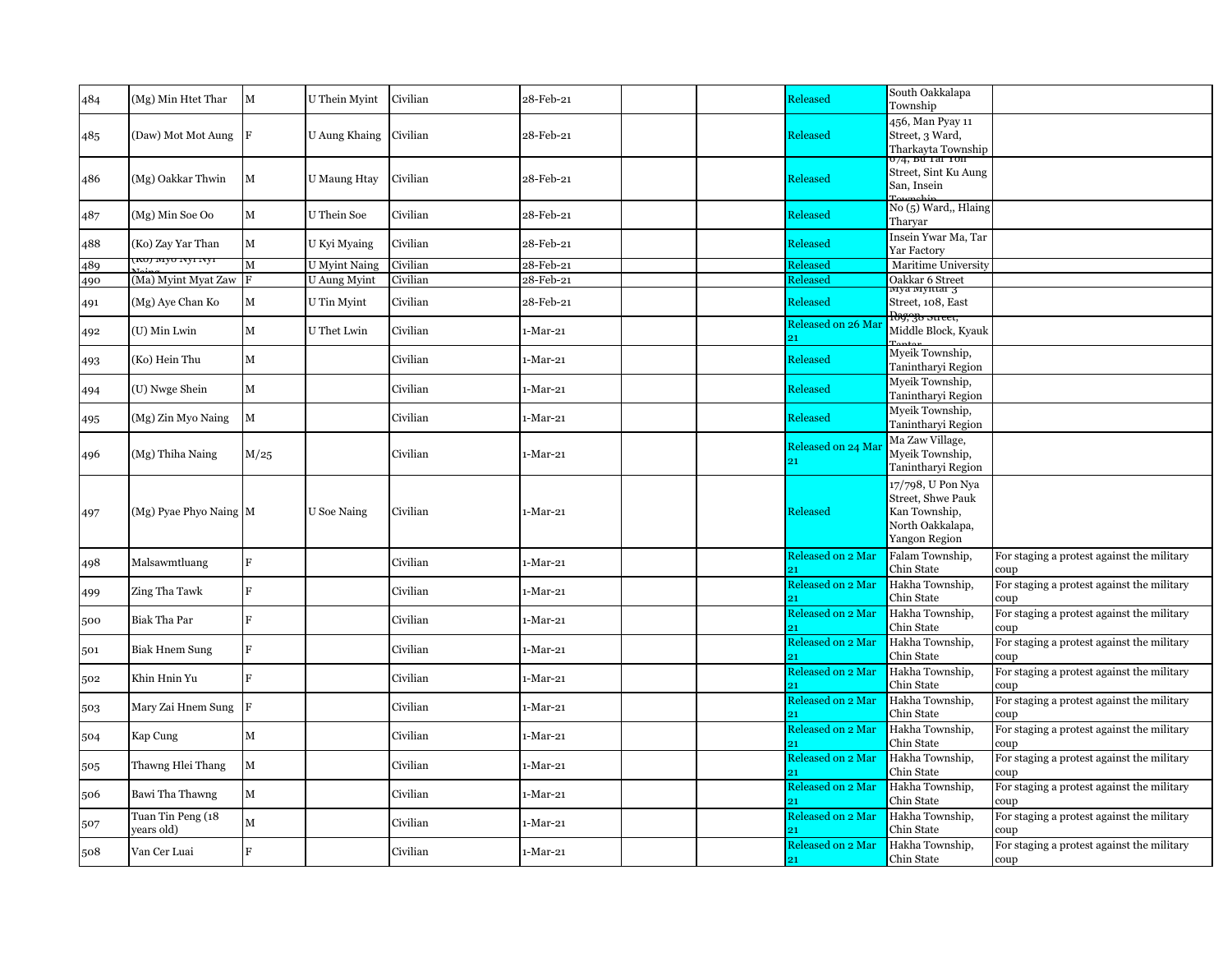| 484 | (Mg) Min Htet Thar | M | U Thein Myint | Civilian | 28-Feb-21 | | | Released | South Oakkalapa Township | |
|---|---|---|---|---|---|---|---|---|---|---|
| 485 | (Daw) Mot Mot Aung | F | U Aung Khaing | Civilian | 28-Feb-21 | | | Released | 456, Man Pyay 11 Street, 3 Ward, Tharkayta Township | |
| 486 | (Mg) Oakkar Thwin | M | U Maung Htay | Civilian | 28-Feb-21 | | | Released | 674, Bu Tar Yon Street, Sint Ku Aung San, Insein Township | |
| 487 | (Mg) Min Soe Oo | M | U Thein Soe | Civilian | 28-Feb-21 | | | Released | No (5) Ward,, Hlaing Tharyar | |
| 488 | (Ko) Zay Yar Than | M | U Kyi Myaing | Civilian | 28-Feb-21 | | | Released | Insein Ywar Ma, Tar Yar Factory | |
| 489 | (Ko) Myo Nyi Nyi Naing | M | U Myint Naing | Civilian | 28-Feb-21 | | | Released | Maritime University | |
| 490 | (Ma) Myint Myat Zaw | F | U Aung Myint | Civilian | 28-Feb-21 | | | Released | Oakkar 6 Street | |
| 491 | (Mg) Aye Chan Ko | M | U Tin Myint | Civilian | 28-Feb-21 | | | Released | Mya Myittar 3 Street, 108, East | |
| 492 | (U) Min Lwin | M | U Thet Lwin | Civilian | 1-Mar-21 | | | Released on 26 Mar 21 | 189, 38 Street, Middle Block, Kyauk Tada | |
| 493 | (Ko) Hein Thu | M | | Civilian | 1-Mar-21 | | | Released | Myeik Township, Tanintharyi Region | |
| 494 | (U) Nwge Shein | M | | Civilian | 1-Mar-21 | | | Released | Myeik Township, Tanintharyi Region | |
| 495 | (Mg) Zin Myo Naing | M | | Civilian | 1-Mar-21 | | | Released | Myeik Township, Tanintharyi Region | |
| 496 | (Mg) Thiha Naing | M/25 | | Civilian | 1-Mar-21 | | | Released on 24 Mar 21 | Ma Zaw Village, Myeik Township, Tanintharyi Region | |
| 497 | (Mg) Pyae Phyo Naing | M | U Soe Naing | Civilian | 1-Mar-21 | | | Released | 17/798, U Pon Nya Street, Shwe Pauk Kan Township, North Oakkalapa, Yangon Region | |
| 498 | Malsawmtluang | F | | Civilian | 1-Mar-21 | | | Released on 2 Mar 21 | Falam Township, Chin State | For staging a protest against the military coup |
| 499 | Zing Tha Tawk | F | | Civilian | 1-Mar-21 | | | Released on 2 Mar 21 | Hakha Township, Chin State | For staging a protest against the military coup |
| 500 | Biak Tha Par | F | | Civilian | 1-Mar-21 | | | Released on 2 Mar 21 | Hakha Township, Chin State | For staging a protest against the military coup |
| 501 | Biak Hnem Sung | F | | Civilian | 1-Mar-21 | | | Released on 2 Mar 21 | Hakha Township, Chin State | For staging a protest against the military coup |
| 502 | Khin Hnin Yu | F | | Civilian | 1-Mar-21 | | | Released on 2 Mar 21 | Hakha Township, Chin State | For staging a protest against the military coup |
| 503 | Mary Zai Hnem Sung | F | | Civilian | 1-Mar-21 | | | Released on 2 Mar 21 | Hakha Township, Chin State | For staging a protest against the military coup |
| 504 | Kap Cung | M | | Civilian | 1-Mar-21 | | | Released on 2 Mar 21 | Hakha Township, Chin State | For staging a protest against the military coup |
| 505 | Thawng Hlei Thang | M | | Civilian | 1-Mar-21 | | | Released on 2 Mar 21 | Hakha Township, Chin State | For staging a protest against the military coup |
| 506 | Bawi Tha Thawng | M | | Civilian | 1-Mar-21 | | | Released on 2 Mar 21 | Hakha Township, Chin State | For staging a protest against the military coup |
| 507 | Tuan Tin Peng (18 years old) | M | | Civilian | 1-Mar-21 | | | Released on 2 Mar 21 | Hakha Township, Chin State | For staging a protest against the military coup |
| 508 | Van Cer Luai | F | | Civilian | 1-Mar-21 | | | Released on 2 Mar 21 | Hakha Township, Chin State | For staging a protest against the military coup |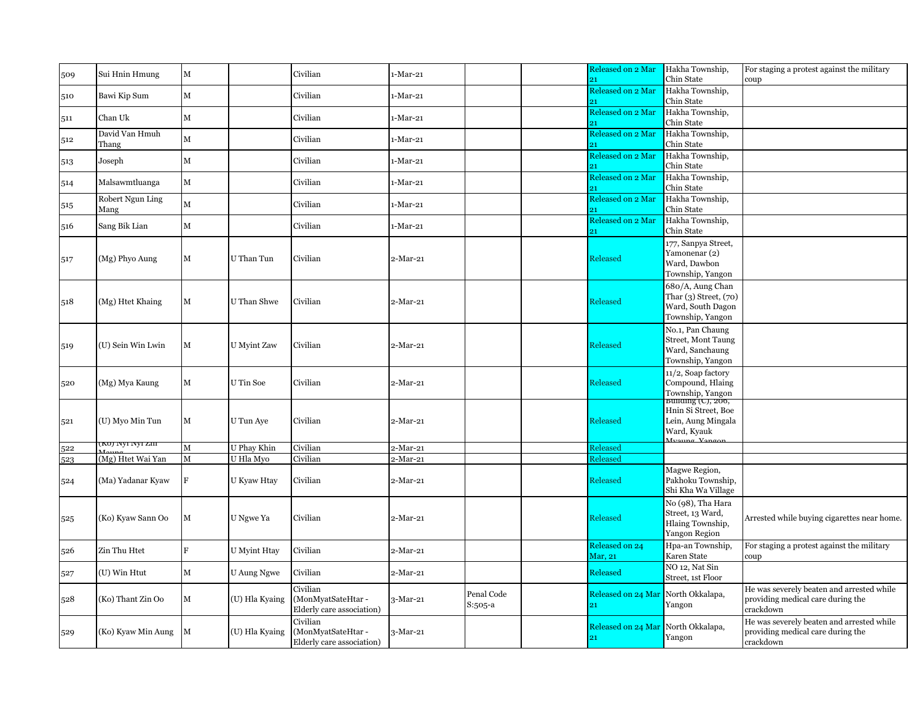| 509 | Sui Hnin Hmung | M | | Civilian | 1-Mar-21 | | | Released on 2 Mar 21 | Hakha Township, Chin State | For staging a protest against the military coup |
|---|---|---|---|---|---|---|---|---|---|---|
| 510 | Bawi Kip Sum | M | | Civilian | 1-Mar-21 | | | Released on 2 Mar 21 | Hakha Township, Chin State | |
| 511 | Chan Uk | M | | Civilian | 1-Mar-21 | | | Released on 2 Mar 21 | Hakha Township, Chin State | |
| 512 | David Van Hmuh Thang | M | | Civilian | 1-Mar-21 | | | Released on 2 Mar 21 | Hakha Township, Chin State | |
| 513 | Joseph | M | | Civilian | 1-Mar-21 | | | Released on 2 Mar 21 | Hakha Township, Chin State | |
| 514 | Malsawmtluanga | M | | Civilian | 1-Mar-21 | | | Released on 2 Mar 21 | Hakha Township, Chin State | |
| 515 | Robert Ngun Ling Mang | M | | Civilian | 1-Mar-21 | | | Released on 2 Mar 21 | Hakha Township, Chin State | |
| 516 | Sang Bik Lian | M | | Civilian | 1-Mar-21 | | | Released on 2 Mar 21 | Hakha Township, Chin State | |
| 517 | (Mg) Phyo Aung | M | U Than Tun | Civilian | 2-Mar-21 | | | Released | 177, Sanpya Street, Yamonenar (2) Ward, Dawbon Township, Yangon | |
| 518 | (Mg) Htet Khaing | M | U Than Shwe | Civilian | 2-Mar-21 | | | Released | 680/A, Aung Chan Thar (3) Street, (70) Ward, South Dagon Township, Yangon | |
| 519 | (U) Sein Win Lwin | M | U Myint Zaw | Civilian | 2-Mar-21 | | | Released | No.1, Pan Chaung Street, Mont Taung Ward, Sanchaung Township, Yangon | |
| 520 | (Mg) Mya Kaung | M | U Tin Soe | Civilian | 2-Mar-21 | | | Released | 11/2, Soap factory Compound, Hlaing Township, Yangon | |
| 521 | (U) Myo Min Tun | M | U Tun Aye | Civilian | 2-Mar-21 | | | Released | Building (C), 206, Hnin Si Street, Boe Lein, Aung Mingala Ward, Kyauk Myaung, Yangon | |
| 522 | (Ko) Nyi Nyi Zin Maung | M | U Phay Khin | Civilian | 2-Mar-21 | | | Released | | |
| 523 | (Mg) Htet Wai Yan | M | U Hla Myo | Civilian | 2-Mar-21 | | | Released | | |
| 524 | (Ma) Yadanar Kyaw | F | U Kyaw Htay | Civilian | 2-Mar-21 | | | Released | Magwe Region, Pakhoku Township, Shi Kha Wa Village | |
| 525 | (Ko) Kyaw Sann Oo | M | U Ngwe Ya | Civilian | 2-Mar-21 | | | Released | No (98), Tha Hara Street, 13 Ward, Hlaing Township, Yangon Region | Arrested while buying cigarettes near home. |
| 526 | Zin Thu Htet | F | U Myint Htay | Civilian | 2-Mar-21 | | | Released on 24 Mar, 21 | Hpa-an Township, Karen State | For staging a protest against the military coup |
| 527 | (U) Win Htut | M | U Aung Ngwe | Civilian | 2-Mar-21 | | | Released | NO 12, Nat Sin Street, 1st Floor | |
| 528 | (Ko) Thant Zin Oo | M | (U) Hla Kyaing | Civilian (MonMyatSateHtar - Elderly care association) | 3-Mar-21 | Penal Code S:505-a | | Released on 24 Mar 21 | North Okkalapa, Yangon | He was severely beaten and arrested while providing medical care during the crackdown |
| 529 | (Ko) Kyaw Min Aung | M | (U) Hla Kyaing | Civilian (MonMyatSateHtar - Elderly care association) | 3-Mar-21 | | | Released on 24 Mar 21 | North Okkalapa, Yangon | He was severely beaten and arrested while providing medical care during the crackdown |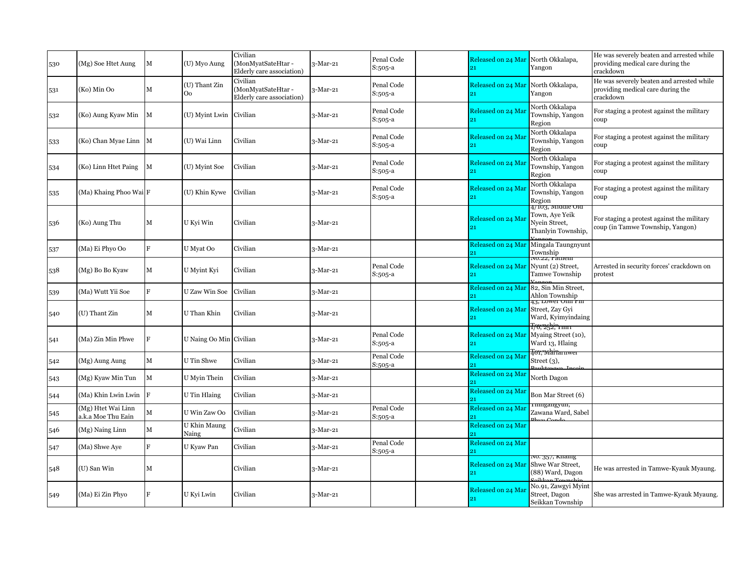| 530 | (Mg) Soe Htet Aung | M | (U) Myo Aung | Civilian (MonMyatSateHtar - Elderly care association) | 3-Mar-21 | Penal Code S:505-a | | Released on 24 Mar 21 | North Okkalapa, Yangon | He was severely beaten and arrested while providing medical care during the crackdown |
|---|---|---|---|---|---|---|---|---|---|---|
| 531 | (Ko) Min Oo | M | (U) Thant Zin Oo | Civilian (MonMyatSateHtar - Elderly care association) | 3-Mar-21 | Penal Code S:505-a | | Released on 24 Mar 21 | North Okkalapa, Yangon | He was severely beaten and arrested while providing medical care during the crackdown |
| 532 | (Ko) Aung Kyaw Min | M | (U) Myint Lwin | Civilian | 3-Mar-21 | Penal Code S:505-a | | Released on 24 Mar 21 | North Okkalapa Township, Yangon Region | For staging a protest against the military coup |
| 533 | (Ko) Chan Myae Linn | M | (U) Wai Linn | Civilian | 3-Mar-21 | Penal Code S:505-a | | Released on 24 Mar 21 | North Okkalapa Township, Yangon Region | For staging a protest against the military coup |
| 534 | (Ko) Linn Htet Paing | M | (U) Myint Soe | Civilian | 3-Mar-21 | Penal Code S:505-a | | Released on 24 Mar 21 | North Okkalapa Township, Yangon Region | For staging a protest against the military coup |
| 535 | (Ma) Khaing Phoo Wai | F | (U) Khin Kywe | Civilian | 3-Mar-21 | Penal Code S:505-a | | Released on 24 Mar 21 | North Okkalapa Township, Yangon Region | For staging a protest against the military coup |
| 536 | (Ko) Aung Thu | M | U Kyi Win | Civilian | 3-Mar-21 | | | Released on 24 Mar 21 | 4/103, Middle Old Town, Aye Yeik Nyein Street, Thanlyin Township, Yangon | For staging a protest against the military coup (in Tamwe Township, Yangon) |
| 537 | (Ma) Ei Phyo Oo | F | U Myat Oo | Civilian | 3-Mar-21 | | | Released on 24 Mar 21 | Mingala Taungnyunt Township | |
| 538 | (Mg) Bo Bo Kyaw | M | U Myint Kyi | Civilian | 3-Mar-21 | Penal Code S:505-a | | Released on 24 Mar 21 | No.22, Pathein Nyunt (2) Street, Tamwe Township Yangon | Arrested in security forces' crackdown on protest |
| 539 | (Ma) Wutt Yii Soe | F | U Zaw Win Soe | Civilian | 3-Mar-21 | | | Released on 24 Mar 21 | 82, Sin Min Street, Ahlon Township | |
| 540 | (U) Thant Zin | M | U Than Khin | Civilian | 3-Mar-21 | | | Released on 24 Mar 21 | 43, Lower Ohn Pin Street, Zay Gyi Ward, Kyimyindaing Township | |
| 541 | (Ma) Zin Min Phwe | F | U Naing Oo Min | Civilian | 3-Mar-21 | Penal Code S:505-a | | Released on 24 Mar 21 | 1/6, 252, Thiri Myaing Street (10), Ward 13, Hlaing Township | |
| 542 | (Mg) Aung Aung | M | U Tin Shwe | Civilian | 3-Mar-21 | Penal Code S:505-a | | Released on 24 Mar 21 | 401, Maharnwei Street (3), Pauktawwa, Insein | |
| 543 | (Mg) Kyaw Min Tun | M | U Myin Thein | Civilian | 3-Mar-21 | | | Released on 24 Mar 21 | North Dagon | |
| 544 | (Ma) Khin Lwin Lwin | F | U Tin Hlaing | Civilian | 3-Mar-21 | | | Released on 24 Mar 21 | Bon Mar Street (6) | |
| 545 | (Mg) Htet Wai Linn a.k.a Moe Thu Eain | M | U Win Zaw Oo | Civilian | 3-Mar-21 | Penal Code S:505-a | | Released on 24 Mar 21 | Thingangyun, Zawana Ward, Sabel Phyu Condo | |
| 546 | (Mg) Naing Linn | M | U Khin Maung Naing | Civilian | 3-Mar-21 | | | Released on 24 Mar 21 | | |
| 547 | (Ma) Shwe Aye | F | U Kyaw Pan | Civilian | 3-Mar-21 | Penal Code S:505-a | | Released on 24 Mar 21 | | |
| 548 | (U) San Win | M | | Civilian | 3-Mar-21 | | | Released on 24 Mar 21 | No. 357, Khaing Shwe War Street, (88) Ward, Dagon Seikkan Township | He was arrested in Tamwe-Kyauk Myaung. |
| 549 | (Ma) Ei Zin Phyo | F | U Kyi Lwin | Civilian | 3-Mar-21 | | | Released on 24 Mar 21 | No.91, Zawgyi Myint Street, Dagon Seikkan Township | She was arrested in Tamwe-Kyauk Myaung. |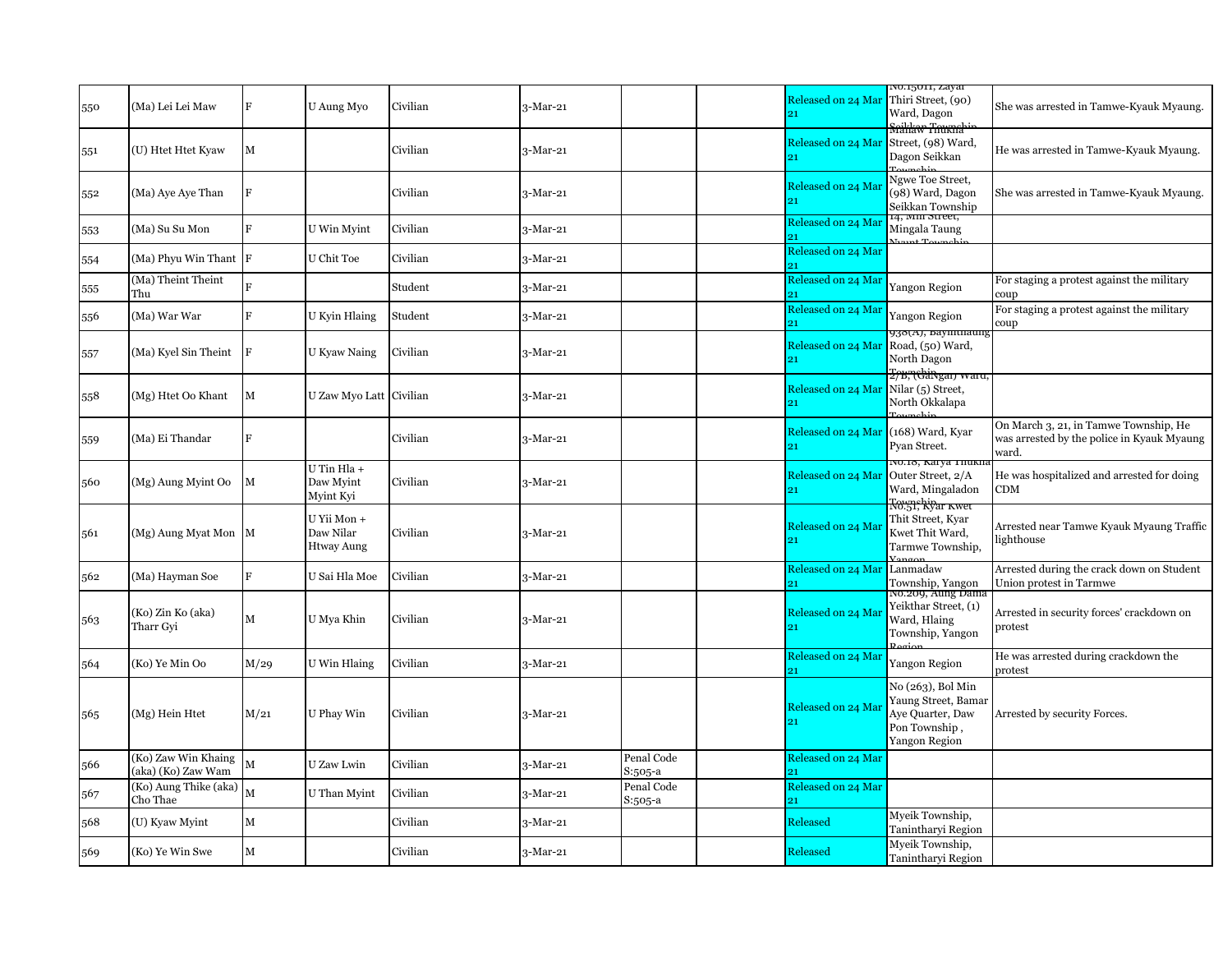| | | | | | | | | | | |
|---|---|---|---|---|---|---|---|---|---|---|
| 550 | (Ma) Lei Lei Maw | F | U Aung Myo | Civilian | 3-Mar-21 | | | Released on 24 Mar 21 | No.15011, Zayar Thiri Street, (90) Ward, Dagon Seikkan Township | She was arrested in Tamwe-Kyauk Myaung. |
| 551 | (U) Htet Htet Kyaw | M | | Civilian | 3-Mar-21 | | | Released on 24 Mar 21 | Mahaw Thukha Street, (98) Ward, Dagon Seikkan Township | He was arrested in Tamwe-Kyauk Myaung. |
| 552 | (Ma) Aye Aye Than | F | | Civilian | 3-Mar-21 | | | Released on 24 Mar 21 | Ngwe Toe Street, (98) Ward, Dagon Seikkan Township | She was arrested in Tamwe-Kyauk Myaung. |
| 553 | (Ma) Su Su Mon | F | U Win Myint | Civilian | 3-Mar-21 | | | Released on 24 Mar 21 | 14, Min Street, Mingala Taung Nyunt Township | |
| 554 | (Ma) Phyu Win Thant | F | U Chit Toe | Civilian | 3-Mar-21 | | | Released on 24 Mar 21 | | |
| 555 | (Ma) Theint Theint Thu | F | | Student | 3-Mar-21 | | | Released on 24 Mar 21 | Yangon Region | For staging a protest against the military coup |
| 556 | (Ma) War War | F | U Kyin Hlaing | Student | 3-Mar-21 | | | Released on 24 Mar 21 | Yangon Region | For staging a protest against the military coup |
| 557 | (Ma) Kyel Sin Theint | F | U Kyaw Naing | Civilian | 3-Mar-21 | | | Released on 24 Mar 21 | 938(A), Bayintnaung Road, (50) Ward, North Dagon Township | |
| 558 | (Mg) Htet Oo Khant | M | U Zaw Myo Latt | Civilian | 3-Mar-21 | | | Released on 24 Mar 21 | 2/B, (GaNgal) Ward, Nilar (5) Street, North Okkalapa Township | |
| 559 | (Ma) Ei Thandar | F | | Civilian | 3-Mar-21 | | | Released on 24 Mar 21 | (168) Ward, Kyar Pyan Street. | On March 3, 21, in Tamwe Township, He was arrested by the police in Kyauk Myaung ward. |
| 560 | (Mg) Aung Myint Oo | M | U Tin Hla + Daw Myint Myint Kyi | Civilian | 3-Mar-21 | | | Released on 24 Mar 21 | No.18, Karya Thukha Outer Street, 2/A Ward, Mingaladon Township | He was hospitalized and arrested for doing CDM |
| 561 | (Mg) Aung Myat Mon | M | U Yii Mon + Daw Nilar Htway Aung | Civilian | 3-Mar-21 | | | Released on 24 Mar 21 | No.51, Kyar Kwet Thit Street, Kyar Kwet Thit Ward, Tarmwe Township, Yangon | Arrested near Tamwe Kyauk Myaung Traffic lighthouse |
| 562 | (Ma) Hayman Soe | F | U Sai Hla Moe | Civilian | 3-Mar-21 | | | Released on 24 Mar 21 | Lanmadaw Township, Yangon | Arrested during the crack down on Student Union protest in Tarmwe |
| 563 | (Ko) Zin Ko (aka) Tharr Gyi | M | U Mya Khin | Civilian | 3-Mar-21 | | | Released on 24 Mar 21 | No.209, Aung Dama Yeikthar Street, (1) Ward, Hlaing Township, Yangon Region | Arrested in security forces' crackdown on protest |
| 564 | (Ko) Ye Min Oo | M/29 | U Win Hlaing | Civilian | 3-Mar-21 | | | Released on 24 Mar 21 | Yangon Region | He was arrested during crackdown the protest |
| 565 | (Mg) Hein Htet | M/21 | U Phay Win | Civilian | 3-Mar-21 | | | Released on 24 Mar 21 | No (263), Bol Min Yaung Street, Bamar Aye Quarter, Daw Pon Township , Yangon Region | Arrested by security Forces. |
| 566 | (Ko) Zaw Win Khaing (aka) (Ko) Zaw Wam | M | U Zaw Lwin | Civilian | 3-Mar-21 | Penal Code S:505-a | | Released on 24 Mar 21 | | |
| 567 | (Ko) Aung Thike (aka) Cho Thae | M | U Than Myint | Civilian | 3-Mar-21 | Penal Code S:505-a | | Released on 24 Mar 21 | | |
| 568 | (U) Kyaw Myint | M | | Civilian | 3-Mar-21 | | | Released | Myeik Township, Tanintharyi Region | |
| 569 | (Ko) Ye Win Swe | M | | Civilian | 3-Mar-21 | | | Released | Myeik Township, Tanintharyi Region | |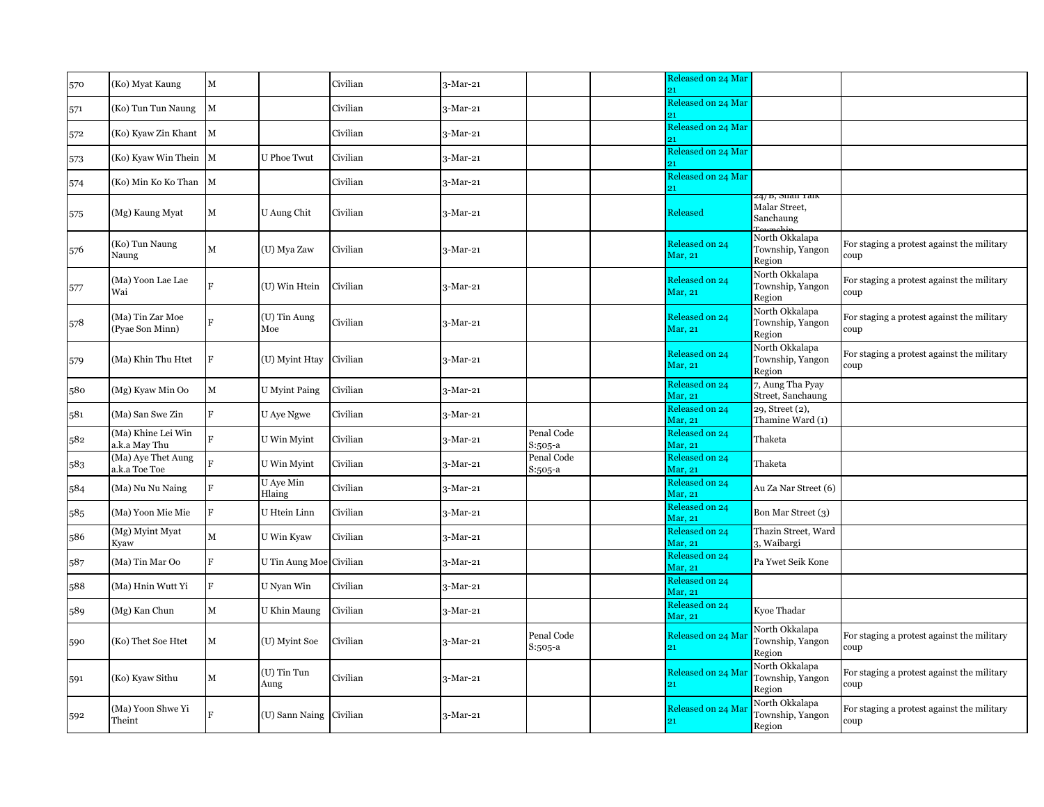| 570 | (Ko) Myat Kaung | M | | Civilian | 3-Mar-21 | | | Released on 24 Mar 21 | | |
|---|---|---|---|---|---|---|---|---|---|---|
| 571 | (Ko) Tun Tun Naung | M | | Civilian | 3-Mar-21 | | | Released on 24 Mar 21 | | |
| 572 | (Ko) Kyaw Zin Khant | M | | Civilian | 3-Mar-21 | | | Released on 24 Mar 21 | | |
| 573 | (Ko) Kyaw Win Thein | M | U Phoe Twut | Civilian | 3-Mar-21 | | | Released on 24 Mar 21 | | |
| 574 | (Ko) Min Ko Ko Than | M | | Civilian | 3-Mar-21 | | | Released on 24 Mar 21 | | |
| 575 | (Mg) Kaung Myat | M | U Aung Chit | Civilian | 3-Mar-21 | | | Released | 24/B, Shan Yaik Malar Street, Sanchaung Township | |
| 576 | (Ko) Tun Naung Naung | M | (U) Mya Zaw | Civilian | 3-Mar-21 | | | Released on 24 Mar, 21 | North Okkalapa Township, Yangon Region | For staging a protest against the military coup |
| 577 | (Ma) Yoon Lae Lae Wai | F | (U) Win Htein | Civilian | 3-Mar-21 | | | Released on 24 Mar, 21 | North Okkalapa Township, Yangon Region | For staging a protest against the military coup |
| 578 | (Ma) Tin Zar Moe (Pyae Son Minn) | F | (U) Tin Aung Moe | Civilian | 3-Mar-21 | | | Released on 24 Mar, 21 | North Okkalapa Township, Yangon Region | For staging a protest against the military coup |
| 579 | (Ma) Khin Thu Htet | F | (U) Myint Htay | Civilian | 3-Mar-21 | | | Released on 24 Mar, 21 | North Okkalapa Township, Yangon Region | For staging a protest against the military coup |
| 580 | (Mg) Kyaw Min Oo | M | U Myint Paing | Civilian | 3-Mar-21 | | | Released on 24 Mar, 21 | 7, Aung Tha Pyay Street, Sanchaung | |
| 581 | (Ma) San Swe Zin | F | U Aye Ngwe | Civilian | 3-Mar-21 | | | Released on 24 Mar, 21 | 29, Street (2), Thamine Ward (1) | |
| 582 | (Ma) Khine Lei Win a.k.a May Thu | F | U Win Myint | Civilian | 3-Mar-21 | Penal Code S:505-a | | Released on 24 Mar, 21 | Thaketa | |
| 583 | (Ma) Aye Thet Aung a.k.a Toe Toe | F | U Win Myint | Civilian | 3-Mar-21 | Penal Code S:505-a | | Released on 24 Mar, 21 | Thaketa | |
| 584 | (Ma) Nu Nu Naing | F | U Aye Min Hlaing | Civilian | 3-Mar-21 | | | Released on 24 Mar, 21 | Au Za Nar Street (6) | |
| 585 | (Ma) Yoon Mie Mie | F | U Htein Linn | Civilian | 3-Mar-21 | | | Released on 24 Mar, 21 | Bon Mar Street (3) | |
| 586 | (Mg) Myint Myat Kyaw | M | U Win Kyaw | Civilian | 3-Mar-21 | | | Released on 24 Mar, 21 | Thazin Street, Ward 3, Waibargi | |
| 587 | (Ma) Tin Mar Oo | F | U Tin Aung Moe | Civilian | 3-Mar-21 | | | Released on 24 Mar, 21 | Pa Ywet Seik Kone | |
| 588 | (Ma) Hnin Wutt Yi | F | U Nyan Win | Civilian | 3-Mar-21 | | | Released on 24 Mar, 21 | | |
| 589 | (Mg) Kan Chun | M | U Khin Maung | Civilian | 3-Mar-21 | | | Released on 24 Mar, 21 | Kyoe Thadar | |
| 590 | (Ko) Thet Soe Htet | M | (U) Myint Soe | Civilian | 3-Mar-21 | Penal Code S:505-a | | Released on 24 Mar 21 | North Okkalapa Township, Yangon Region | For staging a protest against the military coup |
| 591 | (Ko) Kyaw Sithu | M | (U) Tin Tun Aung | Civilian | 3-Mar-21 | | | Released on 24 Mar 21 | North Okkalapa Township, Yangon Region | For staging a protest against the military coup |
| 592 | (Ma) Yoon Shwe Yi Theint | F | (U) Sann Naing | Civilian | 3-Mar-21 | | | Released on 24 Mar 21 | North Okkalapa Township, Yangon Region | For staging a protest against the military coup |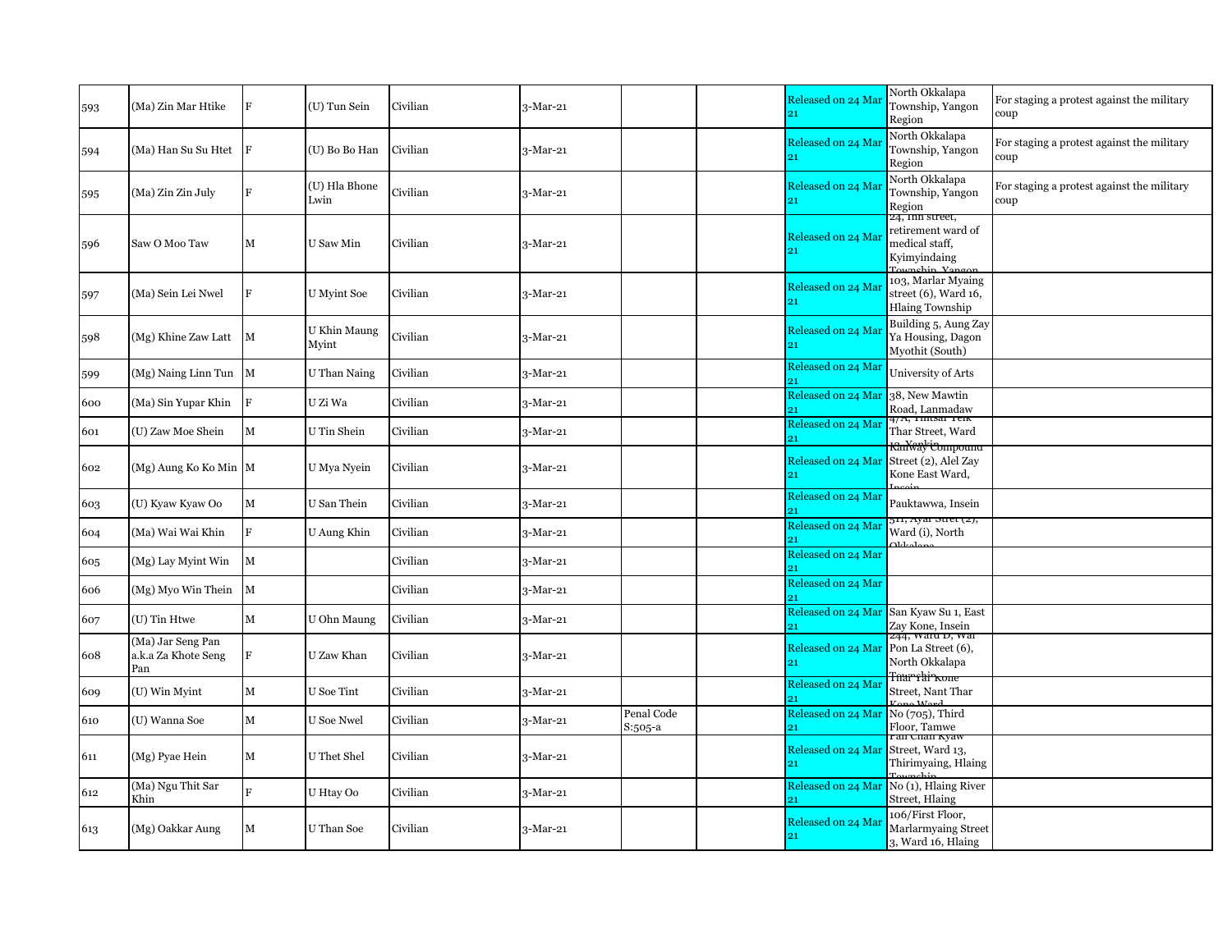| | | | | | | | | | | |
|---|---|---|---|---|---|---|---|---|---|---|
| 593 | (Ma) Zin Mar Htike | F | (U) Tun Sein | Civilian | 3-Mar-21 | | | Released on 24 Mar 21 | North Okkalapa Township, Yangon Region | For staging a protest against the military coup |
| 594 | (Ma) Han Su Su Htet | F | (U) Bo Bo Han | Civilian | 3-Mar-21 | | | Released on 24 Mar 21 | North Okkalapa Township, Yangon Region | For staging a protest against the military coup |
| 595 | (Ma) Zin Zin July | F | (U) Hla Bhone Lwin | Civilian | 3-Mar-21 | | | Released on 24 Mar 21 | North Okkalapa Township, Yangon Region | For staging a protest against the military coup |
| 596 | Saw O Moo Taw | M | U Saw Min | Civilian | 3-Mar-21 | | | Released on 24 Mar 21 | 24, 1mi street, retirement ward of medical staff, Kyimyindaing Township, Yangon | |
| 597 | (Ma) Sein Lei Nwel | F | U Myint Soe | Civilian | 3-Mar-21 | | | Released on 24 Mar 21 | 103, Marlar Myaing street (6), Ward 16, Hlaing Township | |
| 598 | (Mg) Khine Zaw Latt | M | U Khin Maung Myint | Civilian | 3-Mar-21 | | | Released on 24 Mar 21 | Building 5, Aung Zay Ya Housing, Dagon Myothit (South) | |
| 599 | (Mg) Naing Linn Tun | M | U Than Naing | Civilian | 3-Mar-21 | | | Released on 24 Mar 21 | University of Arts | |
| 600 | (Ma) Sin Yupar Khin | F | U Zi Wa | Civilian | 3-Mar-21 | | | Released on 24 Mar 21 | 38, New Mawtin Road, Lanmadaw | |
| 601 | (U) Zaw Moe Shein | M | U Tin Shein | Civilian | 3-Mar-21 | | | Released on 24 Mar 21 | 4/A, Thitsar Teik Thar Street, Ward 12, Yankin | |
| 602 | (Mg) Aung Ko Ko Min | M | U Mya Nyein | Civilian | 3-Mar-21 | | | Released on 24 Mar 21 | Railway Compound Street (2), Alel Zay Kone East Ward, Insein | |
| 603 | (U) Kyaw Kyaw Oo | M | U San Thein | Civilian | 3-Mar-21 | | | Released on 24 Mar 21 | Pauktawwa, Insein | |
| 604 | (Ma) Wai Wai Khin | F | U Aung Khin | Civilian | 3-Mar-21 | | | Released on 24 Mar 21 | 511, Ayar Stret (2), Ward (i), North Okkalapa | |
| 605 | (Mg) Lay Myint Win | M | | Civilian | 3-Mar-21 | | | Released on 24 Mar 21 | | |
| 606 | (Mg) Myo Win Thein | M | | Civilian | 3-Mar-21 | | | Released on 24 Mar 21 | | |
| 607 | (U) Tin Htwe | M | U Ohn Maung | Civilian | 3-Mar-21 | | | Released on 24 Mar 21 | San Kyaw Su 1, East Zay Kone, Insein | |
| 608 | (Ma) Jar Seng Pan a.k.a Za Khote Seng Pan | F | U Zaw Khan | Civilian | 3-Mar-21 | | | Released on 24 Mar 21 | 244, Ward D, Wai Pon La Street (6), North Okkalapa Township | |
| 609 | (U) Win Myint | M | U Soe Tint | Civilian | 3-Mar-21 | | | Released on 24 Mar 21 | Thar Yar Kone Street, Nant Thar Kone Ward | |
| 610 | (U) Wanna Soe | M | U Soe Nwel | Civilian | 3-Mar-21 | Penal Code S:505-a | | Released on 24 Mar 21 | No (705), Third Floor, Tamwe | |
| 611 | (Mg) Pyae Hein | M | U Thet Shel | Civilian | 3-Mar-21 | | | Released on 24 Mar 21 | Pan Chan Kyaw Street, Ward 13, Thirimyaing, Hlaing Township | |
| 612 | (Ma) Ngu Thit Sar Khin | F | U Htay Oo | Civilian | 3-Mar-21 | | | Released on 24 Mar 21 | No (1), Hlaing River Street, Hlaing | |
| 613 | (Mg) Oakkar Aung | M | U Than Soe | Civilian | 3-Mar-21 | | | Released on 24 Mar 21 | 106/First Floor, Marlarmyaing Street 3, Ward 16, Hlaing | |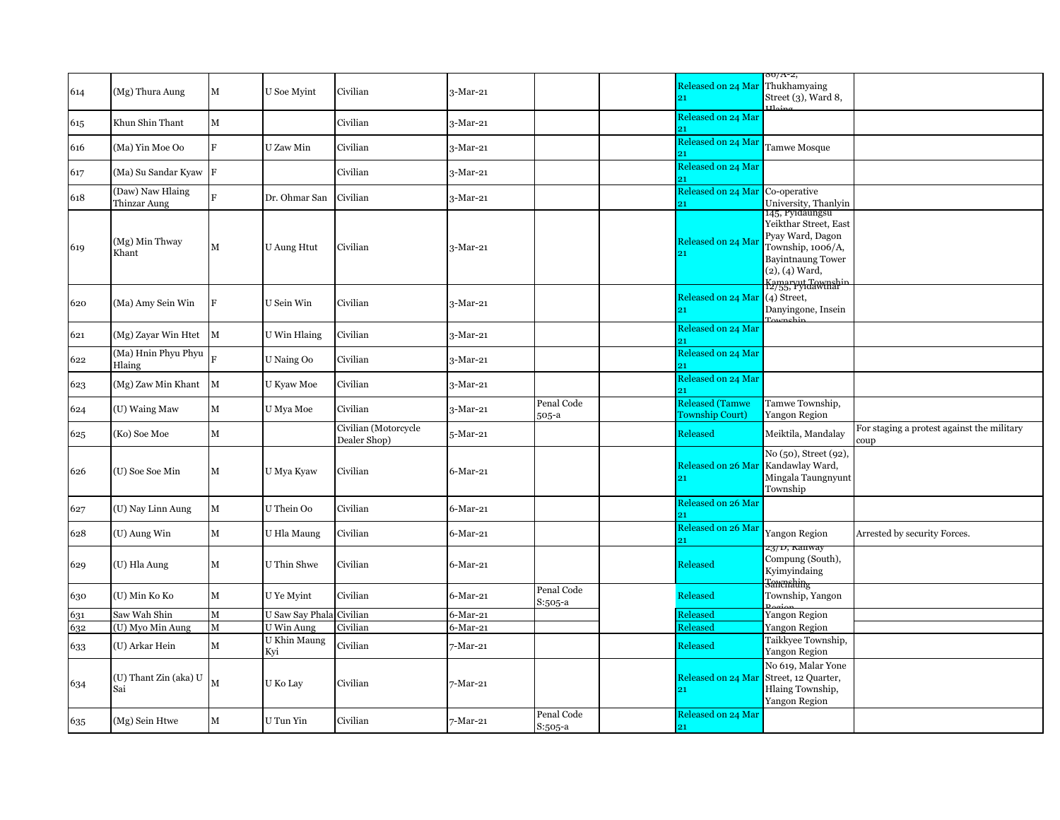| 614 | (Mg) Thura Aung | M | U Soe Myint | Civilian | 3-Mar-21 | | | Released on 24 Mar 21 | 86/A-2, Thukhamyaing Street (3), Ward 8, Hlaing | |
|---|---|---|---|---|---|---|---|---|---|---|
| 615 | Khun Shin Thant | M | | Civilian | 3-Mar-21 | | | Released on 24 Mar 21 | | |
| 616 | (Ma) Yin Moe Oo | F | U Zaw Min | Civilian | 3-Mar-21 | | | Released on 24 Mar 21 | Tamwe Mosque | |
| 617 | (Ma) Su Sandar Kyaw | F | | Civilian | 3-Mar-21 | | | Released on 24 Mar 21 | | |
| 618 | (Daw) Naw Hlaing Thinzar Aung | F | Dr. Ohmar San | Civilian | 3-Mar-21 | | | Released on 24 Mar 21 | Co-operative University, Thanlyin | |
| 619 | (Mg) Min Thway Khant | M | U Aung Htut | Civilian | 3-Mar-21 | | | Released on 24 Mar 21 | 145, Pyidaungsu Yeikthar Street, East Pyay Ward, Dagon Township, 1006/A, Bayintnaung Tower (2), (4) Ward, Kamaryut Township | |
| 620 | (Ma) Amy Sein Win | F | U Sein Win | Civilian | 3-Mar-21 | | | Released on 24 Mar 21 | 12/55, Pyidawthar (4) Street, Danyingone, Insein Township | |
| 621 | (Mg) Zayar Win Htet | M | U Win Hlaing | Civilian | 3-Mar-21 | | | Released on 24 Mar 21 | | |
| 622 | (Ma) Hnin Phyu Phyu Hlaing | F | U Naing Oo | Civilian | 3-Mar-21 | | | Released on 24 Mar 21 | | |
| 623 | (Mg) Zaw Min Khant | M | U Kyaw Moe | Civilian | 3-Mar-21 | | | Released on 24 Mar 21 | | |
| 624 | (U) Waing Maw | M | U Mya Moe | Civilian | 3-Mar-21 | Penal Code 505-a | | Released (Tamwe Township Court) | Tamwe Township, Yangon Region | |
| 625 | (Ko) Soe Moe | M | | Civilian (Motorcycle Dealer Shop) | 5-Mar-21 | | | Released | Meiktila, Mandalay | For staging a protest against the military coup |
| 626 | (U) Soe Soe Min | M | U Mya Kyaw | Civilian | 6-Mar-21 | | | Released on 26 Mar 21 | No (50), Street (92), Kandawlay Ward, Mingala Taungnyunt Township | |
| 627 | (U) Nay Linn Aung | M | U Thein Oo | Civilian | 6-Mar-21 | | | Released on 26 Mar 21 | | |
| 628 | (U) Aung Win | M | U Hla Maung | Civilian | 6-Mar-21 | | | Released on 26 Mar 21 | Yangon Region | Arrested by security Forces. |
| 629 | (U) Hla Aung | M | U Thin Shwe | Civilian | 6-Mar-21 | | | Released | 23/D, Railway Compung (South), Kyimyindaing Township | |
| 630 | (U) Min Ko Ko | M | U Ye Myint | Civilian | 6-Mar-21 | Penal Code S:505-a | | Released | Sanchaung Township, Yangon Region | |
| 631 | Saw Wah Shin | M | U Saw Say Phala | Civilian | 6-Mar-21 | | | Released | Yangon Region | |
| 632 | (U) Myo Min Aung | M | U Win Aung | Civilian | 6-Mar-21 | | | Released | Yangon Region | |
| 633 | (U) Arkar Hein | M | U Khin Maung Kyi | Civilian | 7-Mar-21 | | | Released | Taikkyee Township, Yangon Region | |
| 634 | (U) Thant Zin (aka) U Sai | M | U Ko Lay | Civilian | 7-Mar-21 | | | Released on 24 Mar 21 | No 619, Malar Yone Street, 12 Quarter, Hlaing Township, Yangon Region | |
| 635 | (Mg) Sein Htwe | M | U Tun Yin | Civilian | 7-Mar-21 | Penal Code S:505-a | | Released on 24 Mar 21 | | |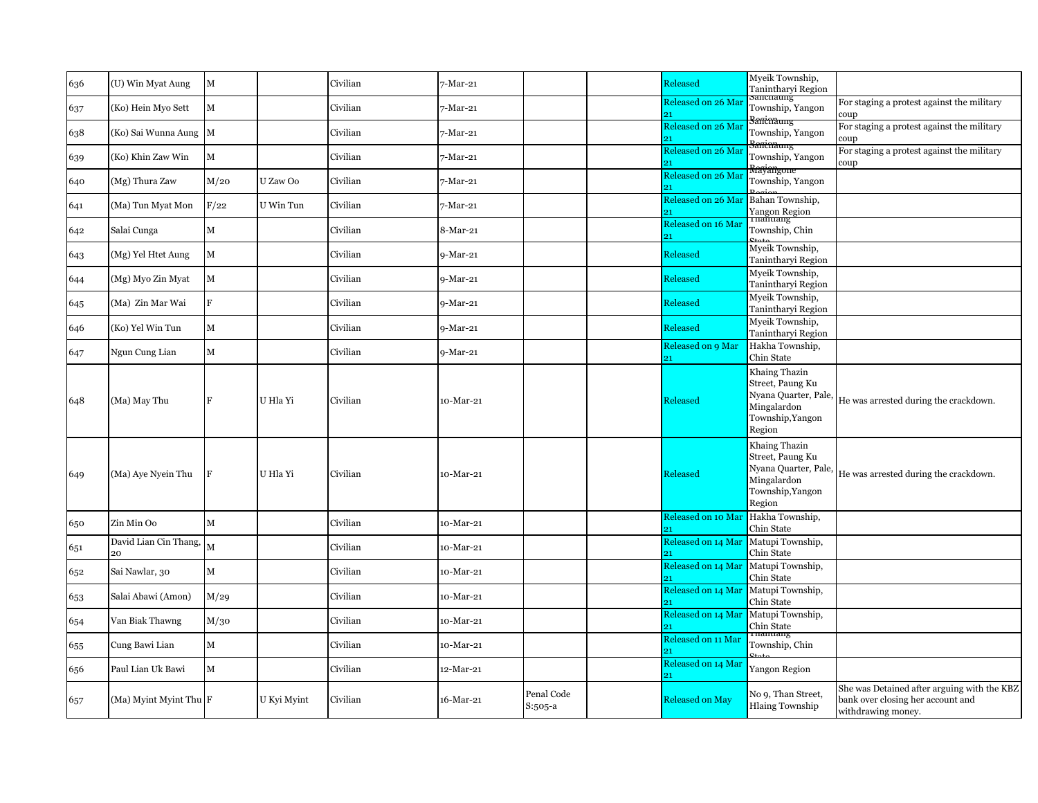| 636 | (U) Win Myat Aung | M | | Civilian | 7-Mar-21 | | | Released | Myeik Township, Tanintharyi Region | |
|---|---|---|---|---|---|---|---|---|---|---|
| 637 | (Ko) Hein Myo Sett | M | | Civilian | 7-Mar-21 | | | Released on 26 Mar 21 | Sanchaung Township, Yangon Region | For staging a protest against the military coup |
| 638 | (Ko) Sai Wunna Aung | M | | Civilian | 7-Mar-21 | | | Released on 26 Mar 21 | Sanchaung Township, Yangon Region | For staging a protest against the military coup |
| 639 | (Ko) Khin Zaw Win | M | | Civilian | 7-Mar-21 | | | Released on 26 Mar 21 | Sanchaung Township, Yangon Region | For staging a protest against the military coup |
| 640 | (Mg) Thura Zaw | M/20 | U Zaw Oo | Civilian | 7-Mar-21 | | | Released on 26 Mar 21 | Mayangone Township, Yangon Region | |
| 641 | (Ma) Tun Myat Mon | F/22 | U Win Tun | Civilian | 7-Mar-21 | | | Released on 26 Mar 21 | Bahan Township, Yangon Region | |
| 642 | Salai Cunga | M | | Civilian | 8-Mar-21 | | | Released on 16 Mar 21 | Thantlang Township, Chin State | |
| 643 | (Mg) Yel Htet Aung | M | | Civilian | 9-Mar-21 | | | Released | Myeik Township, Tanintharyi Region | |
| 644 | (Mg) Myo Zin Myat | M | | Civilian | 9-Mar-21 | | | Released | Myeik Township, Tanintharyi Region | |
| 645 | (Ma) Zin Mar Wai | F | | Civilian | 9-Mar-21 | | | Released | Myeik Township, Tanintharyi Region | |
| 646 | (Ko) Yel Win Tun | M | | Civilian | 9-Mar-21 | | | Released | Myeik Township, Tanintharyi Region | |
| 647 | Ngun Cung Lian | M | | Civilian | 9-Mar-21 | | | Released on 9 Mar 21 | Hakha Township, Chin State | |
| 648 | (Ma) May Thu | F | U Hla Yi | Civilian | 10-Mar-21 | | | Released | Khaing Thazin Street, Paung Ku Nyana Quarter, Pale, Mingalardon Township,Yangon Region | He was arrested during the crackdown. |
| 649 | (Ma) Aye Nyein Thu | F | U Hla Yi | Civilian | 10-Mar-21 | | | Released | Khaing Thazin Street, Paung Ku Nyana Quarter, Pale, Mingalardon Township,Yangon Region | He was arrested during the crackdown. |
| 650 | Zin Min Oo | M | | Civilian | 10-Mar-21 | | | Released on 10 Mar 21 | Hakha Township, Chin State | |
| 651 | David Lian Cin Thang, 20 | M | | Civilian | 10-Mar-21 | | | Released on 14 Mar 21 | Matupi Township, Chin State | |
| 652 | Sai Nawlar, 30 | M | | Civilian | 10-Mar-21 | | | Released on 14 Mar 21 | Matupi Township, Chin State | |
| 653 | Salai Abawi (Amon) | M/29 | | Civilian | 10-Mar-21 | | | Released on 14 Mar 21 | Matupi Township, Chin State | |
| 654 | Van Biak Thawng | M/30 | | Civilian | 10-Mar-21 | | | Released on 14 Mar 21 | Matupi Township, Chin State | |
| 655 | Cung Bawi Lian | M | | Civilian | 10-Mar-21 | | | Released on 11 Mar 21 | Thantlang Township, Chin State | |
| 656 | Paul Lian Uk Bawi | M | | Civilian | 12-Mar-21 | | | Released on 14 Mar 21 | Yangon Region | |
| 657 | (Ma) Myint Myint Thu | F | U Kyi Myint | Civilian | 16-Mar-21 | Penal Code S:505-a | | Released on May | No 9, Than Street, Hlaing Township | She was Detained after arguing with the KBZ bank over closing her account and withdrawing money. |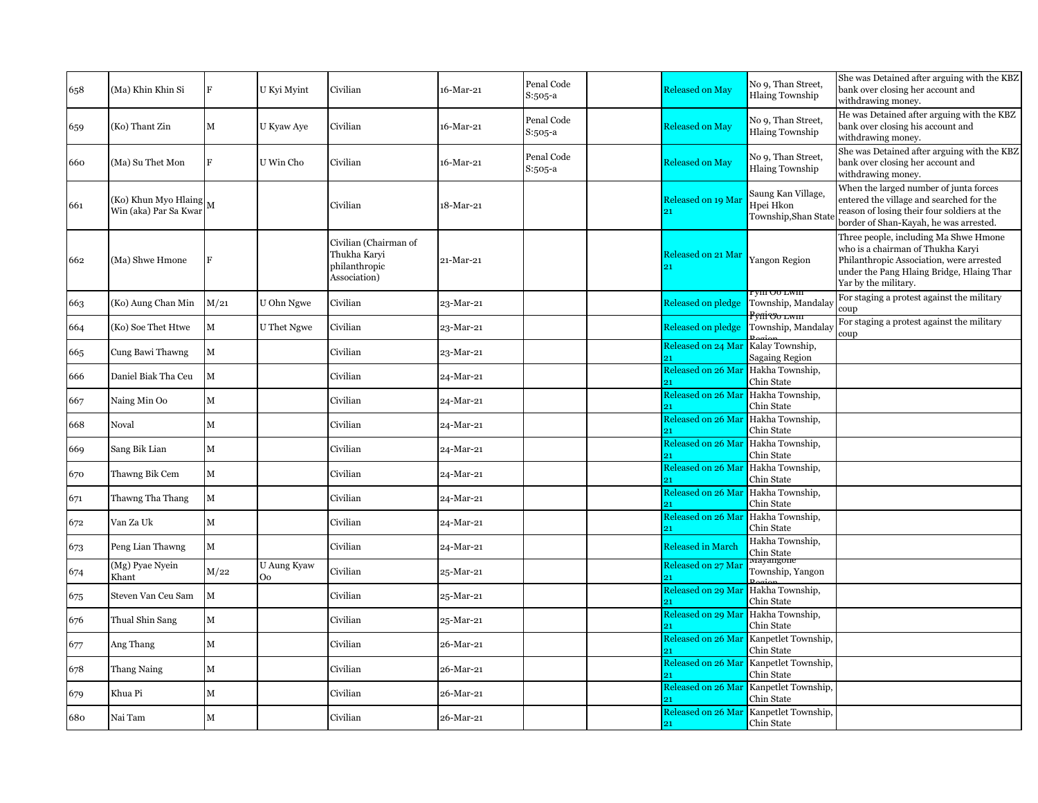| 658 | (Ma) Khin Khin Si | F | U Kyi Myint | Civilian | 16-Mar-21 | Penal Code S:505-a | | Released on May | No 9, Than Street, Hlaing Township | She was Detained after arguing with the KBZ bank over closing her account and withdrawing money. |
|---|---|---|---|---|---|---|---|---|---|---|
| 659 | (Ko) Thant Zin | M | U Kyaw Aye | Civilian | 16-Mar-21 | Penal Code S:505-a | | Released on May | No 9, Than Street, Hlaing Township | He was Detained after arguing with the KBZ bank over closing his account and withdrawing money. |
| 660 | (Ma) Su Thet Mon | F | U Win Cho | Civilian | 16-Mar-21 | Penal Code S:505-a | | Released on May | No 9, Than Street, Hlaing Township | She was Detained after arguing with the KBZ bank over closing her account and withdrawing money. |
| 661 | (Ko) Khun Myo Hlaing Win (aka) Par Sa Kwar | M | | Civilian | 18-Mar-21 | | | Released on 19 Mar 21 | Saung Kan Village, Hpei Hkon Township,Shan State | When the larged number of junta forces entered the village and searched for the reason of losing their four soldiers at the border of Shan-Kayah, he was arrested. |
| 662 | (Ma) Shwe Hmone | F | | Civilian (Chairman of Thukha Karyi philanthropic Association) | 21-Mar-21 | | | Released on 21 Mar 21 | Yangon Region | Three people, including Ma Shwe Hmone who is a chairman of Thukha Karyi Philanthropic Association, were arrested under the Pang Hlaing Bridge, Hlaing Thar Yar by the military. |
| 663 | (Ko) Aung Chan Min | M/21 | U Ohn Ngwe | Civilian | 23-Mar-21 | | | Released on pledge | Pyin Oo Lwin Township, Mandalay Region | For staging a protest against the military coup |
| 664 | (Ko) Soe Thet Htwe | M | U Thet Ngwe | Civilian | 23-Mar-21 | | | Released on pledge | Pyin Oo Lwin Township, Mandalay Region | For staging a protest against the military coup |
| 665 | Cung Bawi Thawng | M | | Civilian | 23-Mar-21 | | | Released on 24 Mar 21 | Kalay Township, Sagaing Region | |
| 666 | Daniel Biak Tha Ceu | M | | Civilian | 24-Mar-21 | | | Released on 26 Mar 21 | Hakha Township, Chin State | |
| 667 | Naing Min Oo | M | | Civilian | 24-Mar-21 | | | Released on 26 Mar 21 | Hakha Township, Chin State | |
| 668 | Noval | M | | Civilian | 24-Mar-21 | | | Released on 26 Mar 21 | Hakha Township, Chin State | |
| 669 | Sang Bik Lian | M | | Civilian | 24-Mar-21 | | | Released on 26 Mar 21 | Hakha Township, Chin State | |
| 670 | Thawng Bik Cem | M | | Civilian | 24-Mar-21 | | | Released on 26 Mar 21 | Hakha Township, Chin State | |
| 671 | Thawng Tha Thang | M | | Civilian | 24-Mar-21 | | | Released on 26 Mar 21 | Hakha Township, Chin State | |
| 672 | Van Za Uk | M | | Civilian | 24-Mar-21 | | | Released on 26 Mar 21 | Hakha Township, Chin State | |
| 673 | Peng Lian Thawng | M | | Civilian | 24-Mar-21 | | | Released in March | Hakha Township, Chin State | |
| 674 | (Mg) Pyae Nyein Khant | M/22 | U Aung Kyaw Oo | Civilian | 25-Mar-21 | | | Released on 27 Mar 21 | Mayangone Township, Yangon Region | |
| 675 | Steven Van Ceu Sam | M | | Civilian | 25-Mar-21 | | | Released on 29 Mar 21 | Hakha Township, Chin State | |
| 676 | Thual Shin Sang | M | | Civilian | 25-Mar-21 | | | Released on 29 Mar 21 | Hakha Township, Chin State | |
| 677 | Ang Thang | M | | Civilian | 26-Mar-21 | | | Released on 26 Mar 21 | Kanpetlet Township, Chin State | |
| 678 | Thang Naing | M | | Civilian | 26-Mar-21 | | | Released on 26 Mar 21 | Kanpetlet Township, Chin State | |
| 679 | Khua Pi | M | | Civilian | 26-Mar-21 | | | Released on 26 Mar 21 | Kanpetlet Township, Chin State | |
| 680 | Nai Tam | M | | Civilian | 26-Mar-21 | | | Released on 26 Mar 21 | Kanpetlet Township, Chin State | |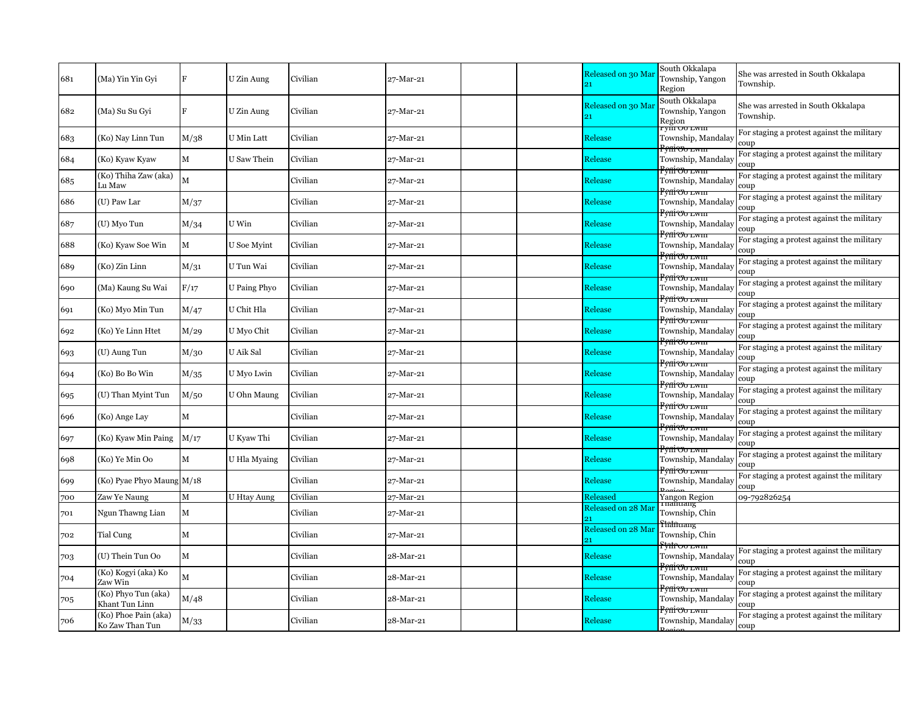| | | | | | | | | | | |
|---|---|---|---|---|---|---|---|---|---|---|
| 681 | (Ma) Yin Yin Gyi | F | U Zin Aung | Civilian | 27-Mar-21 | | | Released on 30 Mar 21 | South Okkalapa Township, Yangon Region | She was arrested in South Okkalapa Township. |
| 682 | (Ma) Su Su Gyi | F | U Zin Aung | Civilian | 27-Mar-21 | | | Released on 30 Mar 21 | South Okkalapa Township, Yangon Region | She was arrested in South Okkalapa Township. |
| 683 | (Ko) Nay Linn Tun | M/38 | U Min Latt | Civilian | 27-Mar-21 | | | Release | Pyin Oo Lwin Township, Mandalay Region | For staging a protest against the military coup |
| 684 | (Ko) Kyaw Kyaw | M | U Saw Thein | Civilian | 27-Mar-21 | | | Release | Pyin Oo Lwin Township, Mandalay Region | For staging a protest against the military coup |
| 685 | (Ko) Thiha Zaw (aka) Lu Maw | M | | Civilian | 27-Mar-21 | | | Release | Pyin Oo Lwin Township, Mandalay Region | For staging a protest against the military coup |
| 686 | (U) Paw Lar | M/37 | | Civilian | 27-Mar-21 | | | Release | Pyin Oo Lwin Township, Mandalay Region | For staging a protest against the military coup |
| 687 | (U) Myo Tun | M/34 | U Win | Civilian | 27-Mar-21 | | | Release | Pyin Oo Lwin Township, Mandalay Region | For staging a protest against the military coup |
| 688 | (Ko) Kyaw Soe Win | M | U Soe Myint | Civilian | 27-Mar-21 | | | Release | Pyin Oo Lwin Township, Mandalay Region | For staging a protest against the military coup |
| 689 | (Ko) Zin Linn | M/31 | U Tun Wai | Civilian | 27-Mar-21 | | | Release | Pyin Oo Lwin Township, Mandalay Region | For staging a protest against the military coup |
| 690 | (Ma) Kaung Su Wai | F/17 | U Paing Phyo | Civilian | 27-Mar-21 | | | Release | Pyin Oo Lwin Township, Mandalay Region | For staging a protest against the military coup |
| 691 | (Ko) Myo Min Tun | M/47 | U Chit Hla | Civilian | 27-Mar-21 | | | Release | Pyin Oo Lwin Township, Mandalay Region | For staging a protest against the military coup |
| 692 | (Ko) Ye Linn Htet | M/29 | U Myo Chit | Civilian | 27-Mar-21 | | | Release | Pyin Oo Lwin Township, Mandalay Region | For staging a protest against the military coup |
| 693 | (U) Aung Tun | M/30 | U Aik Sal | Civilian | 27-Mar-21 | | | Release | Pyin Oo Lwin Township, Mandalay Region | For staging a protest against the military coup |
| 694 | (Ko) Bo Bo Win | M/35 | U Myo Lwin | Civilian | 27-Mar-21 | | | Release | Pyin Oo Lwin Township, Mandalay Region | For staging a protest against the military coup |
| 695 | (U) Than Myint Tun | M/50 | U Ohn Maung | Civilian | 27-Mar-21 | | | Release | Pyin Oo Lwin Township, Mandalay Region | For staging a protest against the military coup |
| 696 | (Ko) Ange Lay | M | | Civilian | 27-Mar-21 | | | Release | Pyin Oo Lwin Township, Mandalay Region | For staging a protest against the military coup |
| 697 | (Ko) Kyaw Min Paing | M/17 | U Kyaw Thi | Civilian | 27-Mar-21 | | | Release | Pyin Oo Lwin Township, Mandalay Region | For staging a protest against the military coup |
| 698 | (Ko) Ye Min Oo | M | U Hla Myaing | Civilian | 27-Mar-21 | | | Release | Pyin Oo Lwin Township, Mandalay Region | For staging a protest against the military coup |
| 699 | (Ko) Pyae Phyo Maung | M/18 | | Civilian | 27-Mar-21 | | | Release | Pyin Oo Lwin Township, Mandalay Region | For staging a protest against the military coup |
| 700 | Zaw Ye Naung | M | U Htay Aung | Civilian | 27-Mar-21 | | | Released | Yangon Region | 09-792826254 |
| 701 | Ngun Thawng Lian | M | | Civilian | 27-Mar-21 | | | Released on 28 Mar 21 | Thantlang Township, Chin State | |
| 702 | Tial Cung | M | | Civilian | 27-Mar-21 | | | Released on 28 Mar 21 | Thantlang Township, Chin State | |
| 703 | (U) Thein Tun Oo | M | | Civilian | 28-Mar-21 | | | Release | Pyin Oo Lwin Township, Mandalay Region | For staging a protest against the military coup |
| 704 | (Ko) Kogyi (aka) Ko Zaw Win | M | | Civilian | 28-Mar-21 | | | Release | Pyin Oo Lwin Township, Mandalay Region | For staging a protest against the military coup |
| 705 | (Ko) Phyo Tun (aka) Khant Tun Linn | M/48 | | Civilian | 28-Mar-21 | | | Release | Pyin Oo Lwin Township, Mandalay Region | For staging a protest against the military coup |
| 706 | (Ko) Phoe Pain (aka) Ko Zaw Than Tun | M/33 | | Civilian | 28-Mar-21 | | | Release | Pyin Oo Lwin Township, Mandalay Region | For staging a protest against the military coup |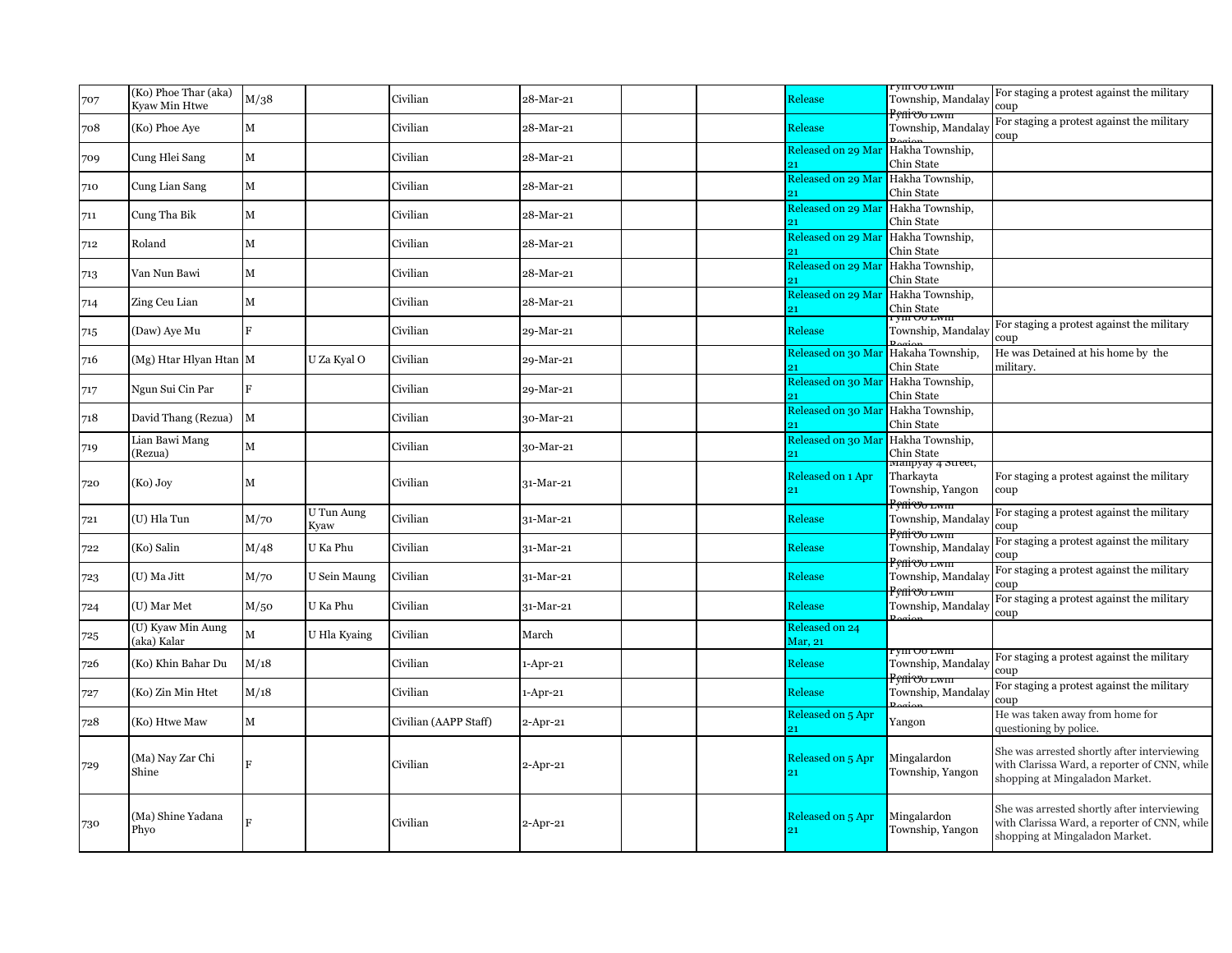| 707 | (Ko) Phoe Thar (aka) Kyaw Min Htwe | M/38 | | Civilian | 28-Mar-21 | | | Release | Pyin Oo Lwin Township, Mandalay Region | For staging a protest against the military coup |
|---|---|---|---|---|---|---|---|---|---|---|
| 708 | (Ko) Phoe Aye | M | | Civilian | 28-Mar-21 | | | Release | Pyin Oo Lwin Township, Mandalay Region | For staging a protest against the military coup |
| 709 | Cung Hlei Sang | M | | Civilian | 28-Mar-21 | | | Released on 29 Mar 21 | Hakha Township, Chin State | |
| 710 | Cung Lian Sang | M | | Civilian | 28-Mar-21 | | | Released on 29 Mar 21 | Hakha Township, Chin State | |
| 711 | Cung Tha Bik | M | | Civilian | 28-Mar-21 | | | Released on 29 Mar 21 | Hakha Township, Chin State | |
| 712 | Roland | M | | Civilian | 28-Mar-21 | | | Released on 29 Mar 21 | Hakha Township, Chin State | |
| 713 | Van Nun Bawi | M | | Civilian | 28-Mar-21 | | | Released on 29 Mar 21 | Hakha Township, Chin State | |
| 714 | Zing Ceu Lian | M | | Civilian | 28-Mar-21 | | | Released on 29 Mar 21 | Hakha Township, Chin State | |
| 715 | (Daw) Aye Mu | F | | Civilian | 29-Mar-21 | | | Release | Pyin Oo Lwin Township, Mandalay Region | For staging a protest against the military coup |
| 716 | (Mg) Htar Hlyan Htan | M | U Za Kyal O | Civilian | 29-Mar-21 | | | Released on 30 Mar 21 | Hakaha Township, Chin State | He was Detained at his home by the military. |
| 717 | Ngun Sui Cin Par | F | | Civilian | 29-Mar-21 | | | Released on 30 Mar 21 | Hakha Township, Chin State | |
| 718 | David Thang (Rezua) | M | | Civilian | 30-Mar-21 | | | Released on 30 Mar 21 | Hakha Township, Chin State | |
| 719 | Lian Bawi Mang (Rezua) | M | | Civilian | 30-Mar-21 | | | Released on 30 Mar 21 | Hakha Township, Chin State | |
| 720 | (Ko) Joy | M | | Civilian | 31-Mar-21 | | | Released on 1 Apr 21 | Manpyay 4 Street, Tharkayta Township, Yangon Region | For staging a protest against the military coup |
| 721 | (U) Hla Tun | M/70 | U Tun Aung Kyaw | Civilian | 31-Mar-21 | | | Release | Pyin Oo Lwin Township, Mandalay Region | For staging a protest against the military coup |
| 722 | (Ko) Salin | M/48 | U Ka Phu | Civilian | 31-Mar-21 | | | Release | Pyin Oo Lwin Township, Mandalay Region | For staging a protest against the military coup |
| 723 | (U) Ma Jitt | M/70 | U Sein Maung | Civilian | 31-Mar-21 | | | Release | Pyin Oo Lwin Township, Mandalay Region | For staging a protest against the military coup |
| 724 | (U) Mar Met | M/50 | U Ka Phu | Civilian | 31-Mar-21 | | | Release | Pyin Oo Lwin Township, Mandalay Region | For staging a protest against the military coup |
| 725 | (U) Kyaw Min Aung (aka) Kalar | M | U Hla Kyaing | Civilian | March | | | Released on 24 Mar, 21 | | |
| 726 | (Ko) Khin Bahar Du | M/18 | | Civilian | 1-Apr-21 | | | Release | Pyin Oo Lwin Township, Mandalay Region | For staging a protest against the military coup |
| 727 | (Ko) Zin Min Htet | M/18 | | Civilian | 1-Apr-21 | | | Release | Pyin Oo Lwin Township, Mandalay Region | For staging a protest against the military coup |
| 728 | (Ko) Htwe Maw | M | | Civilian (AAPP Staff) | 2-Apr-21 | | | Released on 5 Apr 21 | Yangon | He was taken away from home for questioning by police. |
| 729 | (Ma) Nay Zar Chi Shine | F | | Civilian | 2-Apr-21 | | | Released on 5 Apr 21 | Mingalardon Township, Yangon | She was arrested shortly after interviewing with Clarissa Ward, a reporter of CNN, while shopping at Mingaladon Market. |
| 730 | (Ma) Shine Yadana Phyo | F | | Civilian | 2-Apr-21 | | | Released on 5 Apr 21 | Mingalardon Township, Yangon | She was arrested shortly after interviewing with Clarissa Ward, a reporter of CNN, while shopping at Mingaladon Market. |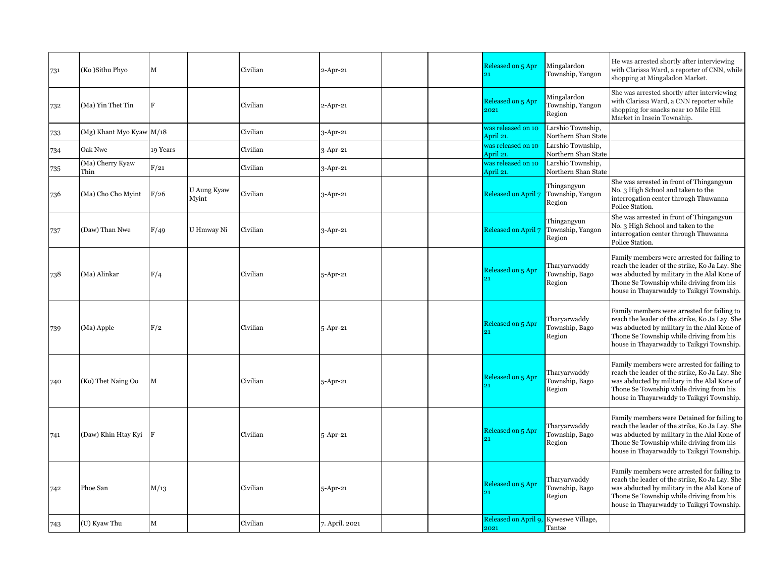| | | | | | | | | | | |
|---|---|---|---|---|---|---|---|---|---|---|
| 731 | (Ko )Sithu Phyo | M | | Civilian | 2-Apr-21 | | | Released on 5 Apr 21 | Mingalardon Township, Yangon | He was arrested shortly after interviewing with Clarissa Ward, a reporter of CNN, while shopping at Mingaladon Market. |
| 732 | (Ma) Yin Thet Tin | F | | Civilian | 2-Apr-21 | | | Released on 5 Apr 2021 | Mingalardon Township, Yangon Region | She was arrested shortly after interviewing with Clarissa Ward, a CNN reporter while shopping for snacks near 10 Mile Hill Market in Insein Township. |
| 733 | (Mg) Khant Myo Kyaw | M/18 | | Civilian | 3-Apr-21 | | | was released on 10 April 21. | Larshio Township, Northern Shan State | |
| 734 | Oak Nwe | 19 Years | | Civilian | 3-Apr-21 | | | was released on 10 April 21. | Larshio Township, Northern Shan State | |
| 735 | (Ma) Cherry Kyaw Thin | F/21 | | Civilian | 3-Apr-21 | | | was released on 10 April 21. | Larshio Township, Northern Shan State | |
| 736 | (Ma) Cho Cho Myint | F/26 | U Aung Kyaw Myint | Civilian | 3-Apr-21 | | | Released on April 7 | Thingangyun Township, Yangon Region | She was arrested in front of Thingangyun No. 3 High School and taken to the interrogation center through Thuwanna Police Station. |
| 737 | (Daw) Than Nwe | F/49 | U Hmway Ni | Civilian | 3-Apr-21 | | | Released on April 7 | Thingangyun Township, Yangon Region | She was arrested in front of Thingangyun No. 3 High School and taken to the interrogation center through Thuwanna Police Station. |
| 738 | (Ma) Alinkar | F/4 | | Civilian | 5-Apr-21 | | | Released on 5 Apr 21 | Tharyarwaddy Township, Bago Region | Family members were arrested for failing to reach the leader of the strike, Ko Ja Lay. She was abducted by military in the Alal Kone of Thone Se Township while driving from his house in Thayarwaddy to Taikgyi Township. |
| 739 | (Ma) Apple | F/2 | | Civilian | 5-Apr-21 | | | Released on 5 Apr 21 | Tharyarwaddy Township, Bago Region | Family members were arrested for failing to reach the leader of the strike, Ko Ja Lay. She was abducted by military in the Alal Kone of Thone Se Township while driving from his house in Thayarwaddy to Taikgyi Township. |
| 740 | (Ko) Thet Naing Oo | M | | Civilian | 5-Apr-21 | | | Released on 5 Apr 21 | Tharyarwaddy Township, Bago Region | Family members were arrested for failing to reach the leader of the strike, Ko Ja Lay. She was abducted by military in the Alal Kone of Thone Se Township while driving from his house in Thayarwaddy to Taikgyi Township. |
| 741 | (Daw) Khin Htay Kyi | F | | Civilian | 5-Apr-21 | | | Released on 5 Apr 21 | Tharyarwaddy Township, Bago Region | Family members were Detained for failing to reach the leader of the strike, Ko Ja Lay. She was abducted by military in the Alal Kone of Thone Se Township while driving from his house in Thayarwaddy to Taikgyi Township. |
| 742 | Phoe San | M/13 | | Civilian | 5-Apr-21 | | | Released on 5 Apr 21 | Tharyarwaddy Township, Bago Region | Family members were arrested for failing to reach the leader of the strike, Ko Ja Lay. She was abducted by military in the Alal Kone of Thone Se Township while driving from his house in Thayarwaddy to Taikgyi Township. |
| 743 | (U) Kyaw Thu | M | | Civilian | 7. April. 2021 | | | Released on April 9, 2021 | Kyweswe Village, Tantse | |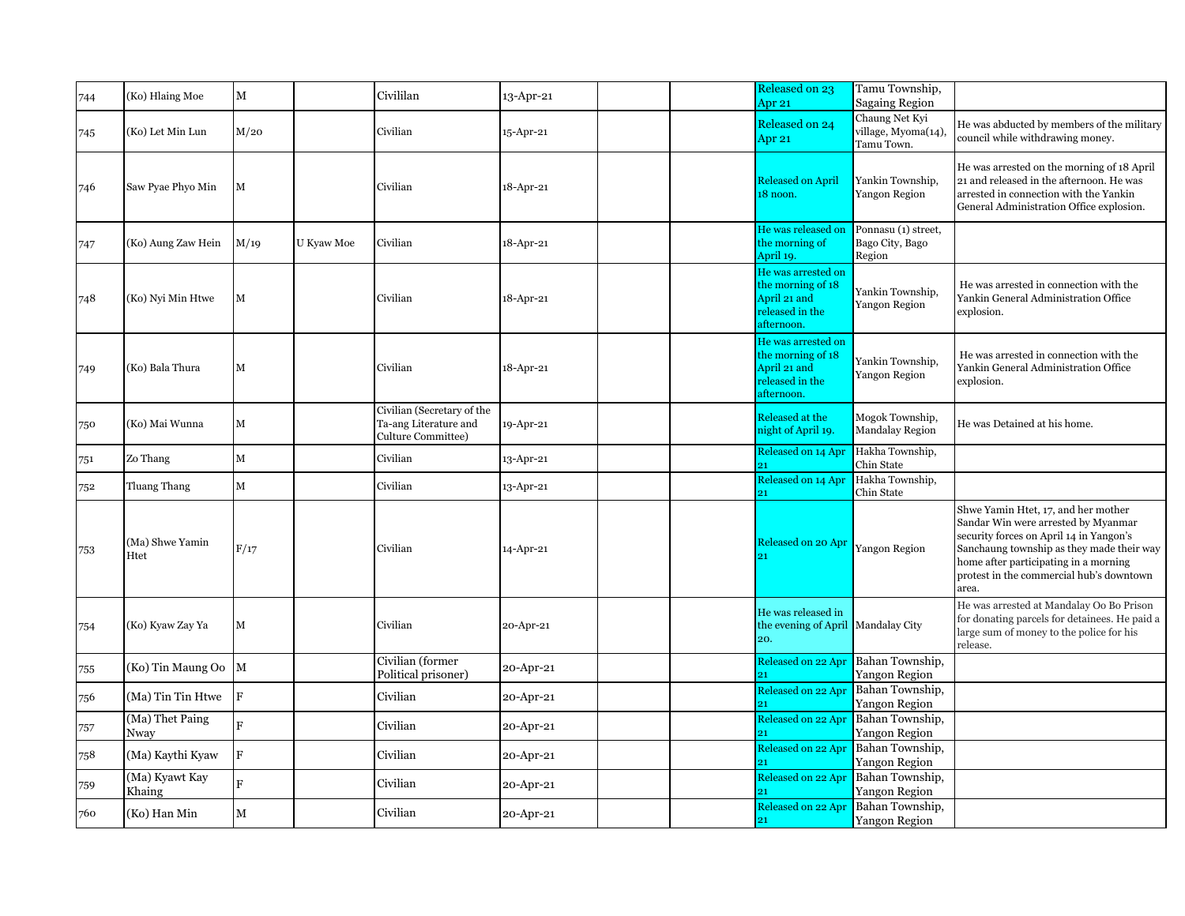| 744 | (Ko) Hlaing Moe | M | | Civililan | 13-Apr-21 | | | Released on 23 Apr 21 | Tamu Township, Sagaing Region | |
|---|---|---|---|---|---|---|---|---|---|---|
| 745 | (Ko) Let Min Lun | M/20 | | Civilian | 15-Apr-21 | | | Released on 24 Apr 21 | Chaung Net Kyi village, Myoma(14), Tamu Town. | He was abducted by members of the military council while withdrawing money. |
| 746 | Saw Pyae Phyo Min | M | | Civilian | 18-Apr-21 | | | Released on April 18 noon. | Yankin Township, Yangon Region | He was arrested on the morning of 18 April 21 and released in the afternoon. He was arrested in connection with the Yankin General Administration Office explosion. |
| 747 | (Ko) Aung Zaw Hein | M/19 | U Kyaw Moe | Civilian | 18-Apr-21 | | | He was released on the morning of April 19. | Ponnasu (1) street, Bago City, Bago Region | |
| 748 | (Ko) Nyi Min Htwe | M | | Civilian | 18-Apr-21 | | | He was arrested on the morning of 18 April 21 and released in the afternoon. | Yankin Township, Yangon Region | He was arrested in connection with the Yankin General Administration Office explosion. |
| 749 | (Ko) Bala Thura | M | | Civilian | 18-Apr-21 | | | He was arrested on the morning of 18 April 21 and released in the afternoon. | Yankin Township, Yangon Region | He was arrested in connection with the Yankin General Administration Office explosion. |
| 750 | (Ko) Mai Wunna | M | | Civilian (Secretary of the Ta-ang Literature and Culture Committee) | 19-Apr-21 | | | Released at the night of April 19. | Mogok Township, Mandalay Region | He was Detained at his home. |
| 751 | Zo Thang | M | | Civilian | 13-Apr-21 | | | Released on 14 Apr 21 | Hakha Township, Chin State | |
| 752 | Tluang Thang | M | | Civilian | 13-Apr-21 | | | Released on 14 Apr 21 | Hakha Township, Chin State | |
| 753 | (Ma) Shwe Yamin Htet | F/17 | | Civilian | 14-Apr-21 | | | Released on 20 Apr 21 | Yangon Region | Shwe Yamin Htet, 17, and her mother Sandar Win were arrested by Myanmar security forces on April 14 in Yangon's Sanchaung township as they made their way home after participating in a morning protest in the commercial hub's downtown area. |
| 754 | (Ko) Kyaw Zay Ya | M | | Civilian | 20-Apr-21 | | | He was released in the evening of April 20. | Mandalay City | He was arrested at Mandalay Oo Bo Prison for donating parcels for detainees. He paid a large sum of money to the police for his release. |
| 755 | (Ko) Tin Maung Oo | M | | Civilian (former Political prisoner) | 20-Apr-21 | | | Released on 22 Apr 21 | Bahan Township, Yangon Region | |
| 756 | (Ma) Tin Tin Htwe | F | | Civilian | 20-Apr-21 | | | Released on 22 Apr 21 | Bahan Township, Yangon Region | |
| 757 | (Ma) Thet Paing Nway | F | | Civilian | 20-Apr-21 | | | Released on 22 Apr 21 | Bahan Township, Yangon Region | |
| 758 | (Ma) Kaythi Kyaw | F | | Civilian | 20-Apr-21 | | | Released on 22 Apr 21 | Bahan Township, Yangon Region | |
| 759 | (Ma) Kyawt Kay Khaing | F | | Civilian | 20-Apr-21 | | | Released on 22 Apr 21 | Bahan Township, Yangon Region | |
| 760 | (Ko) Han Min | M | | Civilian | 20-Apr-21 | | | Released on 22 Apr 21 | Bahan Township, Yangon Region | |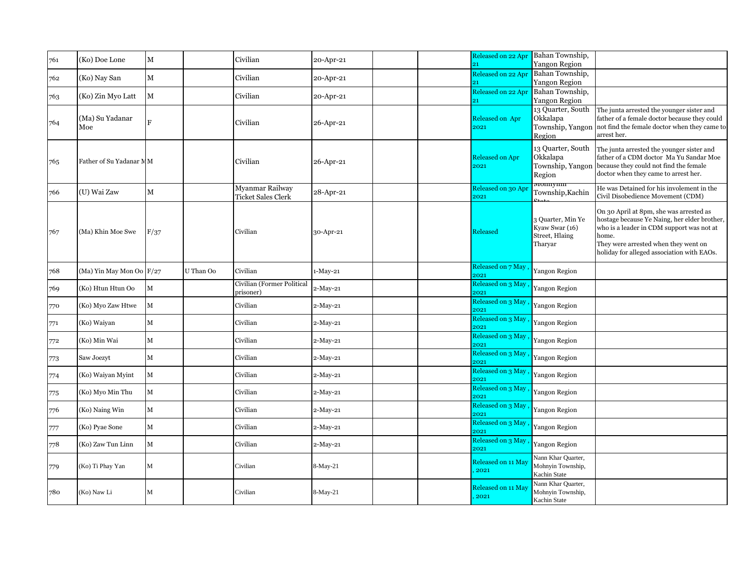| | | | | | | | | | | |
|---|---|---|---|---|---|---|---|---|---|---|
| 761 | (Ko) Doe Lone | M | | Civilian | 20-Apr-21 | | | Released on 22 Apr 21 | Bahan Township, Yangon Region | |
| 762 | (Ko) Nay San | M | | Civilian | 20-Apr-21 | | | Released on 22 Apr 21 | Bahan Township, Yangon Region | |
| 763 | (Ko) Zin Myo Latt | M | | Civilian | 20-Apr-21 | | | Released on 22 Apr 21 | Bahan Township, Yangon Region | |
| 764 | (Ma) Su Yadanar Moe | F | | Civilian | 26-Apr-21 | | | Released on Apr 2021 | 13 Quarter, South Okkalapa Township, Yangon Region | The junta arrested the younger sister and father of a female doctor because they could not find the female doctor when they came to arrest her. |
| 765 | Father of Su Yadanar M | M | | Civilian | 26-Apr-21 | | | Released on Apr 2021 | 13 Quarter, South Okkalapa Township, Yangon Region | The junta arrested the younger sister and father of a CDM doctor Ma Yu Sandar Moe because they could not find the female doctor when they came to arrest her. |
| 766 | (U) Wai Zaw | M | | Myanmar Railway Ticket Sales Clerk | 28-Apr-21 | | | Released on 30 Apr 2021 | Mohnyin Township,Kachin State | He was Detained for his involement in the Civil Disobedience Movement (CDM) |
| 767 | (Ma) Khin Moe Swe | F/37 | | Civilian | 30-Apr-21 | | | Released | 3 Quarter, Min Ye Kyaw Swar (16) Street, Hlaing Tharyar | On 30 April at 8pm, she was arrested as hostage because Ye Naing, her elder brother, who is a leader in CDM support was not at home.<br>They were arrested when they went on holiday for alleged association with EAOs. |
| 768 | (Ma) Yin May Mon Oo | F/27 | U Than Oo | Civilian | 1-May-21 | | | Released on 7 May , 2021 | Yangon Region | |
| 769 | (Ko) Htun Htun Oo | M | | Civilian (Former Political prisoner) | 2-May-21 | | | Released on 3 May , 2021 | Yangon Region | |
| 770 | (Ko) Myo Zaw Htwe | M | | Civilian | 2-May-21 | | | Released on 3 May , 2021 | Yangon Region | |
| 771 | (Ko) Waiyan | M | | Civilian | 2-May-21 | | | Released on 3 May , 2021 | Yangon Region | |
| 772 | (Ko) Min Wai | M | | Civilian | 2-May-21 | | | Released on 3 May , 2021 | Yangon Region | |
| 773 | Saw Joezyt | M | | Civilian | 2-May-21 | | | Released on 3 May , 2021 | Yangon Region | |
| 774 | (Ko) Waiyan Myint | M | | Civilian | 2-May-21 | | | Released on 3 May , 2021 | Yangon Region | |
| 775 | (Ko) Myo Min Thu | M | | Civilian | 2-May-21 | | | Released on 3 May , 2021 | Yangon Region | |
| 776 | (Ko) Naing Win | M | | Civilian | 2-May-21 | | | Released on 3 May , 2021 | Yangon Region | |
| 777 | (Ko) Pyae Sone | M | | Civilian | 2-May-21 | | | Released on 3 May , 2021 | Yangon Region | |
| 778 | (Ko) Zaw Tun Linn | M | | Civilian | 2-May-21 | | | Released on 3 May , 2021 | Yangon Region | |
| 779 | (Ko) Ti Phay Yan | M | | Civilian | 8-May-21 | | | Released on 11 May , 2021 | Nann Khar Quarter, Mohnyin Township, Kachin State | |
| 780 | (Ko) Naw Li | M | | Civilian | 8-May-21 | | | Released on 11 May , 2021 | Nann Khar Quarter, Mohnyin Township, Kachin State | |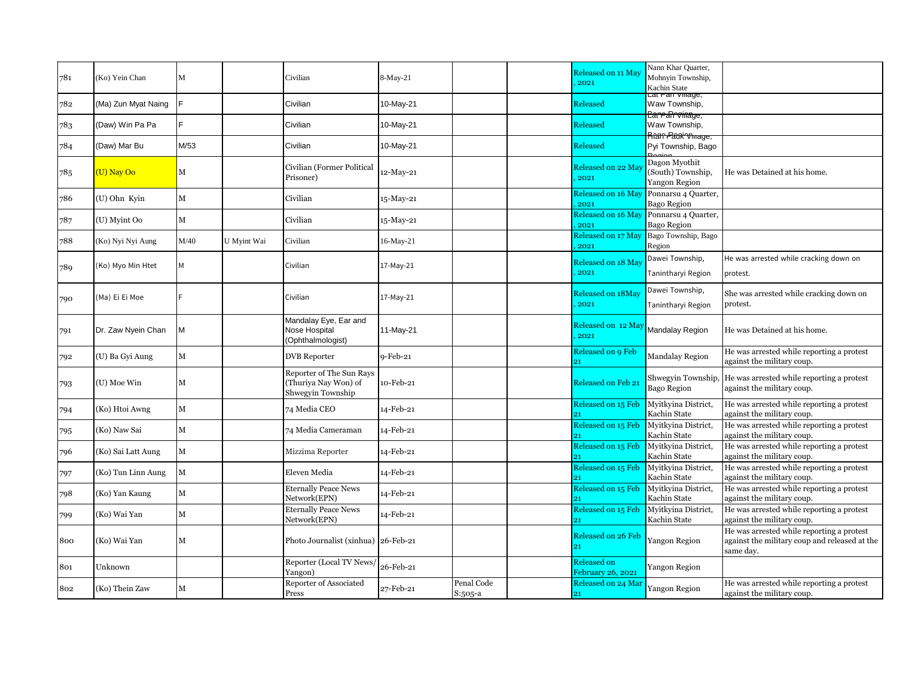| 781 | (Ko) Yein Chan | M | | Civilian | 8-May-21 | | | Released on 11 May , 2021 | Nann Khar Quarter, Mohnyin Township, Kachin State | |
|---|---|---|---|---|---|---|---|---|---|---|
| 782 | (Ma) Zun Myat Naing | F | | Civilian | 10-May-21 | | | Released | Lat Pan Village, Waw Township, Bago Region | |
| 783 | (Daw) Win Pa Pa | F | | Civilian | 10-May-21 | | | Released | Lat Pan Village, Waw Township, Bago Region | |
| 784 | (Daw) Mar Bu | M/53 | | Civilian | 10-May-21 | | | Released | Htan Pauk Village, Pyi Township, Bago Region | |
| 785 | (U) Nay Oo | M | | Civilian (Former Political Prisoner) | 12-May-21 | | | Released on 22 May , 2021 | Dagon Myothit (South) Township, Yangon Region | He was Detained at his home. |
| 786 | (U) Ohn Kyin | M | | Civilian | 15-May-21 | | | Released on 16 May , 2021 | Ponnarsu 4 Quarter, Bago Region | |
| 787 | (U) Myint Oo | M | | Civilian | 15-May-21 | | | Released on 16 May , 2021 | Ponnarsu 4 Quarter, Bago Region | |
| 788 | (Ko) Nyi Nyi Aung | M/40 | U Myint Wai | Civilian | 16-May-21 | | | Released on 17 May , 2021 | Bago Township, Bago Region | |
| 789 | (Ko) Myo Min Htet | M | | Civilian | 17-May-21 | | | Released on 18 May , 2021 | Dawei Township, Tanintharyi Region | He was arrested while cracking down on protest. |
| 790 | (Ma) Ei Ei Moe | F | | Civilian | 17-May-21 | | | Released on 18May , 2021 | Dawei Township, Tanintharyi Region | She was arrested while cracking down on protest. |
| 791 | Dr. Zaw Nyein Chan | M | | Mandalay Eye, Ear and Nose Hospital (Ophthalmologist) | 11-May-21 | | | Released on 12 May , 2021 | Mandalay Region | He was Detained at his home. |
| 792 | (U) Ba Gyi Aung | M | | DVB Reporter | 9-Feb-21 | | | Released on 9 Feb 21 | Mandalay Region | He was arrested while reporting a protest against the military coup. |
| 793 | (U) Moe Win | M | | Reporter of The Sun Rays (Thuriya Nay Won) of Shwegyin Township | 10-Feb-21 | | | Released on Feb 21 | Shwegyin Township, Bago Region | He was arrested while reporting a protest against the military coup. |
| 794 | (Ko) Htoi Awng | M | | 74 Media CEO | 14-Feb-21 | | | Released on 15 Feb 21 | Myitkyina District, Kachin State | He was arrested while reporting a protest against the military coup. |
| 795 | (Ko) Naw Sai | M | | 74 Media Cameraman | 14-Feb-21 | | | Released on 15 Feb 21 | Myitkyina District, Kachin State | He was arrested while reporting a protest against the military coup. |
| 796 | (Ko) Sai Latt Aung | M | | Mizzima Reporter | 14-Feb-21 | | | Released on 15 Feb 21 | Myitkyina District, Kachin State | He was arrested while reporting a protest against the military coup. |
| 797 | (Ko) Tun Linn Aung | M | | Eleven Media | 14-Feb-21 | | | Released on 15 Feb 21 | Myitkyina District, Kachin State | He was arrested while reporting a protest against the military coup. |
| 798 | (Ko) Yan Kaung | M | | Eternally Peace News Network(EPN) | 14-Feb-21 | | | Released on 15 Feb 21 | Myitkyina District, Kachin State | He was arrested while reporting a protest against the military coup. |
| 799 | (Ko) Wai Yan | M | | Eternally Peace News Network(EPN) | 14-Feb-21 | | | Released on 15 Feb 21 | Myitkyina District, Kachin State | He was arrested while reporting a protest against the military coup. |
| 800 | (Ko) Wai Yan | M | | Photo Journalist (xinhua) | 26-Feb-21 | | | Released on 26 Feb 21 | Yangon Region | He was arrested while reporting a protest against the military coup and released at the same day. |
| 801 | Unknown | | | Reporter (Local TV News/ Yangon) | 26-Feb-21 | | | Released on February 26, 2021 | Yangon Region | |
| 802 | (Ko) Thein Zaw | M | | Reporter of Associated Press | 27-Feb-21 | Penal Code S:505-a | | Released on 24 Mar 21 | Yangon Region | He was arrested while reporting a protest against the military coup. |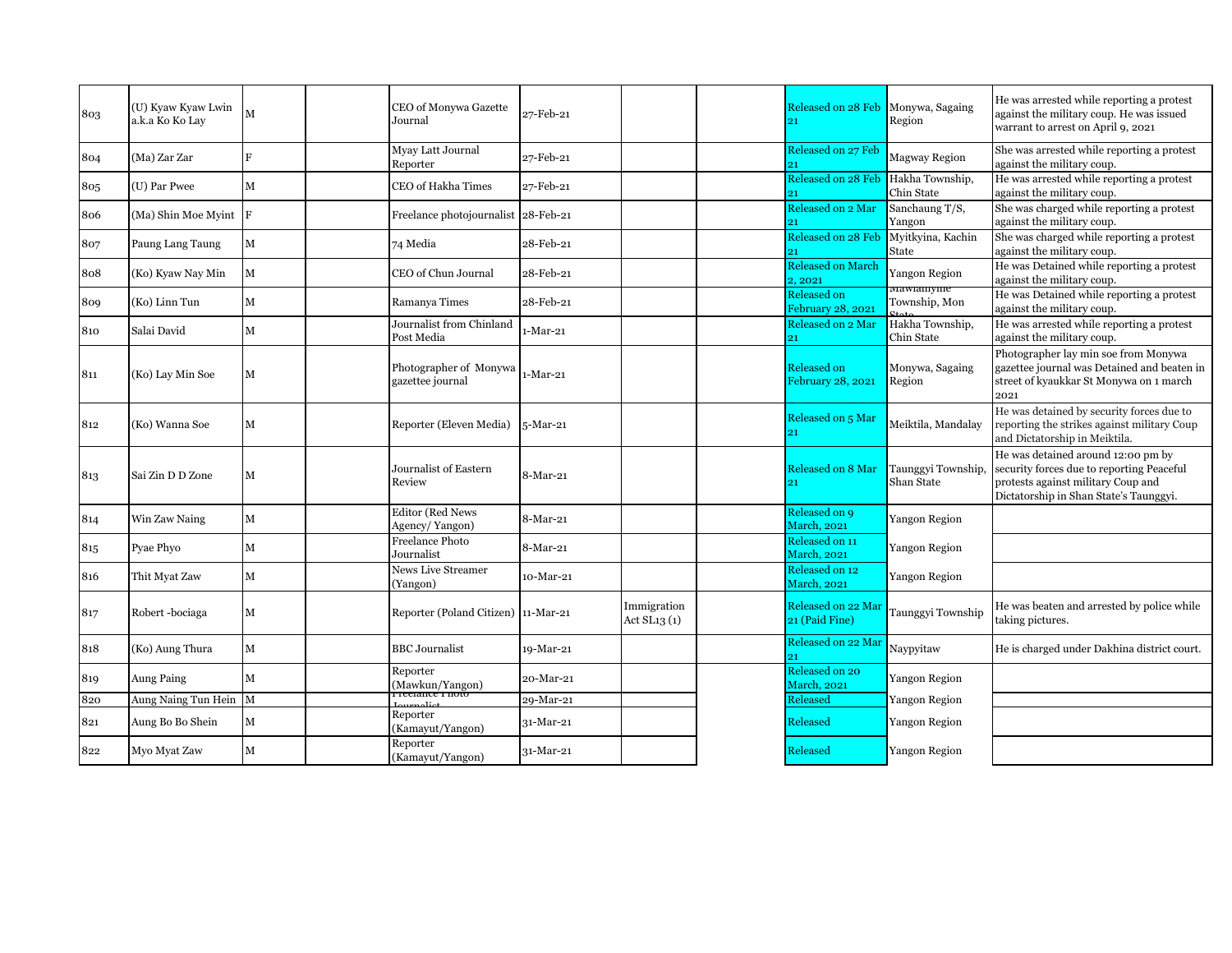| | | | | | | | | | | |
|---|---|---|---|---|---|---|---|---|---|---|
| 803 | (U) Kyaw Kyaw Lwin a.k.a Ko Ko Lay | M | | CEO of Monywa Gazette Journal | 27-Feb-21 | | | Released on 28 Feb 21 | Monywa, Sagaing Region | He was arrested while reporting a protest against the military coup. He was issued warrant to arrest on April 9, 2021 |
| 804 | (Ma) Zar Zar | F | | Myay Latt Journal Reporter | 27-Feb-21 | | | Released on 27 Feb 21 | Magway Region | She was arrested while reporting a protest against the military coup. |
| 805 | (U) Par Pwee | M | | CEO of Hakha Times | 27-Feb-21 | | | Released on 28 Feb 21 | Hakha Township, Chin State | He was arrested while reporting a protest against the military coup. |
| 806 | (Ma) Shin Moe Myint | F | | Freelance photojournalist | 28-Feb-21 | | | Released on 2 Mar 21 | Sanchaung T/S, Yangon | She was charged while reporting a protest against the military coup. |
| 807 | Paung Lang Taung | M | | 74 Media | 28-Feb-21 | | | Released on 28 Feb 21 | Myitkyina, Kachin State | She was charged while reporting a protest against the military coup. |
| 808 | (Ko) Kyaw Nay Min | M | | CEO of Chun Journal | 28-Feb-21 | | | Released on March 2, 2021 | Yangon Region | He was Detained while reporting a protest against the military coup. |
| 809 | (Ko) Linn Tun | M | | Ramanya Times | 28-Feb-21 | | | Released on February 28, 2021 | Mawlamyine Township, Mon State | He was Detained while reporting a protest against the military coup. |
| 810 | Salai David | M | | Journalist from Chinland Post Media | 1-Mar-21 | | | Released on 2 Mar 21 | Hakha Township, Chin State | He was arrested while reporting a protest against the military coup. |
| 811 | (Ko) Lay Min Soe | M | | Photographer of Monywa gazettee journal | 1-Mar-21 | | | Released on February 28, 2021 | Monywa, Sagaing Region | Photographer lay min soe from Monywa gazettee journal was Detained and beaten in street of kyaukkar St Monywa on 1 march 2021 |
| 812 | (Ko) Wanna Soe | M | | Reporter (Eleven Media) | 5-Mar-21 | | | Released on 5 Mar 21 | Meiktila, Mandalay | He was detained by security forces due to reporting the strikes against military Coup and Dictatorship in Meiktila. |
| 813 | Sai Zin D D Zone | M | | Journalist of Eastern Review | 8-Mar-21 | | | Released on 8 Mar 21 | Taunggyi Township, Shan State | He was detained around 12:00 pm by security forces due to reporting Peaceful protests against military Coup and Dictatorship in Shan State's Taunggyi. |
| 814 | Win Zaw Naing | M | | Editor (Red News Agency/ Yangon) | 8-Mar-21 | | | Released on 9 March, 2021 | Yangon Region | |
| 815 | Pyae Phyo | M | | Freelance Photo Journalist | 8-Mar-21 | | | Released on 11 March, 2021 | Yangon Region | |
| 816 | Thit Myat Zaw | M | | News Live Streamer (Yangon) | 10-Mar-21 | | | Released on 12 March, 2021 | Yangon Region | |
| 817 | Robert -bociaga | M | | Reporter (Poland Citizen) | 11-Mar-21 | Immigration Act SL13 (1) | | Released on 22 Mar 21 (Paid Fine) | Taunggyi Township | He was beaten and arrested by police while taking pictures. |
| 818 | (Ko) Aung Thura | M | | BBC Journalist | 19-Mar-21 | | | Released on 22 Mar 21 | Naypyitaw | He is charged under Dakhina district court. |
| 819 | Aung Paing | M | | Reporter (Mawkun/Yangon) | 20-Mar-21 | | | Released on 20 March, 2021 | Yangon Region | |
| 820 | Aung Naing Tun Hein | M | | Freelance Photo Journalist | 29-Mar-21 | | | Released | Yangon Region | |
| 821 | Aung Bo Bo Shein | M | | Reporter (Kamayut/Yangon) | 31-Mar-21 | | | Released | Yangon Region | |
| 822 | Myo Myat Zaw | M | | Reporter (Kamayut/Yangon) | 31-Mar-21 | | | Released | Yangon Region | |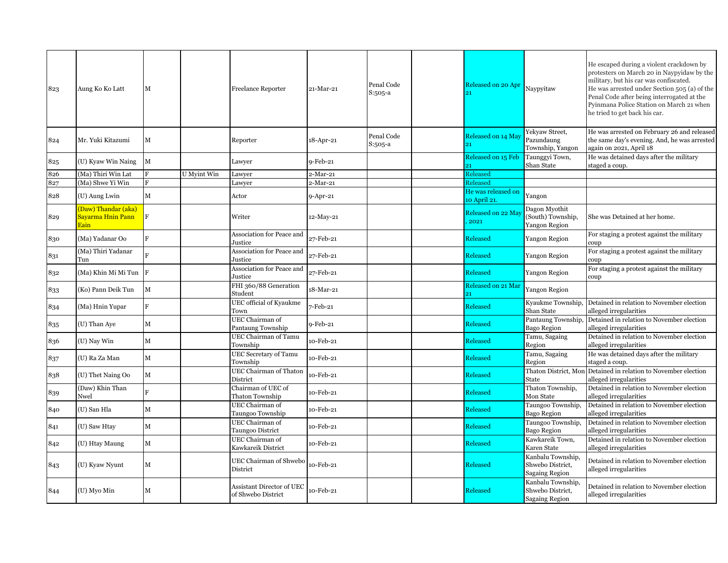| 823 | Aung Ko Ko Latt | M | | Freelance Reporter | 21-Mar-21 | Penal Code S:505-a | | Released on 20 Apr 21 | Naypyitaw | He escaped during a violent crackdown by protesters on March 20 in Naypyidaw by the military, but his car was confiscated. He was arrested under Section 505 (a) of the Penal Code after being interrogated at the Pyinmana Police Station on March 21 when he tried to get back his car. |
|---|---|---|---|---|---|---|---|---|---|---|
| 824 | Mr. Yuki Kitazumi | M | | Reporter | 18-Apr-21 | Penal Code S:505-a | | Released on 14 May 21 | Yekyaw Street, Pazundaung Township, Yangon | He was arrested on February 26 and released the same day's evening. And, he was arrested again on 2021, April 18 |
| 825 | (U) Kyaw Win Naing | M | | Lawyer | 9-Feb-21 | | | Released on 15 Feb 21 | Taunggyi Town, Shan State | He was detained days after the military staged a coup. |
| 826 | (Ma) Thiri Win Lat | F | U Myint Win | Lawyer | 2-Mar-21 | | | Released | | |
| 827 | (Ma) Shwe Yi Win | F | | Lawyer | 2-Mar-21 | | | Released | | |
| 828 | (U) Aung Lwin | M | | Actor | 9-Apr-21 | | | He was released on 10 April 21. | Yangon | |
| 829 | (Daw) Thandar (aka) Sayarma Hnin Pann Eain | F | | Writer | 12-May-21 | | | Released on 22 May , 2021 | Dagon Myothit (South) Township, Yangon Region | She was Detained at her home. |
| 830 | (Ma) Yadanar Oo | F | | Association for Peace and Justice | 27-Feb-21 | | | Released | Yangon Region | For staging a protest against the military coup |
| 831 | (Ma) Thiri Yadanar Tun | F | | Association for Peace and Justice | 27-Feb-21 | | | Released | Yangon Region | For staging a protest against the military coup |
| 832 | (Ma) Khin Mi Mi Tun | F | | Association for Peace and Justice | 27-Feb-21 | | | Released | Yangon Region | For staging a protest against the military coup |
| 833 | (Ko) Pann Deik Tun | M | | FHI 360/88 Generation Student | 18-Mar-21 | | | Released on 21 Mar 21 | Yangon Region | |
| 834 | (Ma) Hnin Yupar | F | | UEC official of Kyaukme Town | 7-Feb-21 | | | Released | Kyaukme Township, Shan State | Detained in relation to November election alleged irregularities |
| 835 | (U) Than Aye | M | | UEC Chairman of Pantaung Township | 9-Feb-21 | | | Released | Pantaung Township, Bago Region | Detained in relation to November election alleged irregularities |
| 836 | (U) Nay Win | M | | UEC Chairman of Tamu Township | 10-Feb-21 | | | Released | Tamu, Sagaing Region | Detained in relation to November election alleged irregularities |
| 837 | (U) Ra Za Man | M | | UEC Secretary of Tamu Township | 10-Feb-21 | | | Released | Tamu, Sagaing Region | He was detained days after the military staged a coup. |
| 838 | (U) Thet Naing Oo | M | | UEC Chairman of Thaton District | 10-Feb-21 | | | Released | Thaton District, Mon State | Detained in relation to November election alleged irregularities |
| 839 | (Daw) Khin Than Nwel | F | | Chairman of UEC of Thaton Township | 10-Feb-21 | | | Released | Thaton Township, Mon State | Detained in relation to November election alleged irregularities |
| 840 | (U) San Hla | M | | UEC Chairman of Taungoo Township | 10-Feb-21 | | | Released | Taungoo Township, Bago Region | Detained in relation to November election alleged irregularities |
| 841 | (U) Saw Htay | M | | UEC Chairman of Taungoo District | 10-Feb-21 | | | Released | Taungoo Township, Bago Region | Detained in relation to November election alleged irregularities |
| 842 | (U) Htay Maung | M | | UEC Chairman of Kawkareik District | 10-Feb-21 | | | Released | Kawkareik Town, Karen State | Detained in relation to November election alleged irregularities |
| 843 | (U) Kyaw Nyunt | M | | UEC Chairman of Shwebo District | 10-Feb-21 | | | Released | Kanbalu Township, Shwebo District, Sagaing Region | Detained in relation to November election alleged irregularities |
| 844 | (U) Myo Min | M | | Assistant Director of UEC of Shwebo District | 10-Feb-21 | | | Released | Kanbalu Township, Shwebo District, Sagaing Region | Detained in relation to November election alleged irregularities |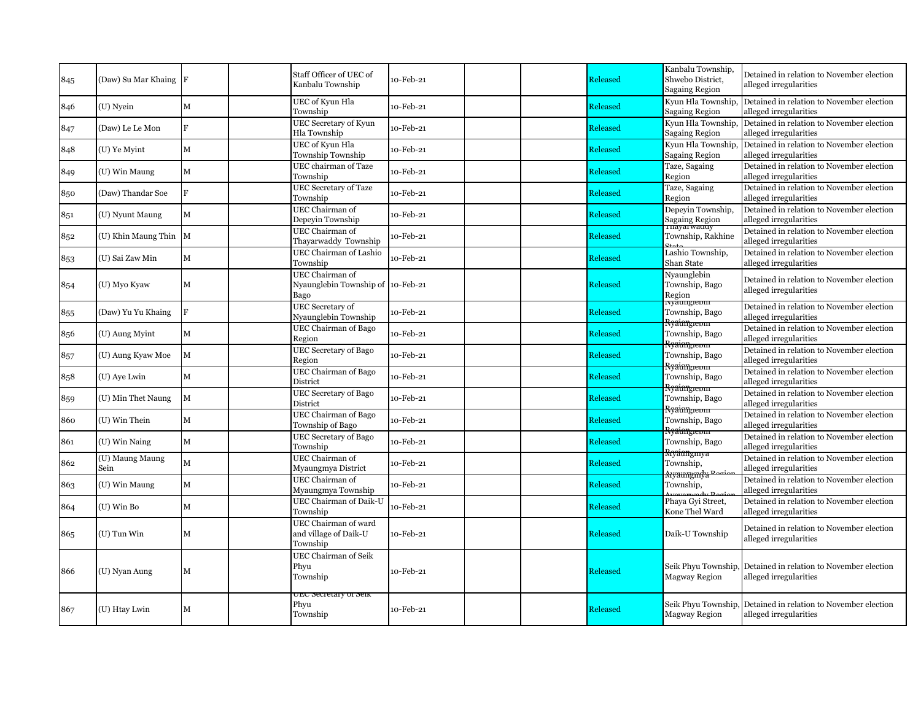| 845 | (Daw) Su Mar Khaing | F | | Staff Officer of UEC of Kanbalu Township | 10-Feb-21 | | | Released | Kanbalu Township, Shwebo District, Sagaing Region | Detained in relation to November election alleged irregularities |
|---|---|---|---|---|---|---|---|---|---|---|
| 846 | (U) Nyein | M | | UEC of Kyun Hla Township | 10-Feb-21 | | | Released | Kyun Hla Township, Sagaing Region | Detained in relation to November election alleged irregularities |
| 847 | (Daw) Le Le Mon | F | | UEC Secretary of Kyun Hla Township | 10-Feb-21 | | | Released | Kyun Hla Township, Sagaing Region | Detained in relation to November election alleged irregularities |
| 848 | (U) Ye Myint | M | | UEC of Kyun Hla Township Township | 10-Feb-21 | | | Released | Kyun Hla Township, Sagaing Region | Detained in relation to November election alleged irregularities |
| 849 | (U) Win Maung | M | | UEC chairman of Taze Township | 10-Feb-21 | | | Released | Taze, Sagaing Region | Detained in relation to November election alleged irregularities |
| 850 | (Daw) Thandar Soe | F | | UEC Secretary of Taze Township | 10-Feb-21 | | | Released | Taze, Sagaing Region | Detained in relation to November election alleged irregularities |
| 851 | (U) Nyunt Maung | M | | UEC Chairman of Depeyin Township | 10-Feb-21 | | | Released | Depeyin Township, Sagaing Region | Detained in relation to November election alleged irregularities |
| 852 | (U) Khin Maung Thin | M | | UEC Chairman of Thayarwaddy Township | 10-Feb-21 | | | Released | Thayarwaddy Township, Rakhine State | Detained in relation to November election alleged irregularities |
| 853 | (U) Sai Zaw Min | M | | UEC Chairman of Lashio Township | 10-Feb-21 | | | Released | Lashio Township, Shan State | Detained in relation to November election alleged irregularities |
| 854 | (U) Myo Kyaw | M | | UEC Chairman of Nyaunglebin Township of Bago | 10-Feb-21 | | | Released | Nyaunglebin Township, Bago Region | Detained in relation to November election alleged irregularities |
| 855 | (Daw) Yu Yu Khaing | F | | UEC Secretary of Nyaunglebin Township | 10-Feb-21 | | | Released | Nyaunglebin Township, Bago Region | Detained in relation to November election alleged irregularities |
| 856 | (U) Aung Myint | M | | UEC Chairman of Bago Region | 10-Feb-21 | | | Released | Nyaunglebin Township, Bago Region | Detained in relation to November election alleged irregularities |
| 857 | (U) Aung Kyaw Moe | M | | UEC Secretary of Bago Region | 10-Feb-21 | | | Released | Nyaunglebin Township, Bago Region | Detained in relation to November election alleged irregularities |
| 858 | (U) Aye Lwin | M | | UEC Chairman of Bago District | 10-Feb-21 | | | Released | Nyaunglebin Township, Bago Region | Detained in relation to November election alleged irregularities |
| 859 | (U) Min Thet Naung | M | | UEC Secretary of Bago District | 10-Feb-21 | | | Released | Nyaunglebin Township, Bago Region | Detained in relation to November election alleged irregularities |
| 860 | (U) Win Thein | M | | UEC Chairman of Bago Township of Bago | 10-Feb-21 | | | Released | Nyaunglebin Township, Bago Region | Detained in relation to November election alleged irregularities |
| 861 | (U) Win Naing | M | | UEC Secretary of Bago Township | 10-Feb-21 | | | Released | Nyaunglebin Township, Bago Region | Detained in relation to November election alleged irregularities |
| 862 | (U) Maung Maung Sein | M | | UEC Chairman of Myaungmya District | 10-Feb-21 | | | Released | Myaungmya Township, Ayeyarwady Region | Detained in relation to November election alleged irregularities |
| 863 | (U) Win Maung | M | | UEC Chairman of Myaungmya Township | 10-Feb-21 | | | Released | Myaungmya Township, Ayeyarwady Region | Detained in relation to November election alleged irregularities |
| 864 | (U) Win Bo | M | | UEC Chairman of Daik-U Township | 10-Feb-21 | | | Released | Phaya Gyi Street, Kone Thel Ward | Detained in relation to November election alleged irregularities |
| 865 | (U) Tun Win | M | | UEC Chairman of ward and village of Daik-U Township | 10-Feb-21 | | | Released | Daik-U Township | Detained in relation to November election alleged irregularities |
| 866 | (U) Nyan Aung | M | | UEC Chairman of Seik Phyu Township | 10-Feb-21 | | | Released | Seik Phyu Township, Magway Region | Detained in relation to November election alleged irregularities |
| 867 | (U) Htay Lwin | M | | UEC Secretary of Seik Phyu Township | 10-Feb-21 | | | Released | Seik Phyu Township, Magway Region | Detained in relation to November election alleged irregularities |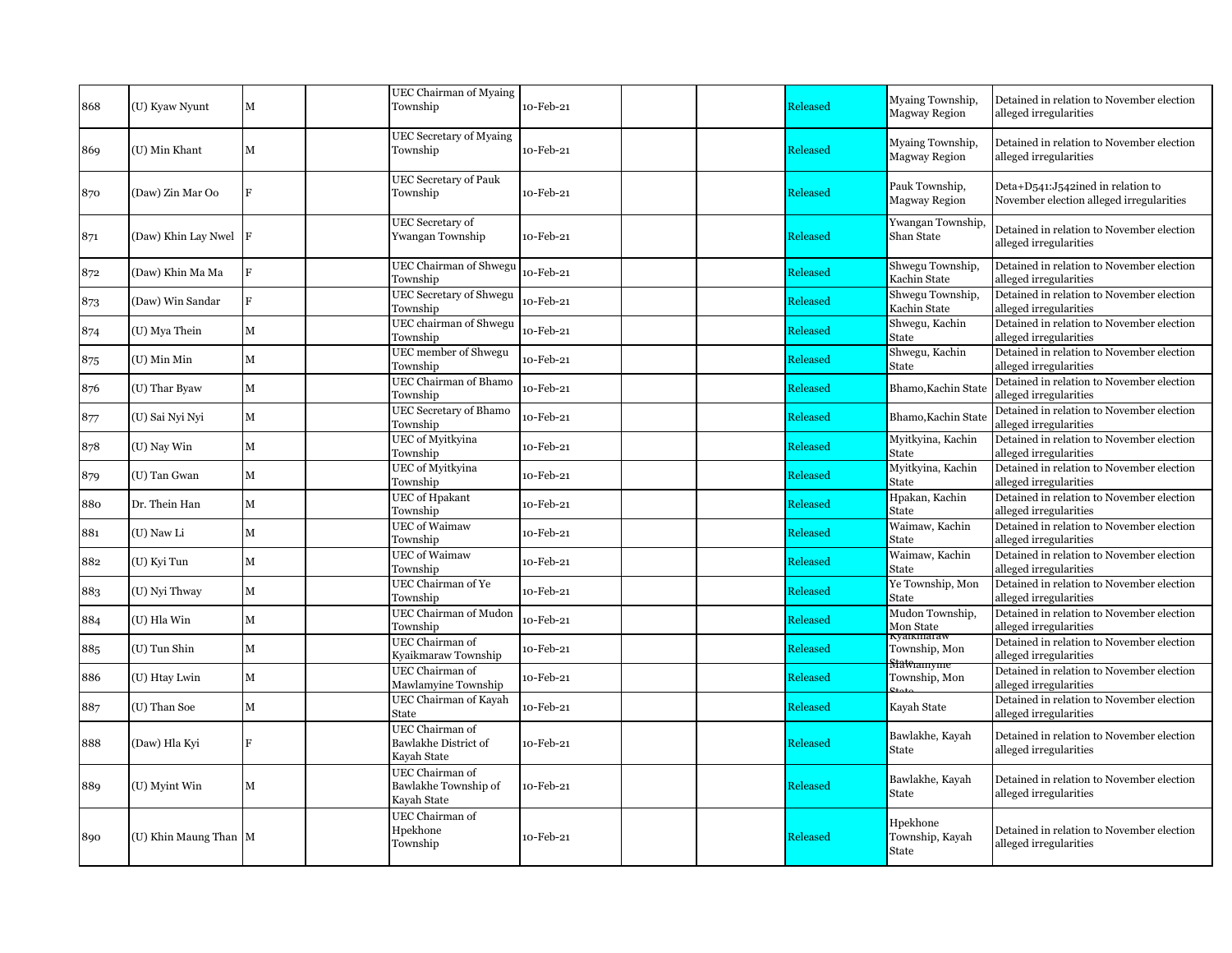| | | | | | | | | | | |
|---|---|---|---|---|---|---|---|---|---|---|
| 868 | (U) Kyaw Nyunt | M | | UEC Chairman of Myaing Township | 10-Feb-21 | | | Released | Myaing Township, Magway Region | Detained in relation to November election alleged irregularities |
| 869 | (U) Min Khant | M | | UEC Secretary of Myaing Township | 10-Feb-21 | | | Released | Myaing Township, Magway Region | Detained in relation to November election alleged irregularities |
| 870 | (Daw) Zin Mar Oo | F | | UEC Secretary of Pauk Township | 10-Feb-21 | | | Released | Pauk Township, Magway Region | Deta+D541:J542ined in relation to November election alleged irregularities |
| 871 | (Daw) Khin Lay Nwel | F | | UEC Secretary of Ywangan Township | 10-Feb-21 | | | Released | Ywangan Township, Shan State | Detained in relation to November election alleged irregularities |
| 872 | (Daw) Khin Ma Ma | F | | UEC Chairman of Shwegu Township | 10-Feb-21 | | | Released | Shwegu Township, Kachin State | Detained in relation to November election alleged irregularities |
| 873 | (Daw) Win Sandar | F | | UEC Secretary of Shwegu Township | 10-Feb-21 | | | Released | Shwegu Township, Kachin State | Detained in relation to November election alleged irregularities |
| 874 | (U) Mya Thein | M | | UEC chairman of Shwegu Township | 10-Feb-21 | | | Released | Shwegu, Kachin State | Detained in relation to November election alleged irregularities |
| 875 | (U) Min Min | M | | UEC member of Shwegu Township | 10-Feb-21 | | | Released | Shwegu, Kachin State | Detained in relation to November election alleged irregularities |
| 876 | (U) Thar Byaw | M | | UEC Chairman of Bhamo Township | 10-Feb-21 | | | Released | Bhamo,Kachin State | Detained in relation to November election alleged irregularities |
| 877 | (U) Sai Nyi Nyi | M | | UEC Secretary of Bhamo Township | 10-Feb-21 | | | Released | Bhamo,Kachin State | Detained in relation to November election alleged irregularities |
| 878 | (U) Nay Win | M | | UEC of Myitkyina Township | 10-Feb-21 | | | Released | Myitkyina, Kachin State | Detained in relation to November election alleged irregularities |
| 879 | (U) Tan Gwan | M | | UEC of Myitkyina Township | 10-Feb-21 | | | Released | Myitkyina, Kachin State | Detained in relation to November election alleged irregularities |
| 880 | Dr. Thein Han | M | | UEC of Hpakant Township | 10-Feb-21 | | | Released | Hpakan, Kachin State | Detained in relation to November election alleged irregularities |
| 881 | (U) Naw Li | M | | UEC of Waimaw Township | 10-Feb-21 | | | Released | Waimaw, Kachin State | Detained in relation to November election alleged irregularities |
| 882 | (U) Kyi Tun | M | | UEC of Waimaw Township | 10-Feb-21 | | | Released | Waimaw, Kachin State | Detained in relation to November election alleged irregularities |
| 883 | (U) Nyi Thway | M | | UEC Chairman of Ye Township | 10-Feb-21 | | | Released | Ye Township, Mon State | Detained in relation to November election alleged irregularities |
| 884 | (U) Hla Win | M | | UEC Chairman of Mudon Township | 10-Feb-21 | | | Released | Mudon Township, Mon State | Detained in relation to November election alleged irregularities |
| 885 | (U) Tun Shin | M | | UEC Chairman of Kyaikmaraw Township | 10-Feb-21 | | | Released | Kyaikmaraw Township, Mon State | Detained in relation to November election alleged irregularities |
| 886 | (U) Htay Lwin | M | | UEC Chairman of Mawlamyine Township | 10-Feb-21 | | | Released | Mawlamyine Township, Mon State | Detained in relation to November election alleged irregularities |
| 887 | (U) Than Soe | M | | UEC Chairman of Kayah State | 10-Feb-21 | | | Released | Kayah State | Detained in relation to November election alleged irregularities |
| 888 | (Daw) Hla Kyi | F | | UEC Chairman of Bawlakhe District of Kayah State | 10-Feb-21 | | | Released | Bawlakhe, Kayah State | Detained in relation to November election alleged irregularities |
| 889 | (U) Myint Win | M | | UEC Chairman of Bawlakhe Township of Kayah State | 10-Feb-21 | | | Released | Bawlakhe, Kayah State | Detained in relation to November election alleged irregularities |
| 890 | (U) Khin Maung Than | M | | UEC Chairman of Hpekhone Township | 10-Feb-21 | | | Released | Hpekhone Township, Kayah State | Detained in relation to November election alleged irregularities |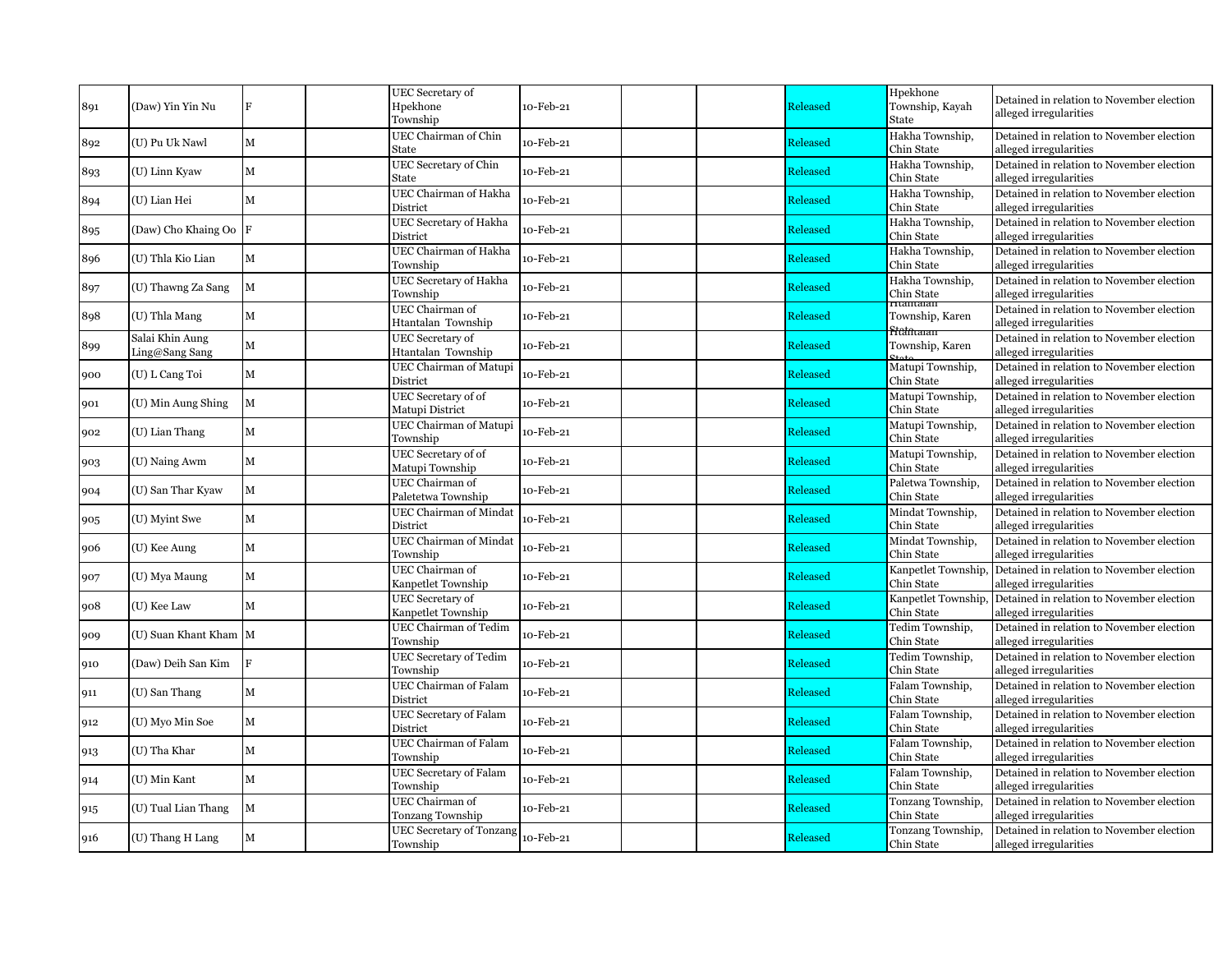| | | | | | | | | | | |
|---|---|---|---|---|---|---|---|---|---|---|
| 891 | (Daw) Yin Yin Nu | F | | UEC Secretary of Hpekhone Township | 10-Feb-21 | | | Released | Hpekhone Township, Kayah State | Detained in relation to November election alleged irregularities |
| 892 | (U) Pu Uk Nawl | M | | UEC Chairman of Chin State | 10-Feb-21 | | | Released | Hakha Township, Chin State | Detained in relation to November election alleged irregularities |
| 893 | (U) Linn Kyaw | M | | UEC Secretary of Chin State | 10-Feb-21 | | | Released | Hakha Township, Chin State | Detained in relation to November election alleged irregularities |
| 894 | (U) Lian Hei | M | | UEC Chairman of Hakha District | 10-Feb-21 | | | Released | Hakha Township, Chin State | Detained in relation to November election alleged irregularities |
| 895 | (Daw) Cho Khaing Oo | F | | UEC Secretary of Hakha District | 10-Feb-21 | | | Released | Hakha Township, Chin State | Detained in relation to November election alleged irregularities |
| 896 | (U) Thla Kio Lian | M | | UEC Chairman of Hakha Township | 10-Feb-21 | | | Released | Hakha Township, Chin State | Detained in relation to November election alleged irregularities |
| 897 | (U) Thawng Za Sang | M | | UEC Secretary of Hakha Township | 10-Feb-21 | | | Released | Hakha Township, Chin State | Detained in relation to November election alleged irregularities |
| 898 | (U) Thla Mang | M | | UEC Chairman of Htantalan Township | 10-Feb-21 | | | Released | Htantalan Township, Karen State | Detained in relation to November election alleged irregularities |
| 899 | Salai Khin Aung Ling@Sang Sang | M | | UEC Secretary of Htantalan Township | 10-Feb-21 | | | Released | Htantalan Township, Karen State | Detained in relation to November election alleged irregularities |
| 900 | (U) L Cang Toi | M | | UEC Chairman of Matupi District | 10-Feb-21 | | | Released | Matupi Township, Chin State | Detained in relation to November election alleged irregularities |
| 901 | (U) Min Aung Shing | M | | UEC Secretary of of Matupi District | 10-Feb-21 | | | Released | Matupi Township, Chin State | Detained in relation to November election alleged irregularities |
| 902 | (U) Lian Thang | M | | UEC Chairman of Matupi Township | 10-Feb-21 | | | Released | Matupi Township, Chin State | Detained in relation to November election alleged irregularities |
| 903 | (U) Naing Awm | M | | UEC Secretary of of Matupi Township | 10-Feb-21 | | | Released | Matupi Township, Chin State | Detained in relation to November election alleged irregularities |
| 904 | (U) San Thar Kyaw | M | | UEC Chairman of Paletetwa Township | 10-Feb-21 | | | Released | Paletwa Township, Chin State | Detained in relation to November election alleged irregularities |
| 905 | (U) Myint Swe | M | | UEC Chairman of Mindat District | 10-Feb-21 | | | Released | Mindat Township, Chin State | Detained in relation to November election alleged irregularities |
| 906 | (U) Kee Aung | M | | UEC Chairman of Mindat Township | 10-Feb-21 | | | Released | Mindat Township, Chin State | Detained in relation to November election alleged irregularities |
| 907 | (U) Mya Maung | M | | UEC Chairman of Kanpetlet Township | 10-Feb-21 | | | Released | Kanpetlet Township, Chin State | Detained in relation to November election alleged irregularities |
| 908 | (U) Kee Law | M | | UEC Secretary of Kanpetlet Township | 10-Feb-21 | | | Released | Kanpetlet Township, Chin State | Detained in relation to November election alleged irregularities |
| 909 | (U) Suan Khant Kham | M | | UEC Chairman of Tedim Township | 10-Feb-21 | | | Released | Tedim Township, Chin State | Detained in relation to November election alleged irregularities |
| 910 | (Daw) Deih San Kim | F | | UEC Secretary of Tedim Township | 10-Feb-21 | | | Released | Tedim Township, Chin State | Detained in relation to November election alleged irregularities |
| 911 | (U) San Thang | M | | UEC Chairman of Falam District | 10-Feb-21 | | | Released | Falam Township, Chin State | Detained in relation to November election alleged irregularities |
| 912 | (U) Myo Min Soe | M | | UEC Secretary of Falam District | 10-Feb-21 | | | Released | Falam Township, Chin State | Detained in relation to November election alleged irregularities |
| 913 | (U) Tha Khar | M | | UEC Chairman of Falam Township | 10-Feb-21 | | | Released | Falam Township, Chin State | Detained in relation to November election alleged irregularities |
| 914 | (U) Min Kant | M | | UEC Secretary of Falam Township | 10-Feb-21 | | | Released | Falam Township, Chin State | Detained in relation to November election alleged irregularities |
| 915 | (U) Tual Lian Thang | M | | UEC Chairman of Tonzang Township | 10-Feb-21 | | | Released | Tonzang Township, Chin State | Detained in relation to November election alleged irregularities |
| 916 | (U) Thang H Lang | M | | UEC Secretary of Tonzang Township | 10-Feb-21 | | | Released | Tonzang Township, Chin State | Detained in relation to November election alleged irregularities |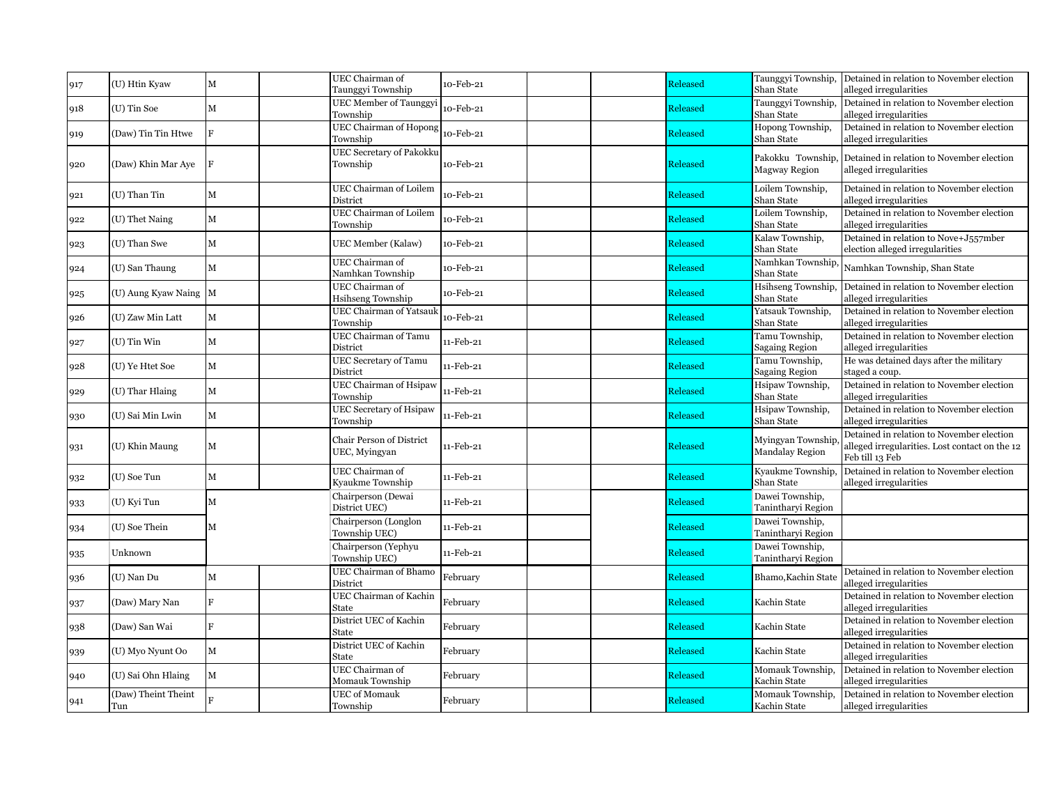| | | | | | | | | | | |
|---|---|---|---|---|---|---|---|---|---|---|
| 917 | (U) Htin Kyaw | M | | UEC Chairman of Taunggyi Township | 10-Feb-21 | | | Released | Taunggyi Township, Shan State | Detained in relation to November election alleged irregularities |
| 918 | (U) Tin Soe | M | | UEC Member of Taunggyi Township | 10-Feb-21 | | | Released | Taunggyi Township, Shan State | Detained in relation to November election alleged irregularities |
| 919 | (Daw) Tin Tin Htwe | F | | UEC Chairman of Hopong Township | 10-Feb-21 | | | Released | Hopong Township, Shan State | Detained in relation to November election alleged irregularities |
| 920 | (Daw) Khin Mar Aye | F | | UEC Secretary of Pakokku Township | 10-Feb-21 | | | Released | Pakokku Township, Magway Region | Detained in relation to November election alleged irregularities |
| 921 | (U) Than Tin | M | | UEC Chairman of Loilem District | 10-Feb-21 | | | Released | Loilem Township, Shan State | Detained in relation to November election alleged irregularities |
| 922 | (U) Thet Naing | M | | UEC Chairman of Loilem Township | 10-Feb-21 | | | Released | Loilem Township, Shan State | Detained in relation to November election alleged irregularities |
| 923 | (U) Than Swe | M | | UEC Member (Kalaw) | 10-Feb-21 | | | Released | Kalaw Township, Shan State | Detained in relation to Nove+J557mber election alleged irregularities |
| 924 | (U) San Thaung | M | | UEC Chairman of Namhkan Township | 10-Feb-21 | | | Released | Namhkan Township, Shan State | Namhkan Township, Shan State |
| 925 | (U) Aung Kyaw Naing | M | | UEC Chairman of Hsihseng Township | 10-Feb-21 | | | Released | Hsihseng Township, Shan State | Detained in relation to November election alleged irregularities |
| 926 | (U) Zaw Min Latt | M | | UEC Chairman of Yatsauk Township | 10-Feb-21 | | | Released | Yatsauk Township, Shan State | Detained in relation to November election alleged irregularities |
| 927 | (U) Tin Win | M | | UEC Chairman of Tamu District | 11-Feb-21 | | | Released | Tamu Township, Sagaing Region | Detained in relation to November election alleged irregularities |
| 928 | (U) Ye Htet Soe | M | | UEC Secretary of Tamu District | 11-Feb-21 | | | Released | Tamu Township, Sagaing Region | He was detained days after the military staged a coup. |
| 929 | (U) Thar Hlaing | M | | UEC Chairman of Hsipaw Township | 11-Feb-21 | | | Released | Hsipaw Township, Shan State | Detained in relation to November election alleged irregularities |
| 930 | (U) Sai Min Lwin | M | | UEC Secretary of Hsipaw Township | 11-Feb-21 | | | Released | Hsipaw Township, Shan State | Detained in relation to November election alleged irregularities |
| 931 | (U) Khin Maung | M | | Chair Person of District UEC, Myingyan | 11-Feb-21 | | | Released | Myingyan Township, Mandalay Region | Detained in relation to November election alleged irregularities. Lost contact on the 12 Feb till 13 Feb |
| 932 | (U) Soe Tun | M | | UEC Chairman of Kyaukme Township | 11-Feb-21 | | | Released | Kyaukme Township, Shan State | Detained in relation to November election alleged irregularities |
| 933 | (U) Kyi Tun | M | | Chairperson (Dewai District UEC) | 11-Feb-21 | | | Released | Dawei Township, Tanintharyi Region | |
| 934 | (U) Soe Thein | M | | Chairperson (Longlon Township UEC) | 11-Feb-21 | | | Released | Dawei Township, Tanintharyi Region | |
| 935 | Unknown | | | Chairperson (Yephyu Township UEC) | 11-Feb-21 | | | Released | Dawei Township, Tanintharyi Region | |
| 936 | (U) Nan Du | M | | UEC Chairman of Bhamo District | February | | | Released | Bhamo,Kachin State | Detained in relation to November election alleged irregularities |
| 937 | (Daw) Mary Nan | F | | UEC Chairman of Kachin State | February | | | Released | Kachin State | Detained in relation to November election alleged irregularities |
| 938 | (Daw) San Wai | F | | District UEC of Kachin State | February | | | Released | Kachin State | Detained in relation to November election alleged irregularities |
| 939 | (U) Myo Nyunt Oo | M | | District UEC of Kachin State | February | | | Released | Kachin State | Detained in relation to November election alleged irregularities |
| 940 | (U) Sai Ohn Hlaing | M | | UEC Chairman of Momauk Township | February | | | Released | Momauk Township, Kachin State | Detained in relation to November election alleged irregularities |
| 941 | (Daw) Theint Theint Tun | F | | UEC of Momauk Township | February | | | Released | Momauk Township, Kachin State | Detained in relation to November election alleged irregularities |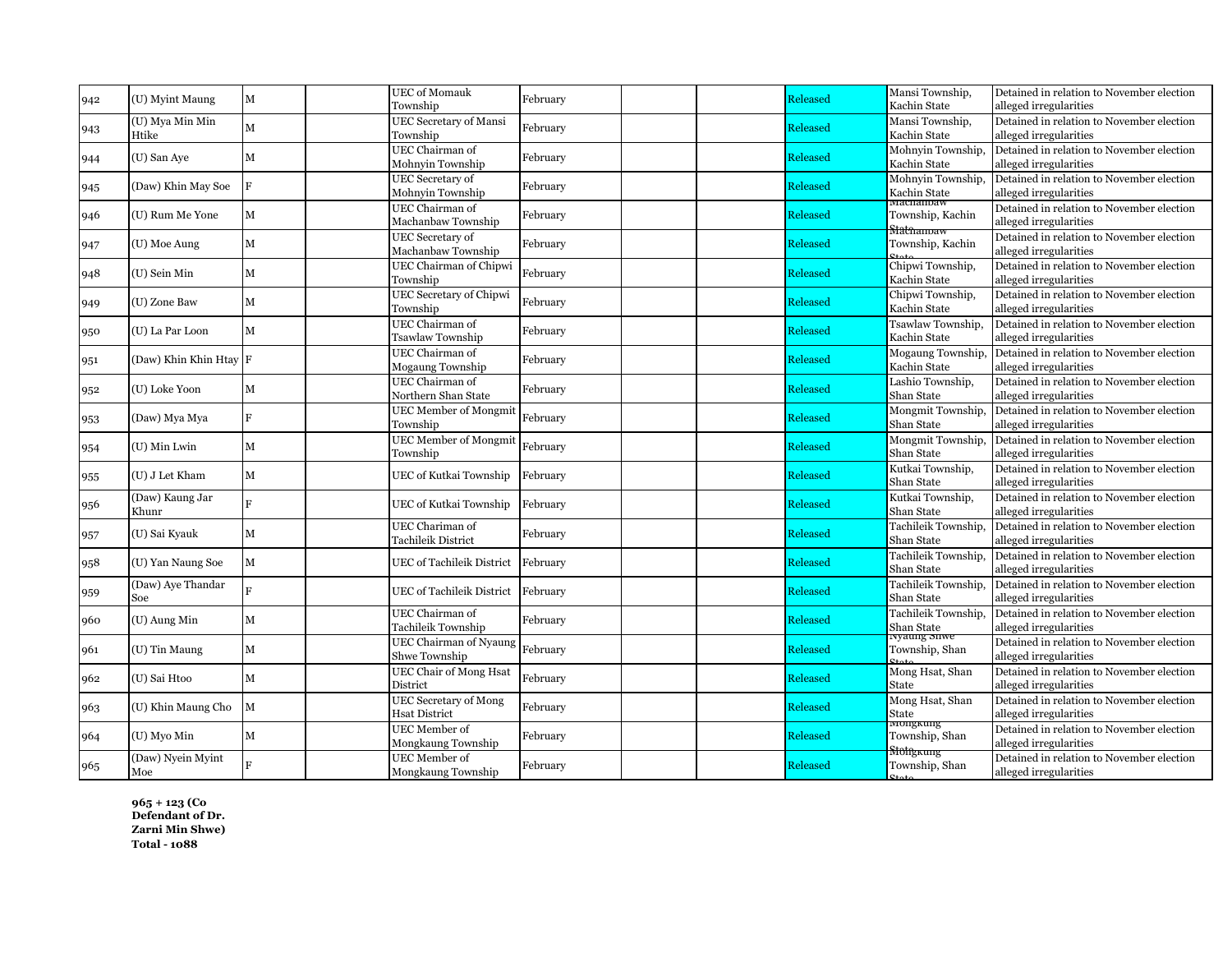| 942 | (U) Myint Maung | M | | UEC of Momauk Township | February | | | Released | Mansi Township, Kachin State | Detained in relation to November election alleged irregularities |
|---|---|---|---|---|---|---|---|---|---|---|
| 943 | (U) Mya Min Min Htike | M | | UEC Secretary of Mansi Township | February | | | Released | Mansi Township, Kachin State | Detained in relation to November election alleged irregularities |
| 944 | (U) San Aye | M | | UEC Chairman of Mohnyin Township | February | | | Released | Mohnyin Township, Kachin State | Detained in relation to November election alleged irregularities |
| 945 | (Daw) Khin May Soe | F | | UEC Secretary of Mohnyin Township | February | | | Released | Mohnyin Township, Kachin State | Detained in relation to November election alleged irregularities |
| 946 | (U) Rum Me Yone | M | | UEC Chairman of Machanbaw Township | February | | | Released | Machanbaw Township, Kachin State | Detained in relation to November election alleged irregularities |
| 947 | (U) Moe Aung | M | | UEC Secretary of Machanbaw Township | February | | | Released | Machanbaw Township, Kachin State | Detained in relation to November election alleged irregularities |
| 948 | (U) Sein Min | M | | UEC Chairman of Chipwi Township | February | | | Released | Chipwi Township, Kachin State | Detained in relation to November election alleged irregularities |
| 949 | (U) Zone Baw | M | | UEC Secretary of Chipwi Township | February | | | Released | Chipwi Township, Kachin State | Detained in relation to November election alleged irregularities |
| 950 | (U) La Par Loon | M | | UEC Chairman of Tsawlaw Township | February | | | Released | Tsawlaw Township, Kachin State | Detained in relation to November election alleged irregularities |
| 951 | (Daw) Khin Khin Htay | F | | UEC Chairman of Mogaung Township | February | | | Released | Mogaung Township, Kachin State | Detained in relation to November election alleged irregularities |
| 952 | (U) Loke Yoon | M | | UEC Chairman of Northern Shan State | February | | | Released | Lashio Township, Shan State | Detained in relation to November election alleged irregularities |
| 953 | (Daw) Mya Mya | F | | UEC Member of Mongmit Township | February | | | Released | Mongmit Township, Shan State | Detained in relation to November election alleged irregularities |
| 954 | (U) Min Lwin | M | | UEC Member of Mongmit Township | February | | | Released | Mongmit Township, Shan State | Detained in relation to November election alleged irregularities |
| 955 | (U) J Let Kham | M | | UEC of Kutkai Township | February | | | Released | Kutkai Township, Shan State | Detained in relation to November election alleged irregularities |
| 956 | (Daw) Kaung Jar Khunr | F | | UEC of Kutkai Township | February | | | Released | Kutkai Township, Shan State | Detained in relation to November election alleged irregularities |
| 957 | (U) Sai Kyauk | M | | UEC Chariman of Tachileik District | February | | | Released | Tachileik Township, Shan State | Detained in relation to November election alleged irregularities |
| 958 | (U) Yan Naung Soe | M | | UEC of Tachileik District | February | | | Released | Tachileik Township, Shan State | Detained in relation to November election alleged irregularities |
| 959 | (Daw) Aye Thandar Soe | F | | UEC of Tachileik District | February | | | Released | Tachileik Township, Shan State | Detained in relation to November election alleged irregularities |
| 960 | (U) Aung Min | M | | UEC Chairman of Tachileik Township | February | | | Released | Tachileik Township, Shan State | Detained in relation to November election alleged irregularities |
| 961 | (U) Tin Maung | M | | UEC Chairman of Nyaung Shwe Township | February | | | Released | Nyaung Shwe Township, Shan State | Detained in relation to November election alleged irregularities |
| 962 | (U) Sai Htoo | M | | UEC Chair of Mong Hsat District | February | | | Released | Mong Hsat, Shan State | Detained in relation to November election alleged irregularities |
| 963 | (U) Khin Maung Cho | M | | UEC Secretary of Mong Hsat District | February | | | Released | Mong Hsat, Shan State | Detained in relation to November election alleged irregularities |
| 964 | (U) Myo Min | M | | UEC Member of Mongkaung Township | February | | | Released | Mongkung Township, Shan State | Detained in relation to November election alleged irregularities |
| 965 | (Daw) Nyein Myint Moe | F | | UEC Member of Mongkaung Township | February | | | Released | Mongkung Township, Shan State | Detained in relation to November election alleged irregularities |

**965 + 123 (Co Defendant of Dr. Zarni Min Shwe)**
**Total - 1088**